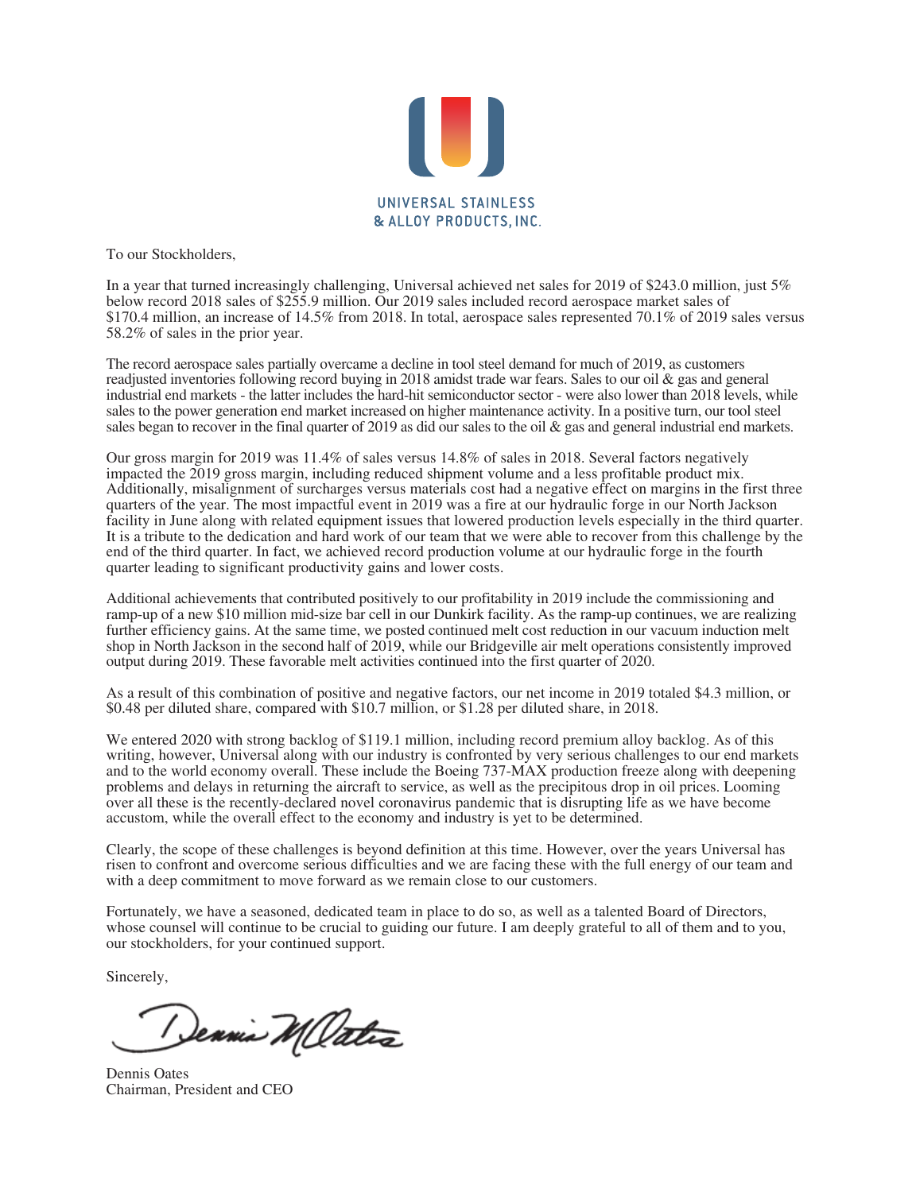UNIVERSAL STAINLESS
& ALLOY PRODUCTS, INC.

To our Stockholders,

In a year that turned increasingly challenging, Universal achieved net sales for 2019 of $243.0 million, just 5% below record 2018 sales of $255.9 million. Our 2019 sales included record aerospace market sales of $170.4 million, an increase of 14.5% from 2018. In total, aerospace sales represented 70.1% of 2019 sales versus 58.2% of sales in the prior year.

The record aerospace sales partially overcame a decline in tool steel demand for much of 2019, as customers readjusted inventories following record buying in 2018 amidst trade war fears. Sales to our oil & gas and general industrial end markets - the latter includes the hard-hit semiconductor sector - were also lower than 2018 levels, while sales to the power generation end market increased on higher maintenance activity. In a positive turn, our tool steel sales began to recover in the final quarter of 2019 as did our sales to the oil & gas and general industrial end markets.

Our gross margin for 2019 was 11.4% of sales versus 14.8% of sales in 2018. Several factors negatively impacted the 2019 gross margin, including reduced shipment volume and a less profitable product mix. Additionally, misalignment of surcharges versus materials cost had a negative effect on margins in the first three quarters of the year. The most impactful event in 2019 was a fire at our hydraulic forge in our North Jackson facility in June along with related equipment issues that lowered production levels especially in the third quarter. It is a tribute to the dedication and hard work of our team that we were able to recover from this challenge by the end of the third quarter. In fact, we achieved record production volume at our hydraulic forge in the fourth quarter leading to significant productivity gains and lower costs.

Additional achievements that contributed positively to our profitability in 2019 include the commissioning and ramp-up of a new $10 million mid-size bar cell in our Dunkirk facility. As the ramp-up continues, we are realizing further efficiency gains. At the same time, we posted continued melt cost reduction in our vacuum induction melt shop in North Jackson in the second half of 2019, while our Bridgeville air melt operations consistently improved output during 2019. These favorable melt activities continued into the first quarter of 2020.

As a result of this combination of positive and negative factors, our net income in 2019 totaled $4.3 million, or $0.48 per diluted share, compared with $10.7 million, or $1.28 per diluted share, in 2018.

We entered 2020 with strong backlog of $119.1 million, including record premium alloy backlog. As of this writing, however, Universal along with our industry is confronted by very serious challenges to our end markets and to the world economy overall. These include the Boeing 737-MAX production freeze along with deepening problems and delays in returning the aircraft to service, as well as the precipitous drop in oil prices. Looming over all these is the recently-declared novel coronavirus pandemic that is disrupting life as we have become accustom, while the overall effect to the economy and industry is yet to be determined.

Clearly, the scope of these challenges is beyond definition at this time. However, over the years Universal has risen to confront and overcome serious difficulties and we are facing these with the full energy of our team and with a deep commitment to move forward as we remain close to our customers.

Fortunately, we have a seasoned, dedicated team in place to do so, as well as a talented Board of Directors, whose counsel will continue to be crucial to guiding our future. I am deeply grateful to all of them and to you, our stockholders, for your continued support.

Sincerely,

Dennis Oates
Chairman, President and CEO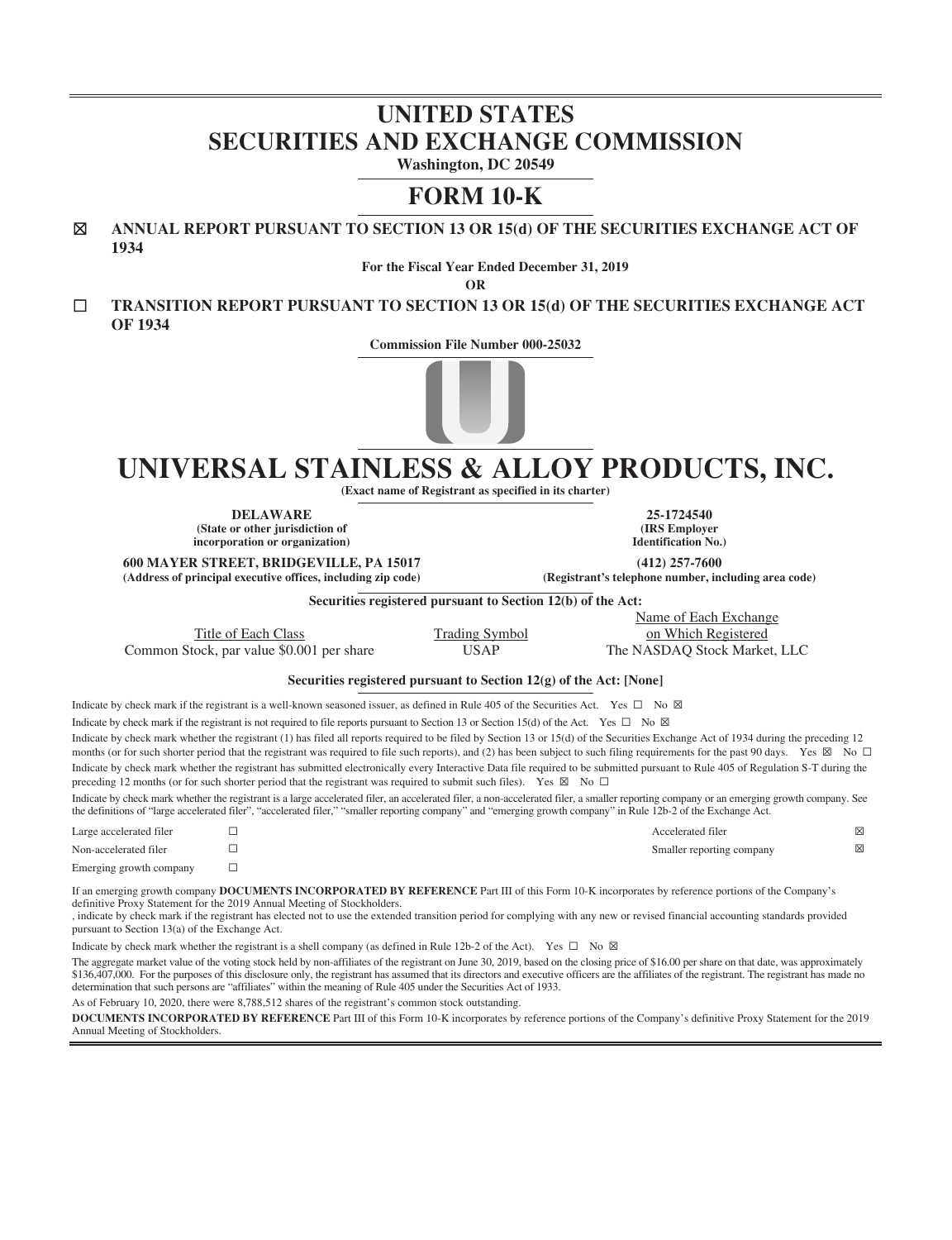# UNITED STATES
# SECURITIES AND EXCHANGE COMMISSION

**Washington, DC 20549**

# FORM 10-K

☒ **ANNUAL REPORT PURSUANT TO SECTION 13 OR 15(d) OF THE SECURITIES EXCHANGE ACT OF 1934**

**For the Fiscal Year Ended December 31, 2019**

**OR**

☐ **TRANSITION REPORT PURSUANT TO SECTION 13 OR 15(d) OF THE SECURITIES EXCHANGE ACT OF 1934**

**Commission File Number 000-25032**

# UNIVERSAL STAINLESS & ALLOY PRODUCTS, INC.

**(Exact name of Registrant as specified in its charter)**

| | |
|---|---|
| **DELAWARE**<br>**(State or other jurisdiction of incorporation or organization)** | **25-1724540**<br>**(IRS Employer Identification No.)** |
| **600 MAYER STREET, BRIDGEVILLE, PA 15017**<br>**(Address of principal executive offices, including zip code)** | **(412) 257-7600**<br>**(Registrant's telephone number, including area code)** |

**Securities registered pursuant to Section 12(b) of the Act:**

| Title of Each Class | Trading Symbol | Name of Each Exchange on Which Registered |
|---|---|---|
| Common Stock, par value $0.001 per share | USAP | The NASDAQ Stock Market, LLC |

**Securities registered pursuant to Section 12(g) of the Act: [None]**

Indicate by check mark if the registrant is a well-known seasoned issuer, as defined in Rule 405 of the Securities Act. Yes ☐ No ☒

Indicate by check mark if the registrant is not required to file reports pursuant to Section 13 or Section 15(d) of the Act. Yes ☐ No ☒

Indicate by check mark whether the registrant (1) has filed all reports required to be filed by Section 13 or 15(d) of the Securities Exchange Act of 1934 during the preceding 12 months (or for such shorter period that the registrant was required to file such reports), and (2) has been subject to such filing requirements for the past 90 days. Yes ☒ No ☐

Indicate by check mark whether the registrant has submitted electronically every Interactive Data file required to be submitted pursuant to Rule 405 of Regulation S-T during the preceding 12 months (or for such shorter period that the registrant was required to submit such files). Yes ☒ No ☐

Indicate by check mark whether the registrant is a large accelerated filer, an accelerated filer, a non-accelerated filer, a smaller reporting company or an emerging growth company. See the definitions of "large accelerated filer", "accelerated filer," "smaller reporting company" and "emerging growth company" in Rule 12b-2 of the Exchange Act.

| | | | |
|---|---|---|---|
| Large accelerated filer | ☐ | Accelerated filer | ☒ |
| Non-accelerated filer | ☐ | Smaller reporting company | ☒ |
| Emerging growth company | ☐ | | |

If an emerging growth company **DOCUMENTS INCORPORATED BY REFERENCE** Part III of this Form 10-K incorporates by reference portions of the Company's definitive Proxy Statement for the 2019 Annual Meeting of Stockholders.
, indicate by check mark if the registrant has elected not to use the extended transition period for complying with any new or revised financial accounting standards provided pursuant to Section 13(a) of the Exchange Act.

Indicate by check mark whether the registrant is a shell company (as defined in Rule 12b-2 of the Act). Yes ☐ No ☒

The aggregate market value of the voting stock held by non-affiliates of the registrant on June 30, 2019, based on the closing price of $16.00 per share on that date, was approximately $136,407,000. For the purposes of this disclosure only, the registrant has assumed that its directors and executive officers are the affiliates of the registrant. The registrant has made no determination that such persons are "affiliates" within the meaning of Rule 405 under the Securities Act of 1933.

As of February 10, 2020, there were 8,788,512 shares of the registrant's common stock outstanding.

**DOCUMENTS INCORPORATED BY REFERENCE** Part III of this Form 10-K incorporates by reference portions of the Company's definitive Proxy Statement for the 2019 Annual Meeting of Stockholders.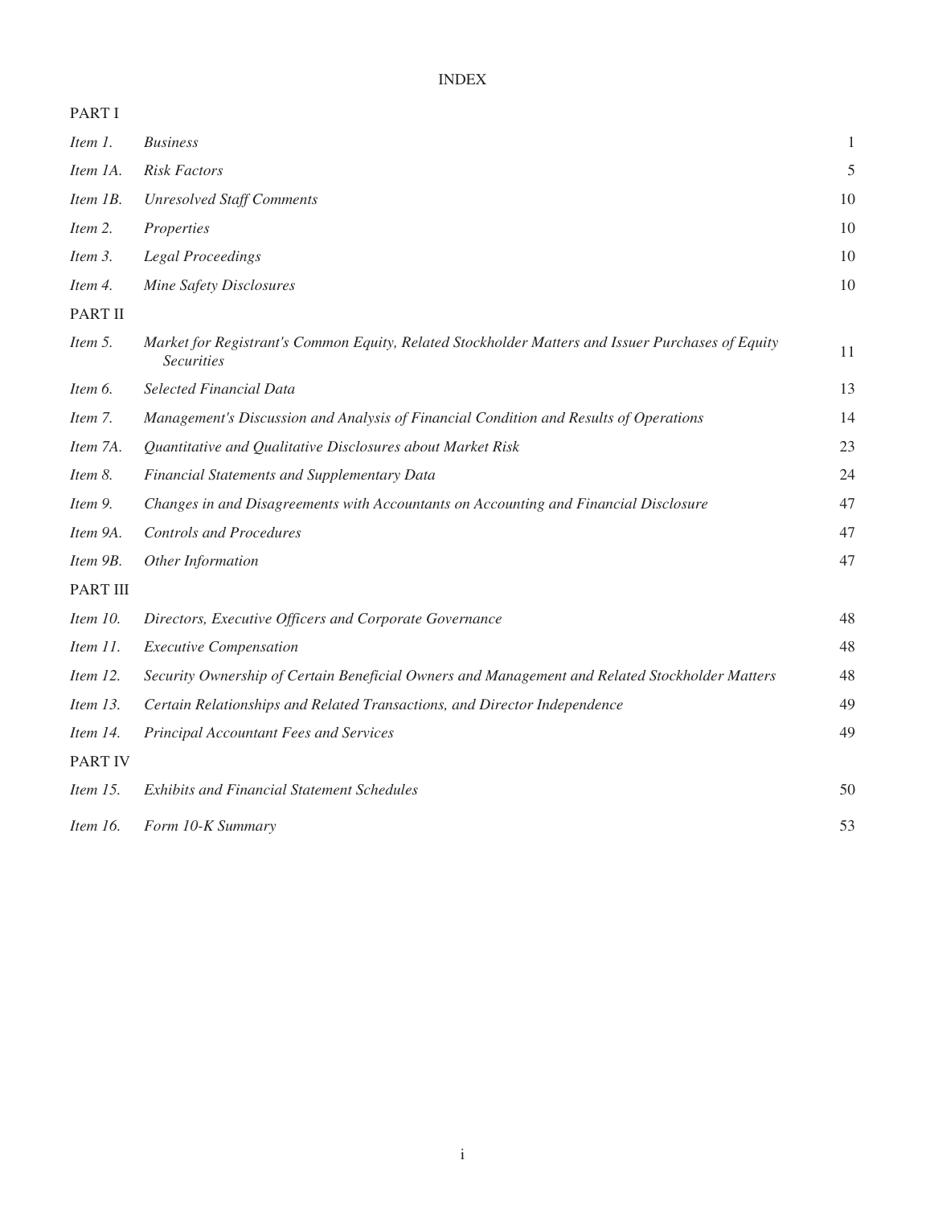# INDEX

| | | |
|---|---|---|
| PART I | | |
| *Item 1.* | *Business* | 1 |
| *Item 1A.* | *Risk Factors* | 5 |
| *Item 1B.* | *Unresolved Staff Comments* | 10 |
| *Item 2.* | *Properties* | 10 |
| *Item 3.* | *Legal Proceedings* | 10 |
| *Item 4.* | *Mine Safety Disclosures* | 10 |
| PART II | | |
| *Item 5.* | *Market for Registrant's Common Equity, Related Stockholder Matters and Issuer Purchases of Equity Securities* | 11 |
| *Item 6.* | *Selected Financial Data* | 13 |
| *Item 7.* | *Management's Discussion and Analysis of Financial Condition and Results of Operations* | 14 |
| *Item 7A.* | *Quantitative and Qualitative Disclosures about Market Risk* | 23 |
| *Item 8.* | *Financial Statements and Supplementary Data* | 24 |
| *Item 9.* | *Changes in and Disagreements with Accountants on Accounting and Financial Disclosure* | 47 |
| *Item 9A.* | *Controls and Procedures* | 47 |
| *Item 9B.* | *Other Information* | 47 |
| PART III | | |
| *Item 10.* | *Directors, Executive Officers and Corporate Governance* | 48 |
| *Item 11.* | *Executive Compensation* | 48 |
| *Item 12.* | *Security Ownership of Certain Beneficial Owners and Management and Related Stockholder Matters* | 48 |
| *Item 13.* | *Certain Relationships and Related Transactions, and Director Independence* | 49 |
| *Item 14.* | *Principal Accountant Fees and Services* | 49 |
| PART IV | | |
| *Item 15.* | *Exhibits and Financial Statement Schedules* | 50 |
| *Item 16.* | *Form 10-K Summary* | 53 |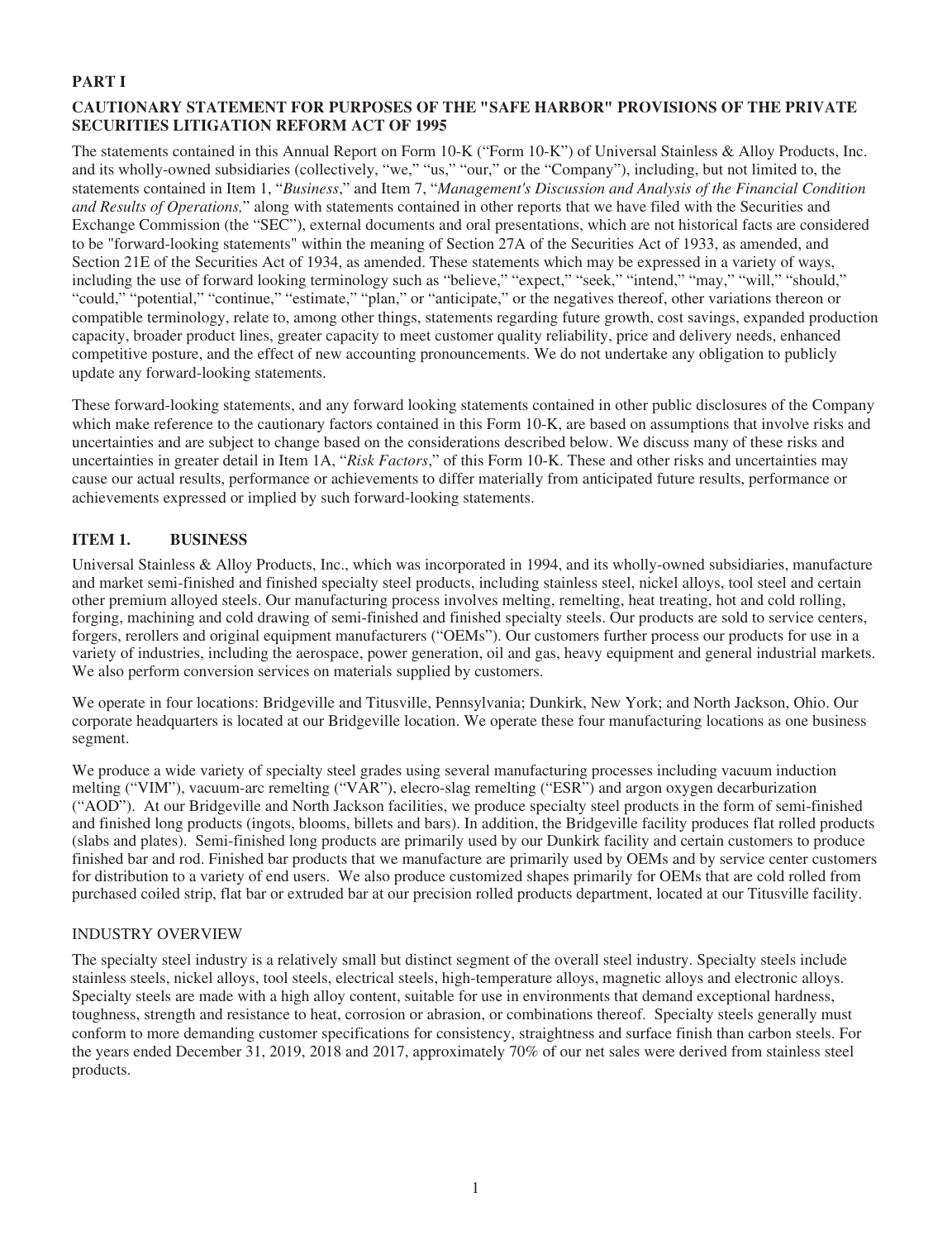# PART I

## CAUTIONARY STATEMENT FOR PURPOSES OF THE "SAFE HARBOR" PROVISIONS OF THE PRIVATE SECURITIES LITIGATION REFORM ACT OF 1995

The statements contained in this Annual Report on Form 10-K ("Form 10-K") of Universal Stainless & Alloy Products, Inc. and its wholly-owned subsidiaries (collectively, "we," "us," "our," or the "Company"), including, but not limited to, the statements contained in Item 1, "*Business*," and Item 7, "*Management's Discussion and Analysis of the Financial Condition and Results of Operations,*" along with statements contained in other reports that we have filed with the Securities and Exchange Commission (the "SEC"), external documents and oral presentations, which are not historical facts are considered to be "forward-looking statements" within the meaning of Section 27A of the Securities Act of 1933, as amended, and Section 21E of the Securities Act of 1934, as amended. These statements which may be expressed in a variety of ways, including the use of forward looking terminology such as "believe," "expect," "seek," "intend," "may," "will," "should," "could," "potential," "continue," "estimate," "plan," or "anticipate," or the negatives thereof, other variations thereon or compatible terminology, relate to, among other things, statements regarding future growth, cost savings, expanded production capacity, broader product lines, greater capacity to meet customer quality reliability, price and delivery needs, enhanced competitive posture, and the effect of new accounting pronouncements. We do not undertake any obligation to publicly update any forward-looking statements.

These forward-looking statements, and any forward looking statements contained in other public disclosures of the Company which make reference to the cautionary factors contained in this Form 10-K, are based on assumptions that involve risks and uncertainties and are subject to change based on the considerations described below. We discuss many of these risks and uncertainties in greater detail in Item 1A, "*Risk Factors*," of this Form 10-K. These and other risks and uncertainties may cause our actual results, performance or achievements to differ materially from anticipated future results, performance or achievements expressed or implied by such forward-looking statements.

## ITEM 1. BUSINESS

Universal Stainless & Alloy Products, Inc., which was incorporated in 1994, and its wholly-owned subsidiaries, manufacture and market semi-finished and finished specialty steel products, including stainless steel, nickel alloys, tool steel and certain other premium alloyed steels. Our manufacturing process involves melting, remelting, heat treating, hot and cold rolling, forging, machining and cold drawing of semi-finished and finished specialty steels. Our products are sold to service centers, forgers, rerollers and original equipment manufacturers ("OEMs"). Our customers further process our products for use in a variety of industries, including the aerospace, power generation, oil and gas, heavy equipment and general industrial markets. We also perform conversion services on materials supplied by customers.

We operate in four locations: Bridgeville and Titusville, Pennsylvania; Dunkirk, New York; and North Jackson, Ohio. Our corporate headquarters is located at our Bridgeville location. We operate these four manufacturing locations as one business segment.

We produce a wide variety of specialty steel grades using several manufacturing processes including vacuum induction melting ("VIM"), vacuum-arc remelting ("VAR"), elecro-slag remelting ("ESR") and argon oxygen decarburization ("AOD"). At our Bridgeville and North Jackson facilities, we produce specialty steel products in the form of semi-finished and finished long products (ingots, blooms, billets and bars). In addition, the Bridgeville facility produces flat rolled products (slabs and plates). Semi-finished long products are primarily used by our Dunkirk facility and certain customers to produce finished bar and rod. Finished bar products that we manufacture are primarily used by OEMs and by service center customers for distribution to a variety of end users. We also produce customized shapes primarily for OEMs that are cold rolled from purchased coiled strip, flat bar or extruded bar at our precision rolled products department, located at our Titusville facility.

### INDUSTRY OVERVIEW

The specialty steel industry is a relatively small but distinct segment of the overall steel industry. Specialty steels include stainless steels, nickel alloys, tool steels, electrical steels, high-temperature alloys, magnetic alloys and electronic alloys. Specialty steels are made with a high alloy content, suitable for use in environments that demand exceptional hardness, toughness, strength and resistance to heat, corrosion or abrasion, or combinations thereof. Specialty steels generally must conform to more demanding customer specifications for consistency, straightness and surface finish than carbon steels. For the years ended December 31, 2019, 2018 and 2017, approximately 70% of our net sales were derived from stainless steel products.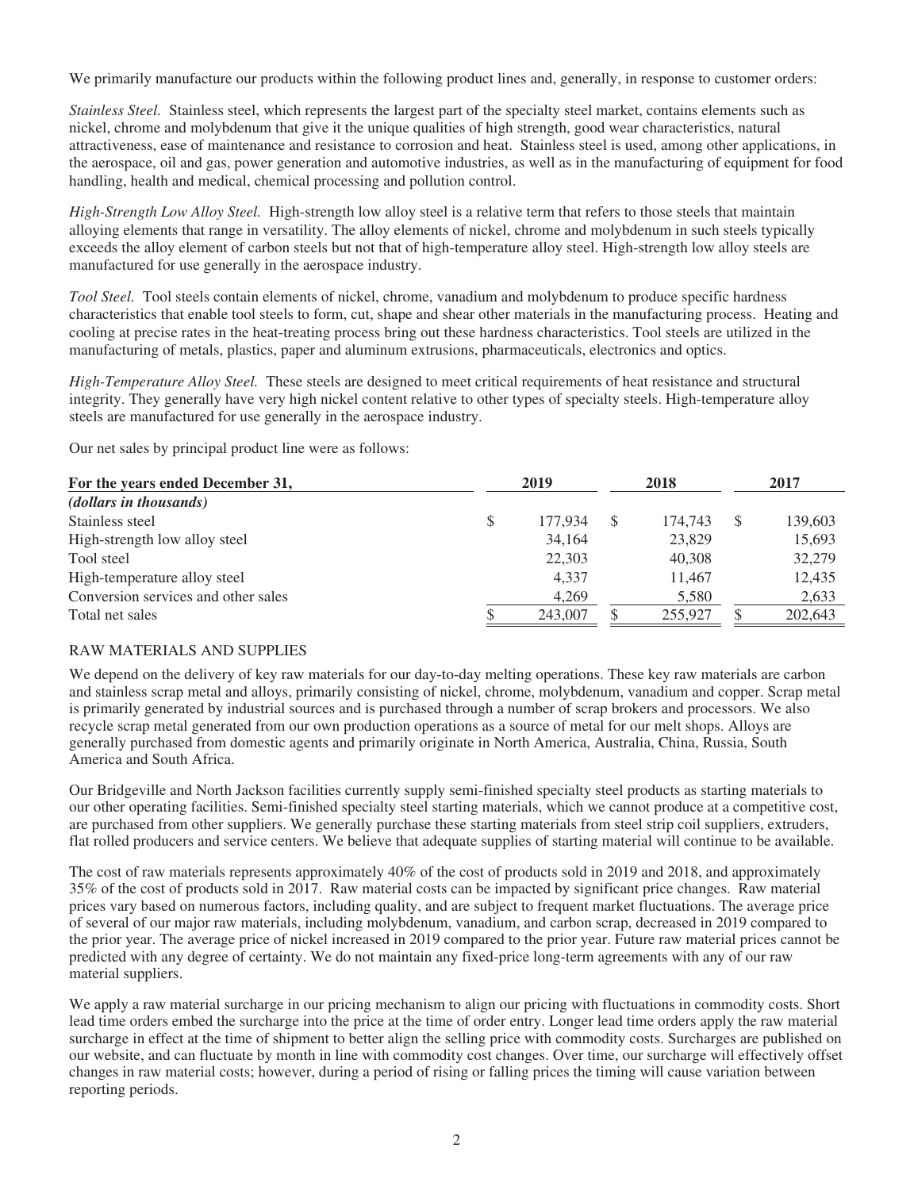We primarily manufacture our products within the following product lines and, generally, in response to customer orders:

*Stainless Steel.* Stainless steel, which represents the largest part of the specialty steel market, contains elements such as nickel, chrome and molybdenum that give it the unique qualities of high strength, good wear characteristics, natural attractiveness, ease of maintenance and resistance to corrosion and heat. Stainless steel is used, among other applications, in the aerospace, oil and gas, power generation and automotive industries, as well as in the manufacturing of equipment for food handling, health and medical, chemical processing and pollution control.

*High-Strength Low Alloy Steel.* High-strength low alloy steel is a relative term that refers to those steels that maintain alloying elements that range in versatility. The alloy elements of nickel, chrome and molybdenum in such steels typically exceeds the alloy element of carbon steels but not that of high-temperature alloy steel. High-strength low alloy steels are manufactured for use generally in the aerospace industry.

*Tool Steel.* Tool steels contain elements of nickel, chrome, vanadium and molybdenum to produce specific hardness characteristics that enable tool steels to form, cut, shape and shear other materials in the manufacturing process. Heating and cooling at precise rates in the heat-treating process bring out these hardness characteristics. Tool steels are utilized in the manufacturing of metals, plastics, paper and aluminum extrusions, pharmaceuticals, electronics and optics.

*High-Temperature Alloy Steel.* These steels are designed to meet critical requirements of heat resistance and structural integrity. They generally have very high nickel content relative to other types of specialty steels. High-temperature alloy steels are manufactured for use generally in the aerospace industry.

Our net sales by principal product line were as follows:

| **For the years ended December 31,** | **2019** | **2018** | **2017** |
|---|---|---|---|
| *(dollars in thousands)* | | | |
| Stainless steel | $ 177,934 | $ 174,743 | $ 139,603 |
| High-strength low alloy steel | 34,164 | 23,829 | 15,693 |
| Tool steel | 22,303 | 40,308 | 32,279 |
| High-temperature alloy steel | 4,337 | 11,467 | 12,435 |
| Conversion services and other sales | 4,269 | 5,580 | 2,633 |
| Total net sales | $ 243,007 | $ 255,927 | $ 202,643 |

## RAW MATERIALS AND SUPPLIES

We depend on the delivery of key raw materials for our day-to-day melting operations. These key raw materials are carbon and stainless scrap metal and alloys, primarily consisting of nickel, chrome, molybdenum, vanadium and copper. Scrap metal is primarily generated by industrial sources and is purchased through a number of scrap brokers and processors. We also recycle scrap metal generated from our own production operations as a source of metal for our melt shops. Alloys are generally purchased from domestic agents and primarily originate in North America, Australia, China, Russia, South America and South Africa.

Our Bridgeville and North Jackson facilities currently supply semi-finished specialty steel products as starting materials to our other operating facilities. Semi-finished specialty steel starting materials, which we cannot produce at a competitive cost, are purchased from other suppliers. We generally purchase these starting materials from steel strip coil suppliers, extruders, flat rolled producers and service centers. We believe that adequate supplies of starting material will continue to be available.

The cost of raw materials represents approximately 40% of the cost of products sold in 2019 and 2018, and approximately 35% of the cost of products sold in 2017. Raw material costs can be impacted by significant price changes. Raw material prices vary based on numerous factors, including quality, and are subject to frequent market fluctuations. The average price of several of our major raw materials, including molybdenum, vanadium, and carbon scrap, decreased in 2019 compared to the prior year. The average price of nickel increased in 2019 compared to the prior year. Future raw material prices cannot be predicted with any degree of certainty. We do not maintain any fixed-price long-term agreements with any of our raw material suppliers.

We apply a raw material surcharge in our pricing mechanism to align our pricing with fluctuations in commodity costs. Short lead time orders embed the surcharge into the price at the time of order entry. Longer lead time orders apply the raw material surcharge in effect at the time of shipment to better align the selling price with commodity costs. Surcharges are published on our website, and can fluctuate by month in line with commodity cost changes. Over time, our surcharge will effectively offset changes in raw material costs; however, during a period of rising or falling prices the timing will cause variation between reporting periods.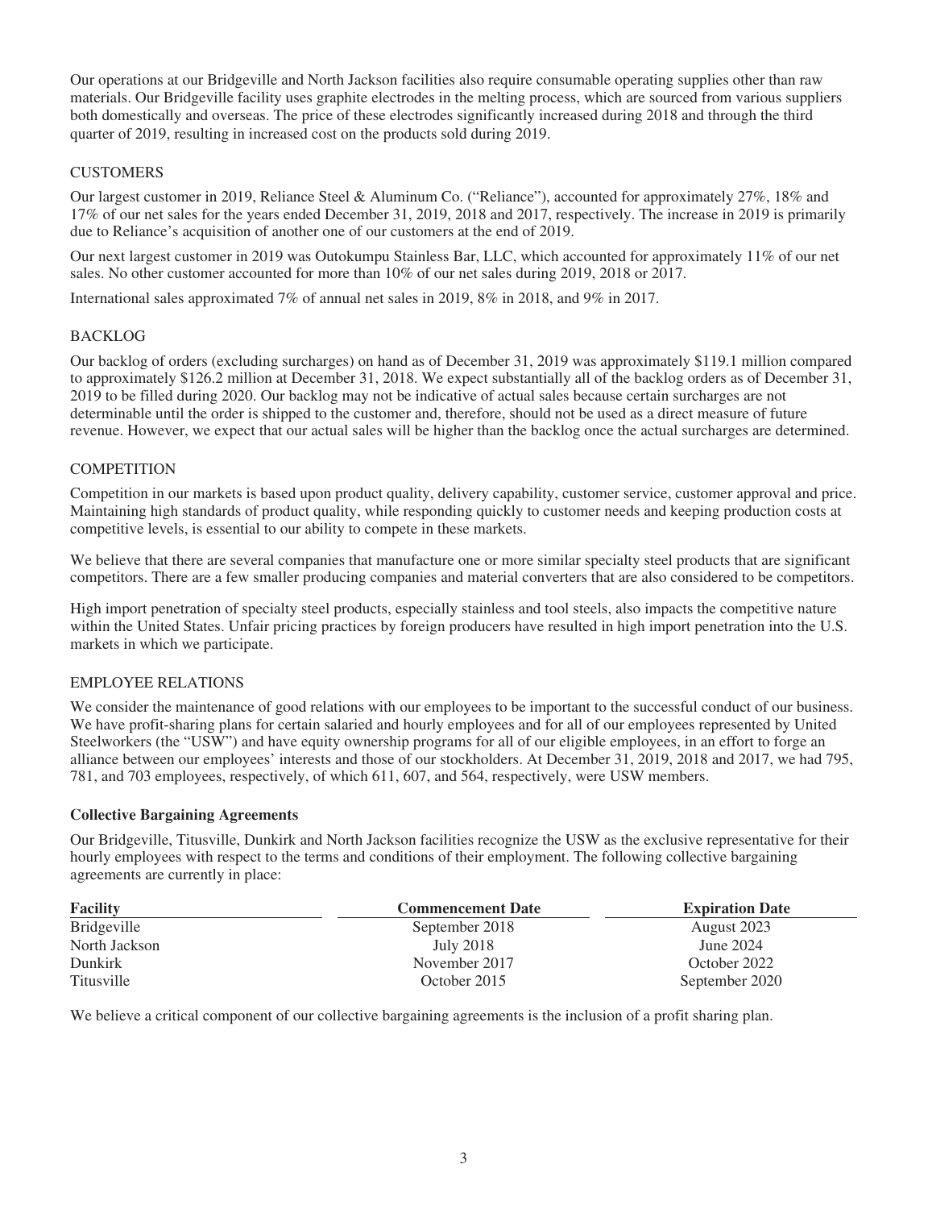Our operations at our Bridgeville and North Jackson facilities also require consumable operating supplies other than raw materials. Our Bridgeville facility uses graphite electrodes in the melting process, which are sourced from various suppliers both domestically and overseas. The price of these electrodes significantly increased during 2018 and through the third quarter of 2019, resulting in increased cost on the products sold during 2019.

## CUSTOMERS

Our largest customer in 2019, Reliance Steel & Aluminum Co. ("Reliance"), accounted for approximately 27%, 18% and 17% of our net sales for the years ended December 31, 2019, 2018 and 2017, respectively. The increase in 2019 is primarily due to Reliance's acquisition of another one of our customers at the end of 2019.

Our next largest customer in 2019 was Outokumpu Stainless Bar, LLC, which accounted for approximately 11% of our net sales. No other customer accounted for more than 10% of our net sales during 2019, 2018 or 2017.

International sales approximated 7% of annual net sales in 2019, 8% in 2018, and 9% in 2017.

## BACKLOG

Our backlog of orders (excluding surcharges) on hand as of December 31, 2019 was approximately $119.1 million compared to approximately $126.2 million at December 31, 2018. We expect substantially all of the backlog orders as of December 31, 2019 to be filled during 2020. Our backlog may not be indicative of actual sales because certain surcharges are not determinable until the order is shipped to the customer and, therefore, should not be used as a direct measure of future revenue. However, we expect that our actual sales will be higher than the backlog once the actual surcharges are determined.

## COMPETITION

Competition in our markets is based upon product quality, delivery capability, customer service, customer approval and price. Maintaining high standards of product quality, while responding quickly to customer needs and keeping production costs at competitive levels, is essential to our ability to compete in these markets.

We believe that there are several companies that manufacture one or more similar specialty steel products that are significant competitors. There are a few smaller producing companies and material converters that are also considered to be competitors.

High import penetration of specialty steel products, especially stainless and tool steels, also impacts the competitive nature within the United States. Unfair pricing practices by foreign producers have resulted in high import penetration into the U.S. markets in which we participate.

## EMPLOYEE RELATIONS

We consider the maintenance of good relations with our employees to be important to the successful conduct of our business. We have profit-sharing plans for certain salaried and hourly employees and for all of our employees represented by United Steelworkers (the "USW") and have equity ownership programs for all of our eligible employees, in an effort to forge an alliance between our employees' interests and those of our stockholders. At December 31, 2019, 2018 and 2017, we had 795, 781, and 703 employees, respectively, of which 611, 607, and 564, respectively, were USW members.

### Collective Bargaining Agreements

Our Bridgeville, Titusville, Dunkirk and North Jackson facilities recognize the USW as the exclusive representative for their hourly employees with respect to the terms and conditions of their employment. The following collective bargaining agreements are currently in place:

| Facility | Commencement Date | Expiration Date |
|---|---|---|
| Bridgeville | September 2018 | August 2023 |
| North Jackson | July 2018 | June 2024 |
| Dunkirk | November 2017 | October 2022 |
| Titusville | October 2015 | September 2020 |

We believe a critical component of our collective bargaining agreements is the inclusion of a profit sharing plan.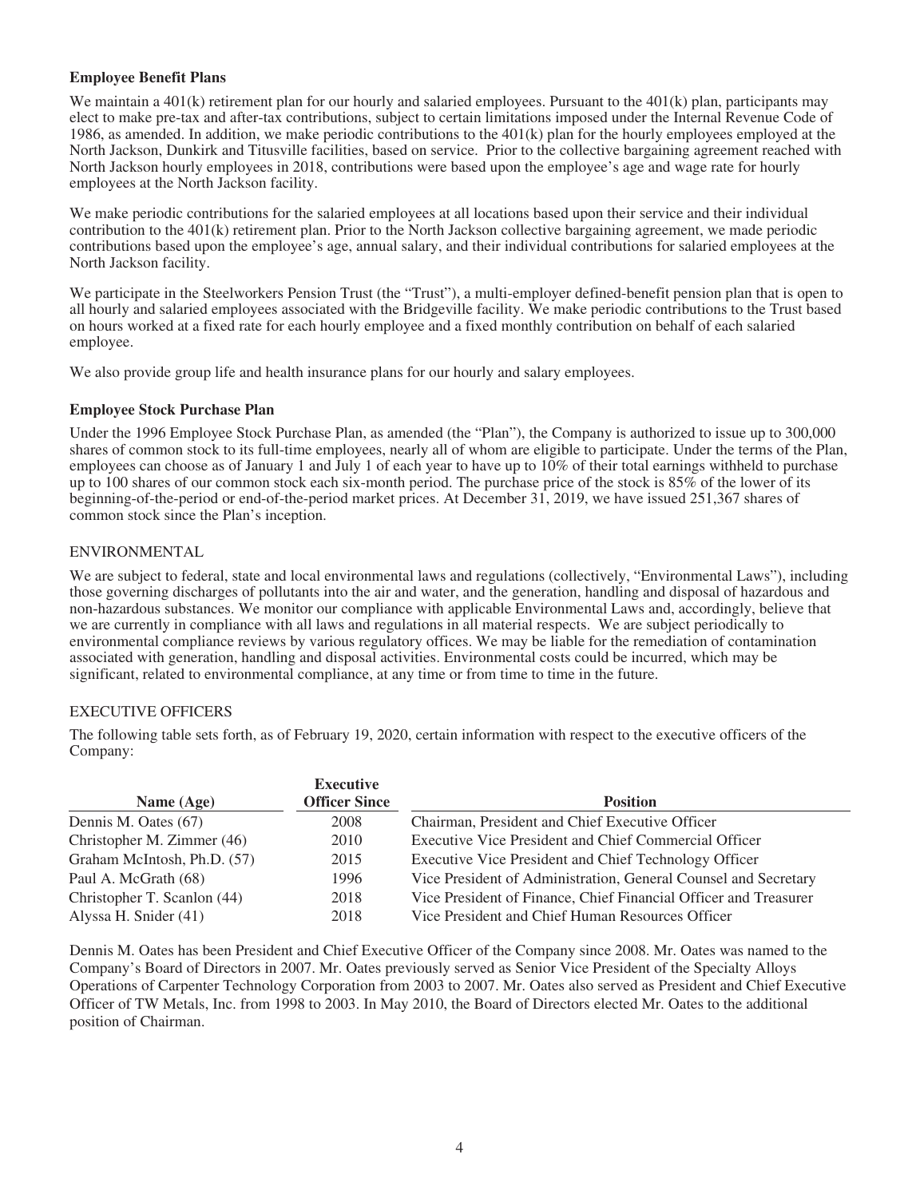### Employee Benefit Plans

We maintain a 401(k) retirement plan for our hourly and salaried employees. Pursuant to the 401(k) plan, participants may elect to make pre-tax and after-tax contributions, subject to certain limitations imposed under the Internal Revenue Code of 1986, as amended. In addition, we make periodic contributions to the 401(k) plan for the hourly employees employed at the North Jackson, Dunkirk and Titusville facilities, based on service. Prior to the collective bargaining agreement reached with North Jackson hourly employees in 2018, contributions were based upon the employee's age and wage rate for hourly employees at the North Jackson facility.

We make periodic contributions for the salaried employees at all locations based upon their service and their individual contribution to the 401(k) retirement plan. Prior to the North Jackson collective bargaining agreement, we made periodic contributions based upon the employee's age, annual salary, and their individual contributions for salaried employees at the North Jackson facility.

We participate in the Steelworkers Pension Trust (the "Trust"), a multi-employer defined-benefit pension plan that is open to all hourly and salaried employees associated with the Bridgeville facility. We make periodic contributions to the Trust based on hours worked at a fixed rate for each hourly employee and a fixed monthly contribution on behalf of each salaried employee.

We also provide group life and health insurance plans for our hourly and salary employees.

### Employee Stock Purchase Plan

Under the 1996 Employee Stock Purchase Plan, as amended (the "Plan"), the Company is authorized to issue up to 300,000 shares of common stock to its full-time employees, nearly all of whom are eligible to participate. Under the terms of the Plan, employees can choose as of January 1 and July 1 of each year to have up to 10% of their total earnings withheld to purchase up to 100 shares of our common stock each six-month period. The purchase price of the stock is 85% of the lower of its beginning-of-the-period or end-of-the-period market prices. At December 31, 2019, we have issued 251,367 shares of common stock since the Plan's inception.

## ENVIRONMENTAL

We are subject to federal, state and local environmental laws and regulations (collectively, "Environmental Laws"), including those governing discharges of pollutants into the air and water, and the generation, handling and disposal of hazardous and non-hazardous substances. We monitor our compliance with applicable Environmental Laws and, accordingly, believe that we are currently in compliance with all laws and regulations in all material respects. We are subject periodically to environmental compliance reviews by various regulatory offices. We may be liable for the remediation of contamination associated with generation, handling and disposal activities. Environmental costs could be incurred, which may be significant, related to environmental compliance, at any time or from time to time in the future.

## EXECUTIVE OFFICERS

The following table sets forth, as of February 19, 2020, certain information with respect to the executive officers of the Company:

| Name (Age) | Executive Officer Since | Position |
|---|---|---|
| Dennis M. Oates (67) | 2008 | Chairman, President and Chief Executive Officer |
| Christopher M. Zimmer (46) | 2010 | Executive Vice President and Chief Commercial Officer |
| Graham McIntosh, Ph.D. (57) | 2015 | Executive Vice President and Chief Technology Officer |
| Paul A. McGrath (68) | 1996 | Vice President of Administration, General Counsel and Secretary |
| Christopher T. Scanlon (44) | 2018 | Vice President of Finance, Chief Financial Officer and Treasurer |
| Alyssa H. Snider (41) | 2018 | Vice President and Chief Human Resources Officer |

Dennis M. Oates has been President and Chief Executive Officer of the Company since 2008. Mr. Oates was named to the Company's Board of Directors in 2007. Mr. Oates previously served as Senior Vice President of the Specialty Alloys Operations of Carpenter Technology Corporation from 2003 to 2007. Mr. Oates also served as President and Chief Executive Officer of TW Metals, Inc. from 1998 to 2003. In May 2010, the Board of Directors elected Mr. Oates to the additional position of Chairman.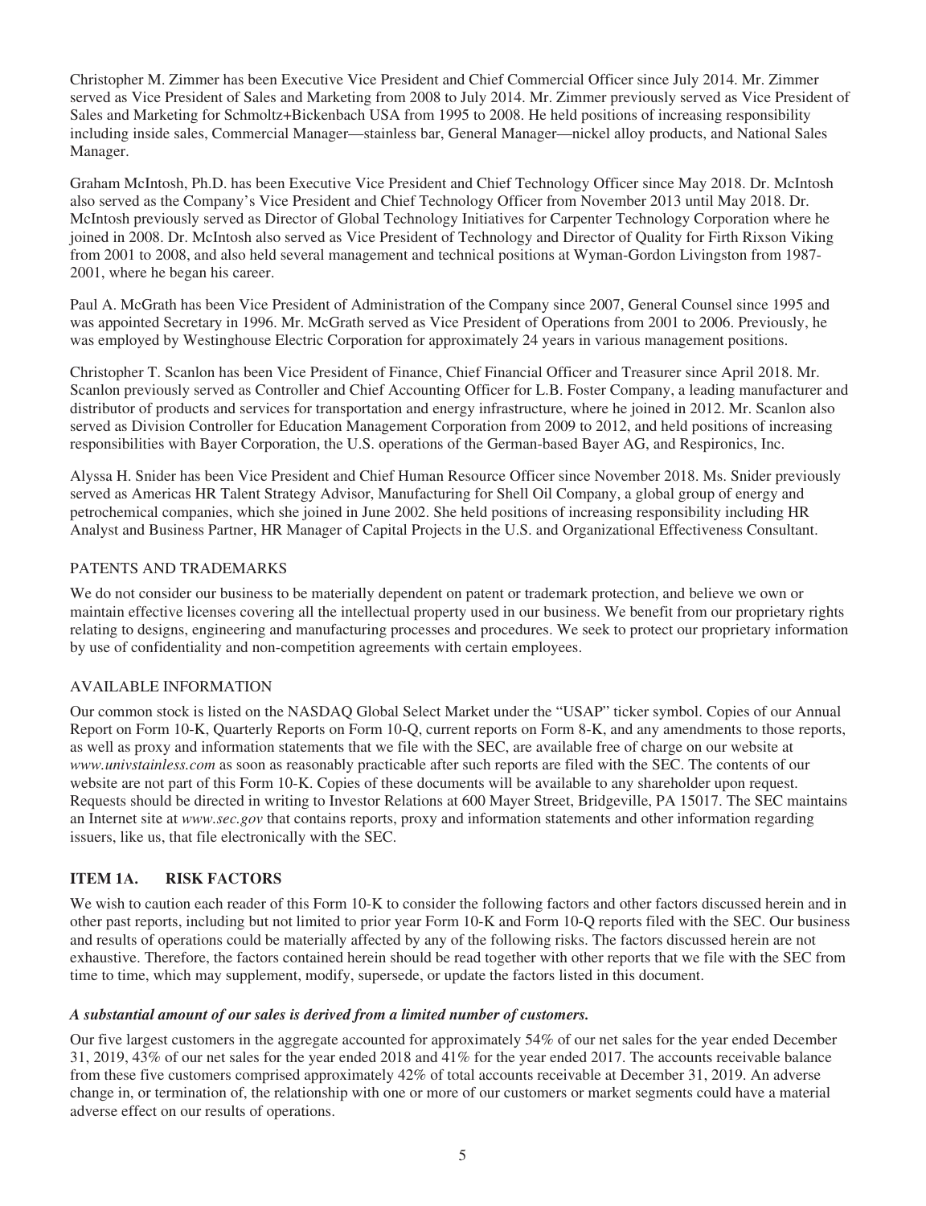Christopher M. Zimmer has been Executive Vice President and Chief Commercial Officer since July 2014. Mr. Zimmer served as Vice President of Sales and Marketing from 2008 to July 2014. Mr. Zimmer previously served as Vice President of Sales and Marketing for Schmoltz+Bickenbach USA from 1995 to 2008. He held positions of increasing responsibility including inside sales, Commercial Manager—stainless bar, General Manager—nickel alloy products, and National Sales Manager.

Graham McIntosh, Ph.D. has been Executive Vice President and Chief Technology Officer since May 2018. Dr. McIntosh also served as the Company's Vice President and Chief Technology Officer from November 2013 until May 2018. Dr. McIntosh previously served as Director of Global Technology Initiatives for Carpenter Technology Corporation where he joined in 2008. Dr. McIntosh also served as Vice President of Technology and Director of Quality for Firth Rixson Viking from 2001 to 2008, and also held several management and technical positions at Wyman-Gordon Livingston from 1987-2001, where he began his career.

Paul A. McGrath has been Vice President of Administration of the Company since 2007, General Counsel since 1995 and was appointed Secretary in 1996. Mr. McGrath served as Vice President of Operations from 2001 to 2006. Previously, he was employed by Westinghouse Electric Corporation for approximately 24 years in various management positions.

Christopher T. Scanlon has been Vice President of Finance, Chief Financial Officer and Treasurer since April 2018. Mr. Scanlon previously served as Controller and Chief Accounting Officer for L.B. Foster Company, a leading manufacturer and distributor of products and services for transportation and energy infrastructure, where he joined in 2012. Mr. Scanlon also served as Division Controller for Education Management Corporation from 2009 to 2012, and held positions of increasing responsibilities with Bayer Corporation, the U.S. operations of the German-based Bayer AG, and Respironics, Inc.

Alyssa H. Snider has been Vice President and Chief Human Resource Officer since November 2018. Ms. Snider previously served as Americas HR Talent Strategy Advisor, Manufacturing for Shell Oil Company, a global group of energy and petrochemical companies, which she joined in June 2002. She held positions of increasing responsibility including HR Analyst and Business Partner, HR Manager of Capital Projects in the U.S. and Organizational Effectiveness Consultant.

PATENTS AND TRADEMARKS

We do not consider our business to be materially dependent on patent or trademark protection, and believe we own or maintain effective licenses covering all the intellectual property used in our business. We benefit from our proprietary rights relating to designs, engineering and manufacturing processes and procedures. We seek to protect our proprietary information by use of confidentiality and non-competition agreements with certain employees.

AVAILABLE INFORMATION

Our common stock is listed on the NASDAQ Global Select Market under the "USAP" ticker symbol. Copies of our Annual Report on Form 10-K, Quarterly Reports on Form 10-Q, current reports on Form 8-K, and any amendments to those reports, as well as proxy and information statements that we file with the SEC, are available free of charge on our website at *www.univstainless.com* as soon as reasonably practicable after such reports are filed with the SEC. The contents of our website are not part of this Form 10-K. Copies of these documents will be available to any shareholder upon request. Requests should be directed in writing to Investor Relations at 600 Mayer Street, Bridgeville, PA 15017. The SEC maintains an Internet site at *www.sec.gov* that contains reports, proxy and information statements and other information regarding issuers, like us, that file electronically with the SEC.

## ITEM 1A. RISK FACTORS

We wish to caution each reader of this Form 10-K to consider the following factors and other factors discussed herein and in other past reports, including but not limited to prior year Form 10-K and Form 10-Q reports filed with the SEC. Our business and results of operations could be materially affected by any of the following risks. The factors discussed herein are not exhaustive. Therefore, the factors contained herein should be read together with other reports that we file with the SEC from time to time, which may supplement, modify, supersede, or update the factors listed in this document.

***A substantial amount of our sales is derived from a limited number of customers.***

Our five largest customers in the aggregate accounted for approximately 54% of our net sales for the year ended December 31, 2019, 43% of our net sales for the year ended 2018 and 41% for the year ended 2017. The accounts receivable balance from these five customers comprised approximately 42% of total accounts receivable at December 31, 2019. An adverse change in, or termination of, the relationship with one or more of our customers or market segments could have a material adverse effect on our results of operations.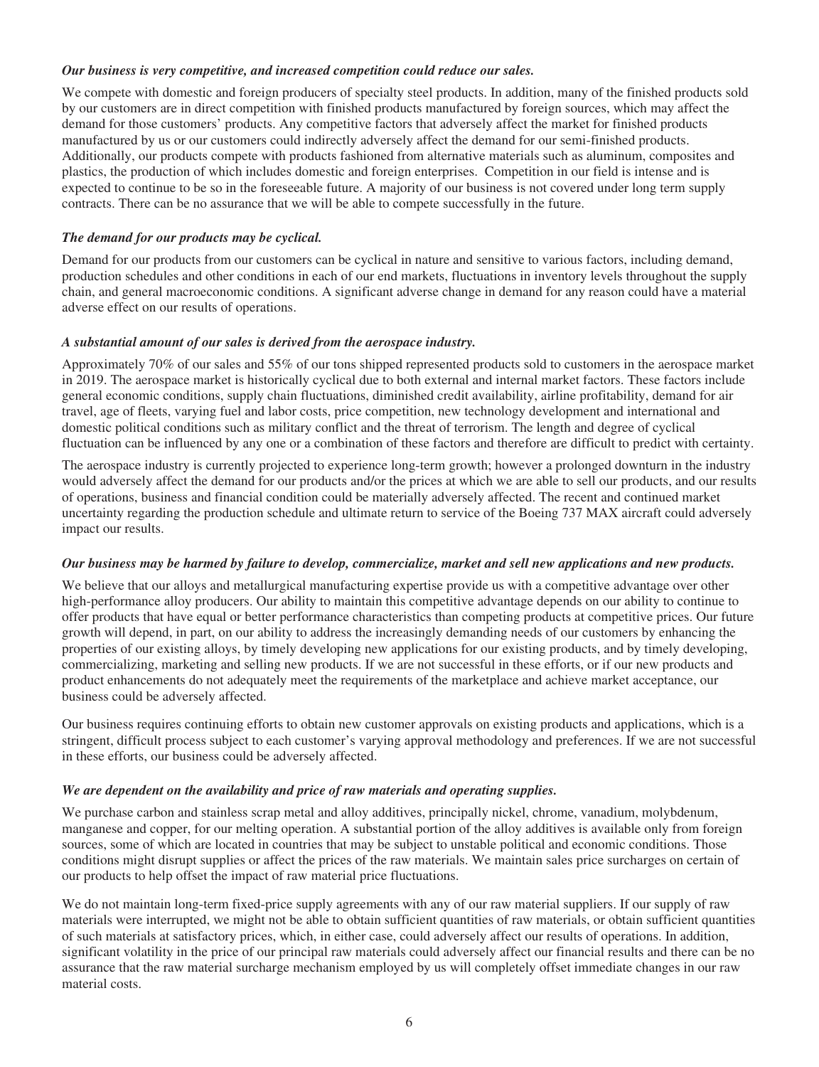***Our business is very competitive, and increased competition could reduce our sales.***

We compete with domestic and foreign producers of specialty steel products. In addition, many of the finished products sold by our customers are in direct competition with finished products manufactured by foreign sources, which may affect the demand for those customers' products. Any competitive factors that adversely affect the market for finished products manufactured by us or our customers could indirectly adversely affect the demand for our semi-finished products. Additionally, our products compete with products fashioned from alternative materials such as aluminum, composites and plastics, the production of which includes domestic and foreign enterprises. Competition in our field is intense and is expected to continue to be so in the foreseeable future. A majority of our business is not covered under long term supply contracts. There can be no assurance that we will be able to compete successfully in the future.

***The demand for our products may be cyclical.***

Demand for our products from our customers can be cyclical in nature and sensitive to various factors, including demand, production schedules and other conditions in each of our end markets, fluctuations in inventory levels throughout the supply chain, and general macroeconomic conditions. A significant adverse change in demand for any reason could have a material adverse effect on our results of operations.

***A substantial amount of our sales is derived from the aerospace industry.***

Approximately 70% of our sales and 55% of our tons shipped represented products sold to customers in the aerospace market in 2019. The aerospace market is historically cyclical due to both external and internal market factors. These factors include general economic conditions, supply chain fluctuations, diminished credit availability, airline profitability, demand for air travel, age of fleets, varying fuel and labor costs, price competition, new technology development and international and domestic political conditions such as military conflict and the threat of terrorism. The length and degree of cyclical fluctuation can be influenced by any one or a combination of these factors and therefore are difficult to predict with certainty.

The aerospace industry is currently projected to experience long-term growth; however a prolonged downturn in the industry would adversely affect the demand for our products and/or the prices at which we are able to sell our products, and our results of operations, business and financial condition could be materially adversely affected. The recent and continued market uncertainty regarding the production schedule and ultimate return to service of the Boeing 737 MAX aircraft could adversely impact our results.

***Our business may be harmed by failure to develop, commercialize, market and sell new applications and new products.***

We believe that our alloys and metallurgical manufacturing expertise provide us with a competitive advantage over other high-performance alloy producers. Our ability to maintain this competitive advantage depends on our ability to continue to offer products that have equal or better performance characteristics than competing products at competitive prices. Our future growth will depend, in part, on our ability to address the increasingly demanding needs of our customers by enhancing the properties of our existing alloys, by timely developing new applications for our existing products, and by timely developing, commercializing, marketing and selling new products. If we are not successful in these efforts, or if our new products and product enhancements do not adequately meet the requirements of the marketplace and achieve market acceptance, our business could be adversely affected.

Our business requires continuing efforts to obtain new customer approvals on existing products and applications, which is a stringent, difficult process subject to each customer's varying approval methodology and preferences. If we are not successful in these efforts, our business could be adversely affected.

***We are dependent on the availability and price of raw materials and operating supplies.***

We purchase carbon and stainless scrap metal and alloy additives, principally nickel, chrome, vanadium, molybdenum, manganese and copper, for our melting operation. A substantial portion of the alloy additives is available only from foreign sources, some of which are located in countries that may be subject to unstable political and economic conditions. Those conditions might disrupt supplies or affect the prices of the raw materials. We maintain sales price surcharges on certain of our products to help offset the impact of raw material price fluctuations.

We do not maintain long-term fixed-price supply agreements with any of our raw material suppliers. If our supply of raw materials were interrupted, we might not be able to obtain sufficient quantities of raw materials, or obtain sufficient quantities of such materials at satisfactory prices, which, in either case, could adversely affect our results of operations. In addition, significant volatility in the price of our principal raw materials could adversely affect our financial results and there can be no assurance that the raw material surcharge mechanism employed by us will completely offset immediate changes in our raw material costs.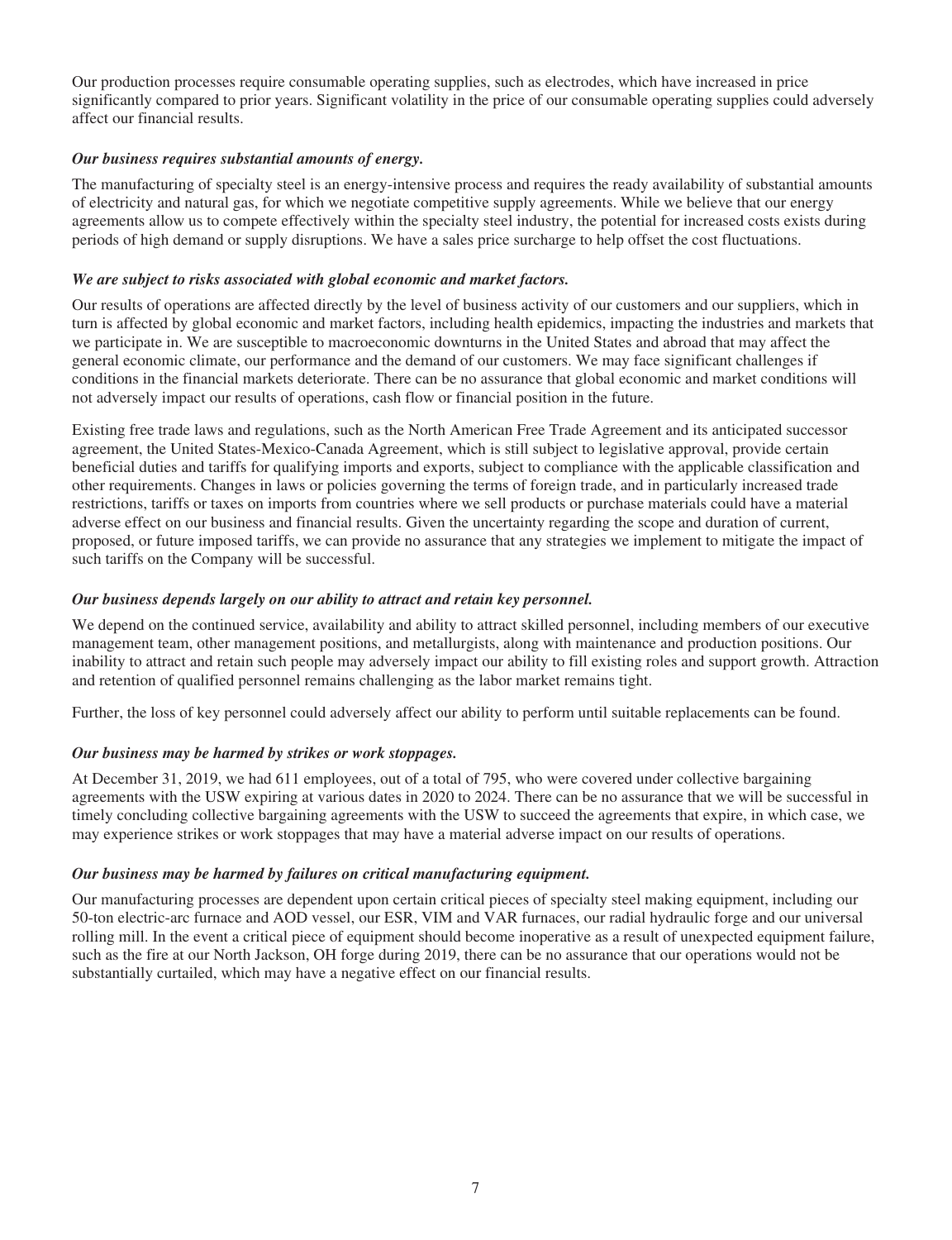Our production processes require consumable operating supplies, such as electrodes, which have increased in price significantly compared to prior years. Significant volatility in the price of our consumable operating supplies could adversely affect our financial results.

***Our business requires substantial amounts of energy.***

The manufacturing of specialty steel is an energy-intensive process and requires the ready availability of substantial amounts of electricity and natural gas, for which we negotiate competitive supply agreements. While we believe that our energy agreements allow us to compete effectively within the specialty steel industry, the potential for increased costs exists during periods of high demand or supply disruptions. We have a sales price surcharge to help offset the cost fluctuations.

***We are subject to risks associated with global economic and market factors.***

Our results of operations are affected directly by the level of business activity of our customers and our suppliers, which in turn is affected by global economic and market factors, including health epidemics, impacting the industries and markets that we participate in. We are susceptible to macroeconomic downturns in the United States and abroad that may affect the general economic climate, our performance and the demand of our customers. We may face significant challenges if conditions in the financial markets deteriorate. There can be no assurance that global economic and market conditions will not adversely impact our results of operations, cash flow or financial position in the future.

Existing free trade laws and regulations, such as the North American Free Trade Agreement and its anticipated successor agreement, the United States-Mexico-Canada Agreement, which is still subject to legislative approval, provide certain beneficial duties and tariffs for qualifying imports and exports, subject to compliance with the applicable classification and other requirements. Changes in laws or policies governing the terms of foreign trade, and in particularly increased trade restrictions, tariffs or taxes on imports from countries where we sell products or purchase materials could have a material adverse effect on our business and financial results. Given the uncertainty regarding the scope and duration of current, proposed, or future imposed tariffs, we can provide no assurance that any strategies we implement to mitigate the impact of such tariffs on the Company will be successful.

***Our business depends largely on our ability to attract and retain key personnel.***

We depend on the continued service, availability and ability to attract skilled personnel, including members of our executive management team, other management positions, and metallurgists, along with maintenance and production positions. Our inability to attract and retain such people may adversely impact our ability to fill existing roles and support growth. Attraction and retention of qualified personnel remains challenging as the labor market remains tight.

Further, the loss of key personnel could adversely affect our ability to perform until suitable replacements can be found.

***Our business may be harmed by strikes or work stoppages.***

At December 31, 2019, we had 611 employees, out of a total of 795, who were covered under collective bargaining agreements with the USW expiring at various dates in 2020 to 2024. There can be no assurance that we will be successful in timely concluding collective bargaining agreements with the USW to succeed the agreements that expire, in which case, we may experience strikes or work stoppages that may have a material adverse impact on our results of operations.

***Our business may be harmed by failures on critical manufacturing equipment.***

Our manufacturing processes are dependent upon certain critical pieces of specialty steel making equipment, including our 50-ton electric-arc furnace and AOD vessel, our ESR, VIM and VAR furnaces, our radial hydraulic forge and our universal rolling mill. In the event a critical piece of equipment should become inoperative as a result of unexpected equipment failure, such as the fire at our North Jackson, OH forge during 2019, there can be no assurance that our operations would not be substantially curtailed, which may have a negative effect on our financial results.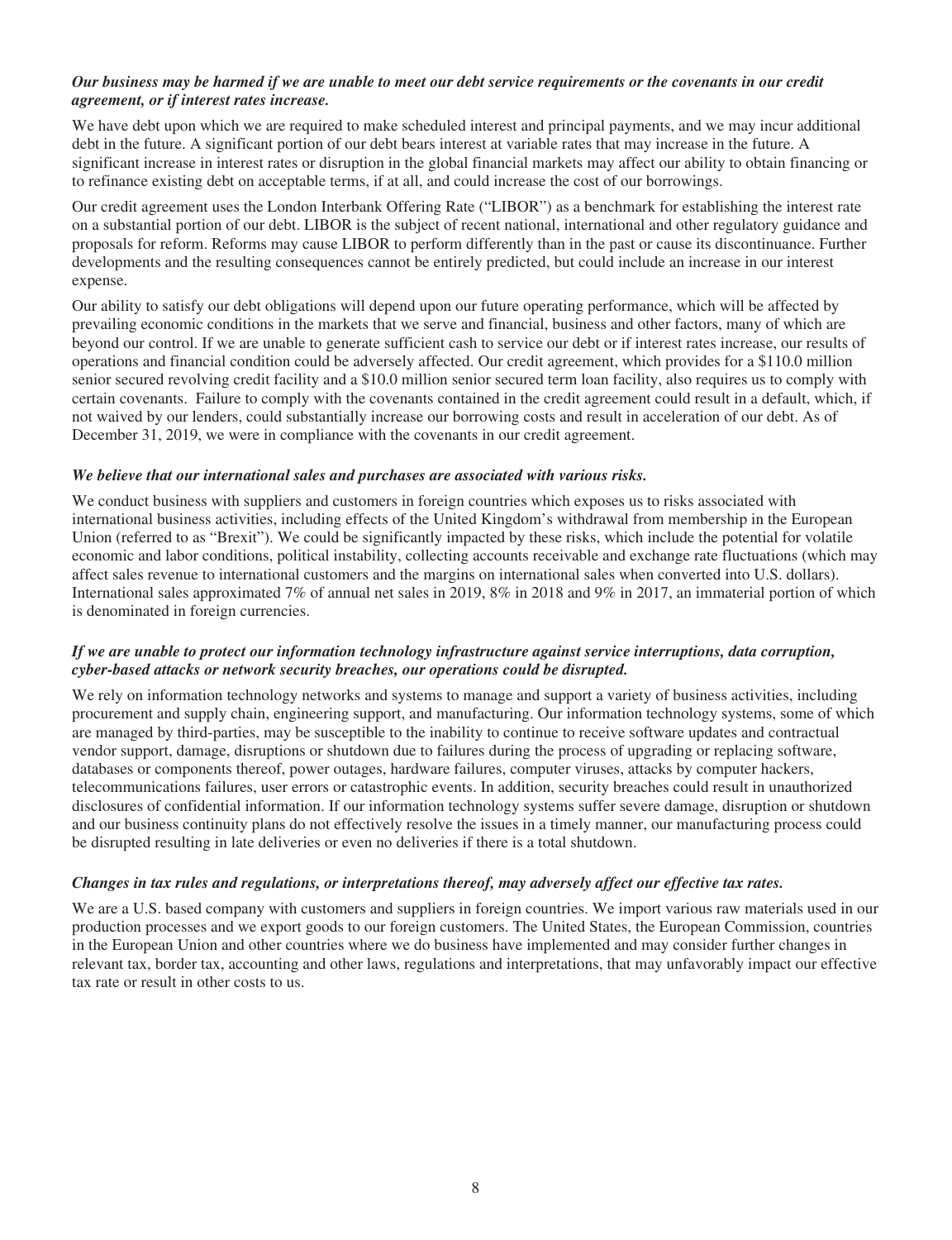***Our business may be harmed if we are unable to meet our debt service requirements or the covenants in our credit agreement, or if interest rates increase.***

We have debt upon which we are required to make scheduled interest and principal payments, and we may incur additional debt in the future. A significant portion of our debt bears interest at variable rates that may increase in the future. A significant increase in interest rates or disruption in the global financial markets may affect our ability to obtain financing or to refinance existing debt on acceptable terms, if at all, and could increase the cost of our borrowings.

Our credit agreement uses the London Interbank Offering Rate ("LIBOR") as a benchmark for establishing the interest rate on a substantial portion of our debt. LIBOR is the subject of recent national, international and other regulatory guidance and proposals for reform. Reforms may cause LIBOR to perform differently than in the past or cause its discontinuance. Further developments and the resulting consequences cannot be entirely predicted, but could include an increase in our interest expense.

Our ability to satisfy our debt obligations will depend upon our future operating performance, which will be affected by prevailing economic conditions in the markets that we serve and financial, business and other factors, many of which are beyond our control. If we are unable to generate sufficient cash to service our debt or if interest rates increase, our results of operations and financial condition could be adversely affected. Our credit agreement, which provides for a $110.0 million senior secured revolving credit facility and a $10.0 million senior secured term loan facility, also requires us to comply with certain covenants. Failure to comply with the covenants contained in the credit agreement could result in a default, which, if not waived by our lenders, could substantially increase our borrowing costs and result in acceleration of our debt. As of December 31, 2019, we were in compliance with the covenants in our credit agreement.

***We believe that our international sales and purchases are associated with various risks.***

We conduct business with suppliers and customers in foreign countries which exposes us to risks associated with international business activities, including effects of the United Kingdom's withdrawal from membership in the European Union (referred to as "Brexit"). We could be significantly impacted by these risks, which include the potential for volatile economic and labor conditions, political instability, collecting accounts receivable and exchange rate fluctuations (which may affect sales revenue to international customers and the margins on international sales when converted into U.S. dollars). International sales approximated 7% of annual net sales in 2019, 8% in 2018 and 9% in 2017, an immaterial portion of which is denominated in foreign currencies.

***If we are unable to protect our information technology infrastructure against service interruptions, data corruption, cyber-based attacks or network security breaches, our operations could be disrupted.***

We rely on information technology networks and systems to manage and support a variety of business activities, including procurement and supply chain, engineering support, and manufacturing. Our information technology systems, some of which are managed by third-parties, may be susceptible to the inability to continue to receive software updates and contractual vendor support, damage, disruptions or shutdown due to failures during the process of upgrading or replacing software, databases or components thereof, power outages, hardware failures, computer viruses, attacks by computer hackers, telecommunications failures, user errors or catastrophic events. In addition, security breaches could result in unauthorized disclosures of confidential information. If our information technology systems suffer severe damage, disruption or shutdown and our business continuity plans do not effectively resolve the issues in a timely manner, our manufacturing process could be disrupted resulting in late deliveries or even no deliveries if there is a total shutdown.

***Changes in tax rules and regulations, or interpretations thereof, may adversely affect our effective tax rates.***

We are a U.S. based company with customers and suppliers in foreign countries. We import various raw materials used in our production processes and we export goods to our foreign customers. The United States, the European Commission, countries in the European Union and other countries where we do business have implemented and may consider further changes in relevant tax, border tax, accounting and other laws, regulations and interpretations, that may unfavorably impact our effective tax rate or result in other costs to us.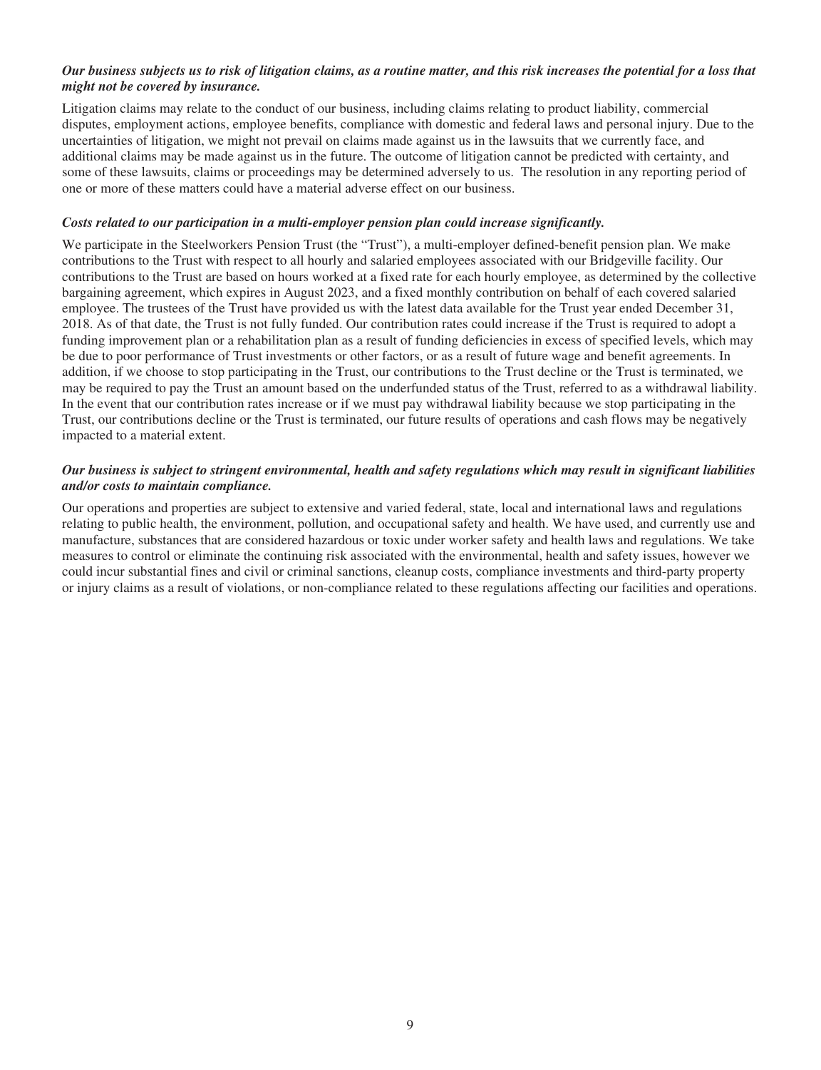***Our business subjects us to risk of litigation claims, as a routine matter, and this risk increases the potential for a loss that might not be covered by insurance.***

Litigation claims may relate to the conduct of our business, including claims relating to product liability, commercial disputes, employment actions, employee benefits, compliance with domestic and federal laws and personal injury. Due to the uncertainties of litigation, we might not prevail on claims made against us in the lawsuits that we currently face, and additional claims may be made against us in the future. The outcome of litigation cannot be predicted with certainty, and some of these lawsuits, claims or proceedings may be determined adversely to us. The resolution in any reporting period of one or more of these matters could have a material adverse effect on our business.

***Costs related to our participation in a multi-employer pension plan could increase significantly.***

We participate in the Steelworkers Pension Trust (the "Trust"), a multi-employer defined-benefit pension plan. We make contributions to the Trust with respect to all hourly and salaried employees associated with our Bridgeville facility. Our contributions to the Trust are based on hours worked at a fixed rate for each hourly employee, as determined by the collective bargaining agreement, which expires in August 2023, and a fixed monthly contribution on behalf of each covered salaried employee. The trustees of the Trust have provided us with the latest data available for the Trust year ended December 31, 2018. As of that date, the Trust is not fully funded. Our contribution rates could increase if the Trust is required to adopt a funding improvement plan or a rehabilitation plan as a result of funding deficiencies in excess of specified levels, which may be due to poor performance of Trust investments or other factors, or as a result of future wage and benefit agreements. In addition, if we choose to stop participating in the Trust, our contributions to the Trust decline or the Trust is terminated, we may be required to pay the Trust an amount based on the underfunded status of the Trust, referred to as a withdrawal liability. In the event that our contribution rates increase or if we must pay withdrawal liability because we stop participating in the Trust, our contributions decline or the Trust is terminated, our future results of operations and cash flows may be negatively impacted to a material extent.

***Our business is subject to stringent environmental, health and safety regulations which may result in significant liabilities and/or costs to maintain compliance.***

Our operations and properties are subject to extensive and varied federal, state, local and international laws and regulations relating to public health, the environment, pollution, and occupational safety and health. We have used, and currently use and manufacture, substances that are considered hazardous or toxic under worker safety and health laws and regulations. We take measures to control or eliminate the continuing risk associated with the environmental, health and safety issues, however we could incur substantial fines and civil or criminal sanctions, cleanup costs, compliance investments and third-party property or injury claims as a result of violations, or non-compliance related to these regulations affecting our facilities and operations.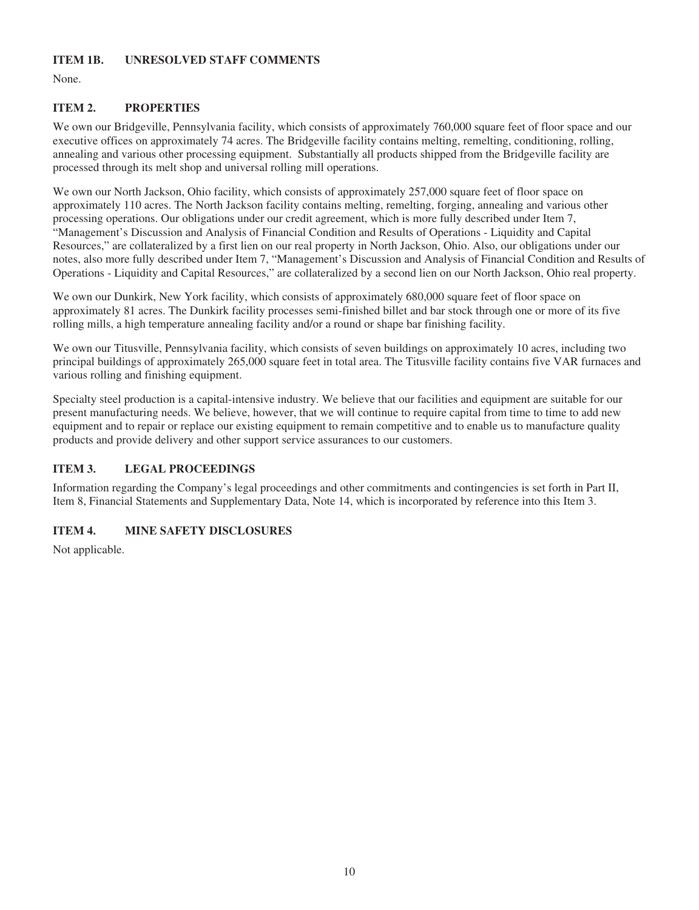## ITEM 1B. UNRESOLVED STAFF COMMENTS

None.

## ITEM 2. PROPERTIES

We own our Bridgeville, Pennsylvania facility, which consists of approximately 760,000 square feet of floor space and our executive offices on approximately 74 acres. The Bridgeville facility contains melting, remelting, conditioning, rolling, annealing and various other processing equipment. Substantially all products shipped from the Bridgeville facility are processed through its melt shop and universal rolling mill operations.

We own our North Jackson, Ohio facility, which consists of approximately 257,000 square feet of floor space on approximately 110 acres. The North Jackson facility contains melting, remelting, forging, annealing and various other processing operations. Our obligations under our credit agreement, which is more fully described under Item 7, "Management's Discussion and Analysis of Financial Condition and Results of Operations - Liquidity and Capital Resources," are collateralized by a first lien on our real property in North Jackson, Ohio. Also, our obligations under our notes, also more fully described under Item 7, "Management's Discussion and Analysis of Financial Condition and Results of Operations - Liquidity and Capital Resources," are collateralized by a second lien on our North Jackson, Ohio real property.

We own our Dunkirk, New York facility, which consists of approximately 680,000 square feet of floor space on approximately 81 acres. The Dunkirk facility processes semi-finished billet and bar stock through one or more of its five rolling mills, a high temperature annealing facility and/or a round or shape bar finishing facility.

We own our Titusville, Pennsylvania facility, which consists of seven buildings on approximately 10 acres, including two principal buildings of approximately 265,000 square feet in total area. The Titusville facility contains five VAR furnaces and various rolling and finishing equipment.

Specialty steel production is a capital-intensive industry. We believe that our facilities and equipment are suitable for our present manufacturing needs. We believe, however, that we will continue to require capital from time to time to add new equipment and to repair or replace our existing equipment to remain competitive and to enable us to manufacture quality products and provide delivery and other support service assurances to our customers.

## ITEM 3. LEGAL PROCEEDINGS

Information regarding the Company's legal proceedings and other commitments and contingencies is set forth in Part II, Item 8, Financial Statements and Supplementary Data, Note 14, which is incorporated by reference into this Item 3.

## ITEM 4. MINE SAFETY DISCLOSURES

Not applicable.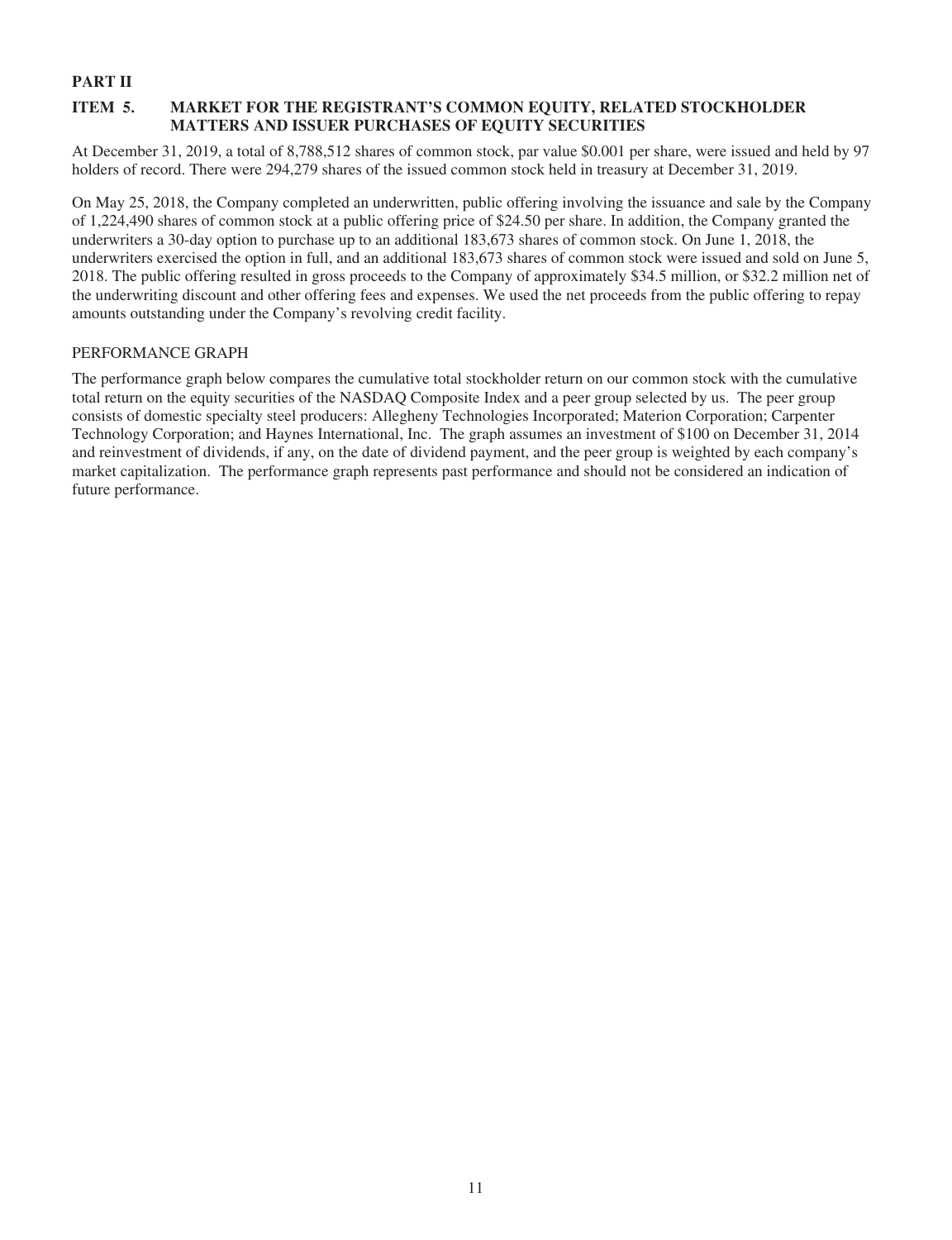# PART II

## ITEM 5. MARKET FOR THE REGISTRANT'S COMMON EQUITY, RELATED STOCKHOLDER MATTERS AND ISSUER PURCHASES OF EQUITY SECURITIES

At December 31, 2019, a total of 8,788,512 shares of common stock, par value $0.001 per share, were issued and held by 97 holders of record. There were 294,279 shares of the issued common stock held in treasury at December 31, 2019.

On May 25, 2018, the Company completed an underwritten, public offering involving the issuance and sale by the Company of 1,224,490 shares of common stock at a public offering price of $24.50 per share. In addition, the Company granted the underwriters a 30-day option to purchase up to an additional 183,673 shares of common stock. On June 1, 2018, the underwriters exercised the option in full, and an additional 183,673 shares of common stock were issued and sold on June 5, 2018. The public offering resulted in gross proceeds to the Company of approximately $34.5 million, or $32.2 million net of the underwriting discount and other offering fees and expenses. We used the net proceeds from the public offering to repay amounts outstanding under the Company's revolving credit facility.

### PERFORMANCE GRAPH

The performance graph below compares the cumulative total stockholder return on our common stock with the cumulative total return on the equity securities of the NASDAQ Composite Index and a peer group selected by us. The peer group consists of domestic specialty steel producers: Allegheny Technologies Incorporated; Materion Corporation; Carpenter Technology Corporation; and Haynes International, Inc. The graph assumes an investment of $100 on December 31, 2014 and reinvestment of dividends, if any, on the date of dividend payment, and the peer group is weighted by each company's market capitalization. The performance graph represents past performance and should not be considered an indication of future performance.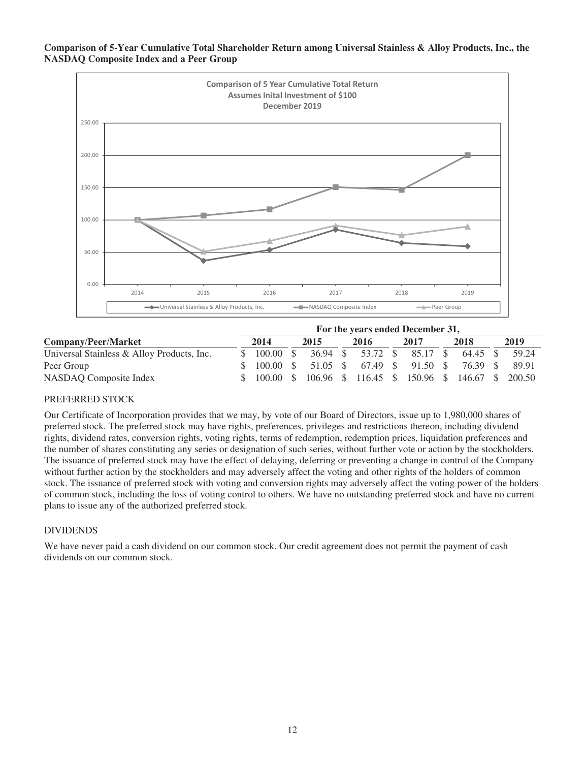**Comparison of 5-Year Cumulative Total Shareholder Return among Universal Stainless & Alloy Products, Inc., the NASDAQ Composite Index and a Peer Group**

| | For the years ended December 31, | | | | | |
|---|---|---|---|---|---|---|
| **Company/Peer/Market** | **2014** | **2015** | **2016** | **2017** | **2018** | **2019** |
| Universal Stainless & Alloy Products, Inc. | $ 100.00 | $ 36.94 | $ 53.72 | $ 85.17 | $ 64.45 | $ 59.24 |
| Peer Group | $ 100.00 | $ 51.05 | $ 67.49 | $ 91.50 | $ 76.39 | $ 89.91 |
| NASDAQ Composite Index | $ 100.00 | $ 106.96 | $ 116.45 | $ 150.96 | $ 146.67 | $ 200.50 |

## PREFERRED STOCK

Our Certificate of Incorporation provides that we may, by vote of our Board of Directors, issue up to 1,980,000 shares of preferred stock. The preferred stock may have rights, preferences, privileges and restrictions thereon, including dividend rights, dividend rates, conversion rights, voting rights, terms of redemption, redemption prices, liquidation preferences and the number of shares constituting any series or designation of such series, without further vote or action by the stockholders. The issuance of preferred stock may have the effect of delaying, deferring or preventing a change in control of the Company without further action by the stockholders and may adversely affect the voting and other rights of the holders of common stock. The issuance of preferred stock with voting and conversion rights may adversely affect the voting power of the holders of common stock, including the loss of voting control to others. We have no outstanding preferred stock and have no current plans to issue any of the authorized preferred stock.

## DIVIDENDS

We have never paid a cash dividend on our common stock. Our credit agreement does not permit the payment of cash dividends on our common stock.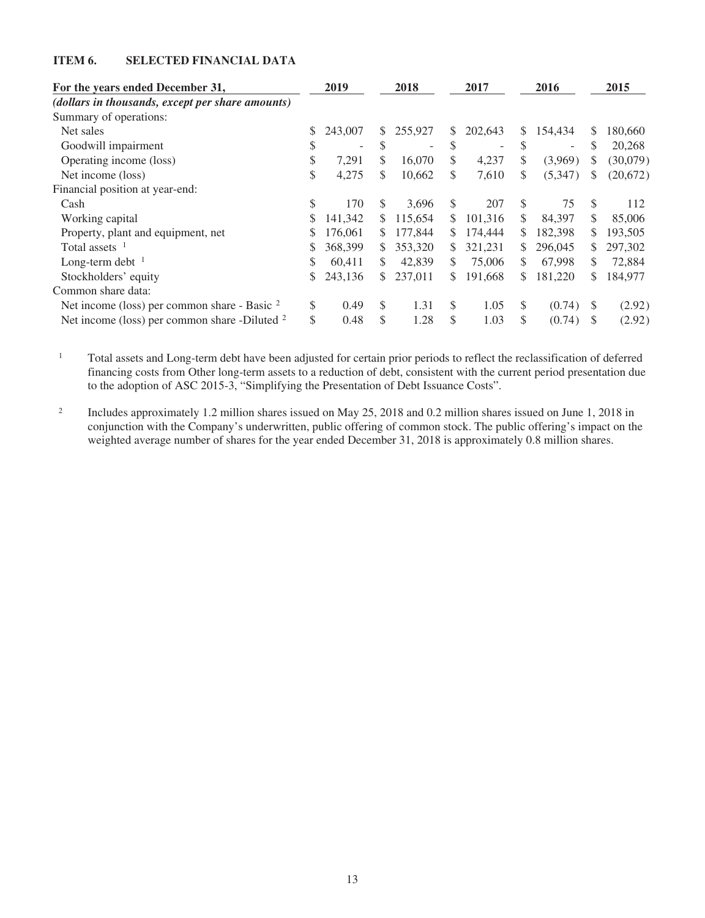## ITEM 6. SELECTED FINANCIAL DATA

| For the years ended December 31, | 2019 | 2018 | 2017 | 2016 | 2015 |
|---|---|---|---|---|---|
| *(dollars in thousands, except per share amounts)* | | | | | |
| Summary of operations: | | | | | |
| Net sales | $ 243,007 | $ 255,927 | $ 202,643 | $ 154,434 | $ 180,660 |
| Goodwill impairment | $ - | $ - | $ - | $ - | $ 20,268 |
| Operating income (loss) | $ 7,291 | $ 16,070 | $ 4,237 | $ (3,969) | $ (30,079) |
| Net income (loss) | $ 4,275 | $ 10,662 | $ 7,610 | $ (5,347) | $ (20,672) |
| Financial position at year-end: | | | | | |
| Cash | $ 170 | $ 3,696 | $ 207 | $ 75 | $ 112 |
| Working capital | $ 141,342 | $ 115,654 | $ 101,316 | $ 84,397 | $ 85,006 |
| Property, plant and equipment, net | $ 176,061 | $ 177,844 | $ 174,444 | $ 182,398 | $ 193,505 |
| Total assets [1] | $ 368,399 | $ 353,320 | $ 321,231 | $ 296,045 | $ 297,302 |
| Long-term debt [1] | $ 60,411 | $ 42,839 | $ 75,006 | $ 67,998 | $ 72,884 |
| Stockholders' equity | $ 243,136 | $ 237,011 | $ 191,668 | $ 181,220 | $ 184,977 |
| Common share data: | | | | | |
| Net income (loss) per common share - Basic [2] | $ 0.49 | $ 1.31 | $ 1.05 | $ (0.74) | $ (2.92) |
| Net income (loss) per common share -Diluted [2] | $ 0.48 | $ 1.28 | $ 1.03 | $ (0.74) | $ (2.92) |

[1] Total assets and Long-term debt have been adjusted for certain prior periods to reflect the reclassification of deferred financing costs from Other long-term assets to a reduction of debt, consistent with the current period presentation due to the adoption of ASC 2015-3, "Simplifying the Presentation of Debt Issuance Costs".

[2] Includes approximately 1.2 million shares issued on May 25, 2018 and 0.2 million shares issued on June 1, 2018 in conjunction with the Company's underwritten, public offering of common stock. The public offering's impact on the weighted average number of shares for the year ended December 31, 2018 is approximately 0.8 million shares.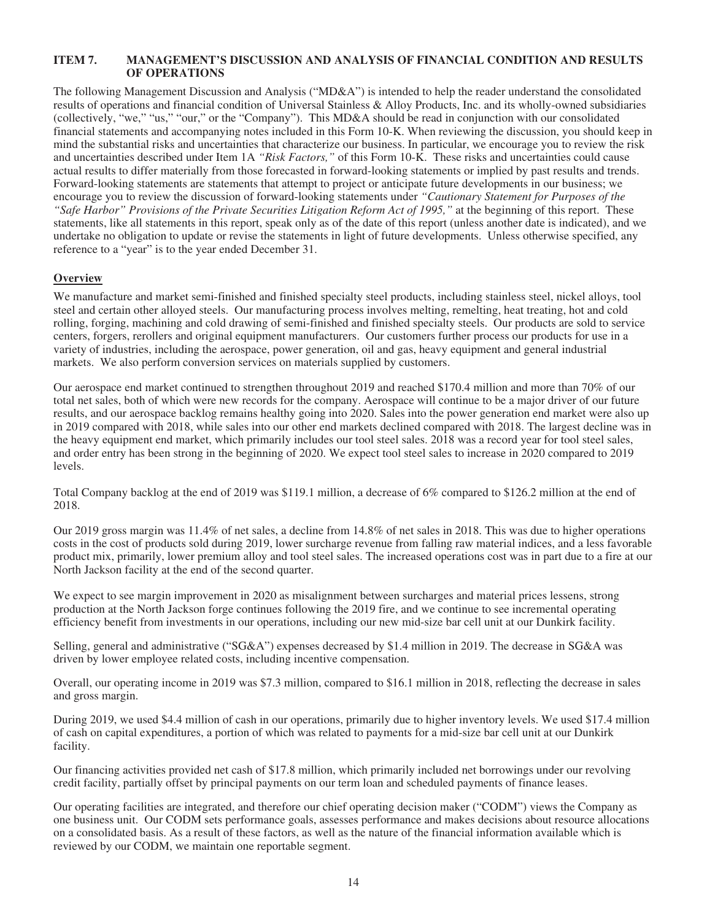## ITEM 7. MANAGEMENT'S DISCUSSION AND ANALYSIS OF FINANCIAL CONDITION AND RESULTS OF OPERATIONS

The following Management Discussion and Analysis ("MD&A") is intended to help the reader understand the consolidated results of operations and financial condition of Universal Stainless & Alloy Products, Inc. and its wholly-owned subsidiaries (collectively, "we," "us," "our," or the "Company"). This MD&A should be read in conjunction with our consolidated financial statements and accompanying notes included in this Form 10-K. When reviewing the discussion, you should keep in mind the substantial risks and uncertainties that characterize our business. In particular, we encourage you to review the risk and uncertainties described under Item 1A *"Risk Factors,"* of this Form 10-K. These risks and uncertainties could cause actual results to differ materially from those forecasted in forward-looking statements or implied by past results and trends. Forward-looking statements are statements that attempt to project or anticipate future developments in our business; we encourage you to review the discussion of forward-looking statements under *"Cautionary Statement for Purposes of the "Safe Harbor" Provisions of the Private Securities Litigation Reform Act of 1995,"* at the beginning of this report. These statements, like all statements in this report, speak only as of the date of this report (unless another date is indicated), and we undertake no obligation to update or revise the statements in light of future developments. Unless otherwise specified, any reference to a "year" is to the year ended December 31.

### Overview

We manufacture and market semi-finished and finished specialty steel products, including stainless steel, nickel alloys, tool steel and certain other alloyed steels. Our manufacturing process involves melting, remelting, heat treating, hot and cold rolling, forging, machining and cold drawing of semi-finished and finished specialty steels. Our products are sold to service centers, forgers, rerollers and original equipment manufacturers. Our customers further process our products for use in a variety of industries, including the aerospace, power generation, oil and gas, heavy equipment and general industrial markets. We also perform conversion services on materials supplied by customers.

Our aerospace end market continued to strengthen throughout 2019 and reached $170.4 million and more than 70% of our total net sales, both of which were new records for the company. Aerospace will continue to be a major driver of our future results, and our aerospace backlog remains healthy going into 2020. Sales into the power generation end market were also up in 2019 compared with 2018, while sales into our other end markets declined compared with 2018. The largest decline was in the heavy equipment end market, which primarily includes our tool steel sales. 2018 was a record year for tool steel sales, and order entry has been strong in the beginning of 2020. We expect tool steel sales to increase in 2020 compared to 2019 levels.

Total Company backlog at the end of 2019 was $119.1 million, a decrease of 6% compared to $126.2 million at the end of 2018.

Our 2019 gross margin was 11.4% of net sales, a decline from 14.8% of net sales in 2018. This was due to higher operations costs in the cost of products sold during 2019, lower surcharge revenue from falling raw material indices, and a less favorable product mix, primarily, lower premium alloy and tool steel sales. The increased operations cost was in part due to a fire at our North Jackson facility at the end of the second quarter.

We expect to see margin improvement in 2020 as misalignment between surcharges and material prices lessens, strong production at the North Jackson forge continues following the 2019 fire, and we continue to see incremental operating efficiency benefit from investments in our operations, including our new mid-size bar cell unit at our Dunkirk facility.

Selling, general and administrative ("SG&A") expenses decreased by $1.4 million in 2019. The decrease in SG&A was driven by lower employee related costs, including incentive compensation.

Overall, our operating income in 2019 was $7.3 million, compared to $16.1 million in 2018, reflecting the decrease in sales and gross margin.

During 2019, we used $4.4 million of cash in our operations, primarily due to higher inventory levels. We used $17.4 million of cash on capital expenditures, a portion of which was related to payments for a mid-size bar cell unit at our Dunkirk facility.

Our financing activities provided net cash of $17.8 million, which primarily included net borrowings under our revolving credit facility, partially offset by principal payments on our term loan and scheduled payments of finance leases.

Our operating facilities are integrated, and therefore our chief operating decision maker ("CODM") views the Company as one business unit. Our CODM sets performance goals, assesses performance and makes decisions about resource allocations on a consolidated basis. As a result of these factors, as well as the nature of the financial information available which is reviewed by our CODM, we maintain one reportable segment.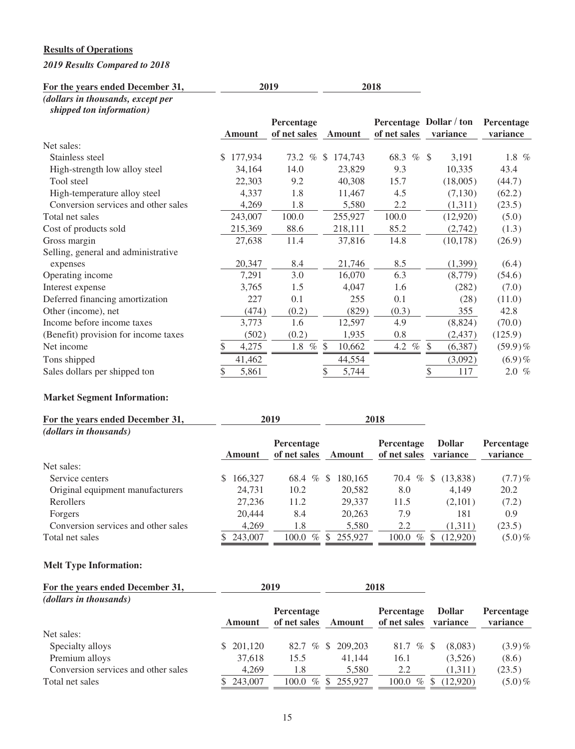**Results of Operations**

***2019 Results Compared to 2018***

| For the years ended December 31, | 2019 | | 2018 | | | |
|---|---|---|---|---|---|---|
| *(dollars in thousands, except per shipped ton information)* | | | | | | |
| | Amount | Percentage of net sales | Amount | Percentage of net sales | Dollar / ton variance | Percentage variance |
| Net sales: | | | | | | |
| Stainless steel | $ 177,934 | 73.2 % | $ 174,743 | 68.3 % | $ 3,191 | 1.8 % |
| High-strength low alloy steel | 34,164 | 14.0 | 23,829 | 9.3 | 10,335 | 43.4 |
| Tool steel | 22,303 | 9.2 | 40,308 | 15.7 | (18,005) | (44.7) |
| High-temperature alloy steel | 4,337 | 1.8 | 11,467 | 4.5 | (7,130) | (62.2) |
| Conversion services and other sales | 4,269 | 1.8 | 5,580 | 2.2 | (1,311) | (23.5) |
| Total net sales | 243,007 | 100.0 | 255,927 | 100.0 | (12,920) | (5.0) |
| Cost of products sold | 215,369 | 88.6 | 218,111 | 85.2 | (2,742) | (1.3) |
| Gross margin | 27,638 | 11.4 | 37,816 | 14.8 | (10,178) | (26.9) |
| Selling, general and administrative expenses | 20,347 | 8.4 | 21,746 | 8.5 | (1,399) | (6.4) |
| Operating income | 7,291 | 3.0 | 16,070 | 6.3 | (8,779) | (54.6) |
| Interest expense | 3,765 | 1.5 | 4,047 | 1.6 | (282) | (7.0) |
| Deferred financing amortization | 227 | 0.1 | 255 | 0.1 | (28) | (11.0) |
| Other (income), net | (474) | (0.2) | (829) | (0.3) | 355 | 42.8 |
| Income before income taxes | 3,773 | 1.6 | 12,597 | 4.9 | (8,824) | (70.0) |
| (Benefit) provision for income taxes | (502) | (0.2) | 1,935 | 0.8 | (2,437) | (125.9) |
| Net income | $ 4,275 | 1.8 % | $ 10,662 | 4.2 % | $ (6,387) | (59.9)% |
| Tons shipped | 41,462 | | 44,554 | | (3,092) | (6.9)% |
| Sales dollars per shipped ton | $ 5,861 | | $ 5,744 | | $ 117 | 2.0 % |

**Market Segment Information:**

| For the years ended December 31, | 2019 | | 2018 | | | |
|---|---|---|---|---|---|---|
| *(dollars in thousands)* | | | | | | |
| | Amount | Percentage of net sales | Amount | Percentage of net sales | Dollar variance | Percentage variance |
| Net sales: | | | | | | |
| Service centers | $ 166,327 | 68.4 % | $ 180,165 | 70.4 % | $ (13,838) | (7.7)% |
| Original equipment manufacturers | 24,731 | 10.2 | 20,582 | 8.0 | 4,149 | 20.2 |
| Rerollers | 27,236 | 11.2 | 29,337 | 11.5 | (2,101) | (7.2) |
| Forgers | 20,444 | 8.4 | 20,263 | 7.9 | 181 | 0.9 |
| Conversion services and other sales | 4,269 | 1.8 | 5,580 | 2.2 | (1,311) | (23.5) |
| Total net sales | $ 243,007 | 100.0 % | $ 255,927 | 100.0 % | $ (12,920) | (5.0)% |

**Melt Type Information:**

| For the years ended December 31, | 2019 | | 2018 | | | |
|---|---|---|---|---|---|---|
| *(dollars in thousands)* | | | | | | |
| | Amount | Percentage of net sales | Amount | Percentage of net sales | Dollar variance | Percentage variance |
| Net sales: | | | | | | |
| Specialty alloys | $ 201,120 | 82.7 % | $ 209,203 | 81.7 % | $ (8,083) | (3.9)% |
| Premium alloys | 37,618 | 15.5 | 41,144 | 16.1 | (3,526) | (8.6) |
| Conversion services and other sales | 4,269 | 1.8 | 5,580 | 2.2 | (1,311) | (23.5) |
| Total net sales | $ 243,007 | 100.0 % | $ 255,927 | 100.0 % | $ (12,920) | (5.0)% |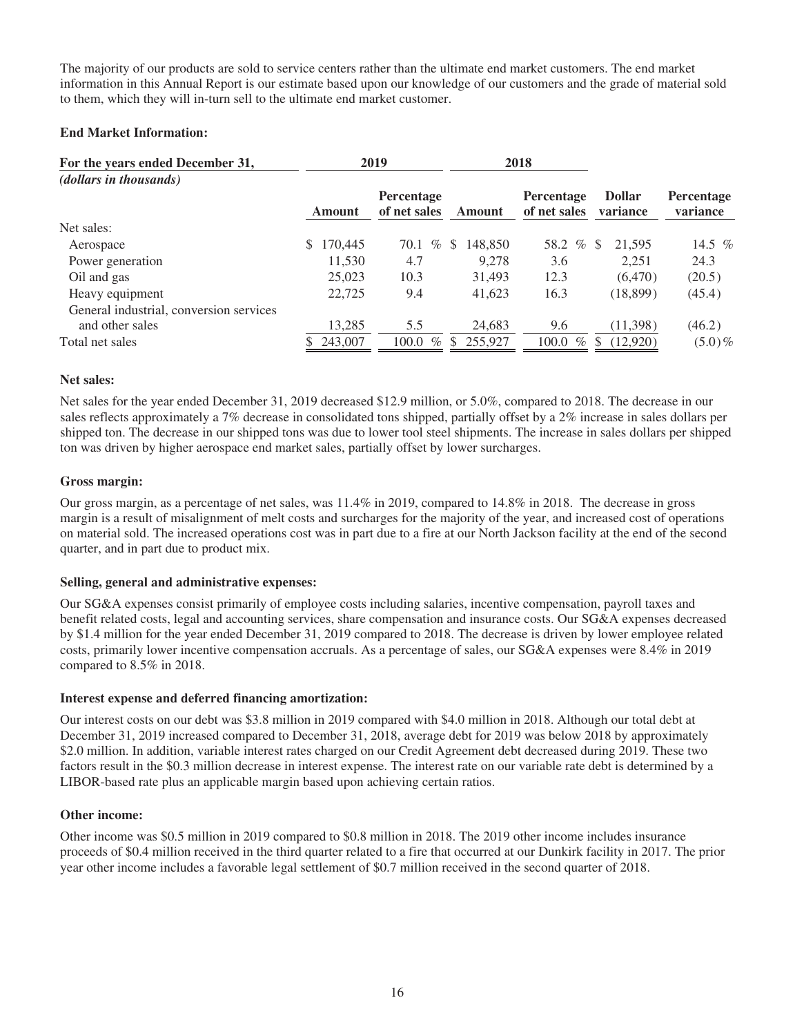The majority of our products are sold to service centers rather than the ultimate end market customers. The end market information in this Annual Report is our estimate based upon our knowledge of our customers and the grade of material sold to them, which they will in-turn sell to the ultimate end market customer.

**End Market Information:**

| For the years ended December 31, *(dollars in thousands)* | 2019 | | 2018 | | | |
|---|---|---|---|---|---|---|
| | Amount | Percentage of net sales | Amount | Percentage of net sales | Dollar variance | Percentage variance |
| Net sales: | | | | | | |
| Aerospace | $ 170,445 | 70.1 % | $ 148,850 | 58.2 % | $ 21,595 | 14.5 % |
| Power generation | 11,530 | 4.7 | 9,278 | 3.6 | 2,251 | 24.3 |
| Oil and gas | 25,023 | 10.3 | 31,493 | 12.3 | (6,470) | (20.5) |
| Heavy equipment | 22,725 | 9.4 | 41,623 | 16.3 | (18,899) | (45.4) |
| General industrial, conversion services and other sales | 13,285 | 5.5 | 24,683 | 9.6 | (11,398) | (46.2) |
| Total net sales | $ 243,007 | 100.0 % | $ 255,927 | 100.0 % | $ (12,920) | (5.0)% |

**Net sales:**

Net sales for the year ended December 31, 2019 decreased $12.9 million, or 5.0%, compared to 2018. The decrease in our sales reflects approximately a 7% decrease in consolidated tons shipped, partially offset by a 2% increase in sales dollars per shipped ton. The decrease in our shipped tons was due to lower tool steel shipments. The increase in sales dollars per shipped ton was driven by higher aerospace end market sales, partially offset by lower surcharges.

**Gross margin:**

Our gross margin, as a percentage of net sales, was 11.4% in 2019, compared to 14.8% in 2018. The decrease in gross margin is a result of misalignment of melt costs and surcharges for the majority of the year, and increased cost of operations on material sold. The increased operations cost was in part due to a fire at our North Jackson facility at the end of the second quarter, and in part due to product mix.

**Selling, general and administrative expenses:**

Our SG&A expenses consist primarily of employee costs including salaries, incentive compensation, payroll taxes and benefit related costs, legal and accounting services, share compensation and insurance costs. Our SG&A expenses decreased by $1.4 million for the year ended December 31, 2019 compared to 2018. The decrease is driven by lower employee related costs, primarily lower incentive compensation accruals. As a percentage of sales, our SG&A expenses were 8.4% in 2019 compared to 8.5% in 2018.

**Interest expense and deferred financing amortization:**

Our interest costs on our debt was $3.8 million in 2019 compared with $4.0 million in 2018. Although our total debt at December 31, 2019 increased compared to December 31, 2018, average debt for 2019 was below 2018 by approximately $2.0 million. In addition, variable interest rates charged on our Credit Agreement debt decreased during 2019. These two factors result in the $0.3 million decrease in interest expense. The interest rate on our variable rate debt is determined by a LIBOR-based rate plus an applicable margin based upon achieving certain ratios.

**Other income:**

Other income was $0.5 million in 2019 compared to $0.8 million in 2018. The 2019 other income includes insurance proceeds of $0.4 million received in the third quarter related to a fire that occurred at our Dunkirk facility in 2017. The prior year other income includes a favorable legal settlement of $0.7 million received in the second quarter of 2018.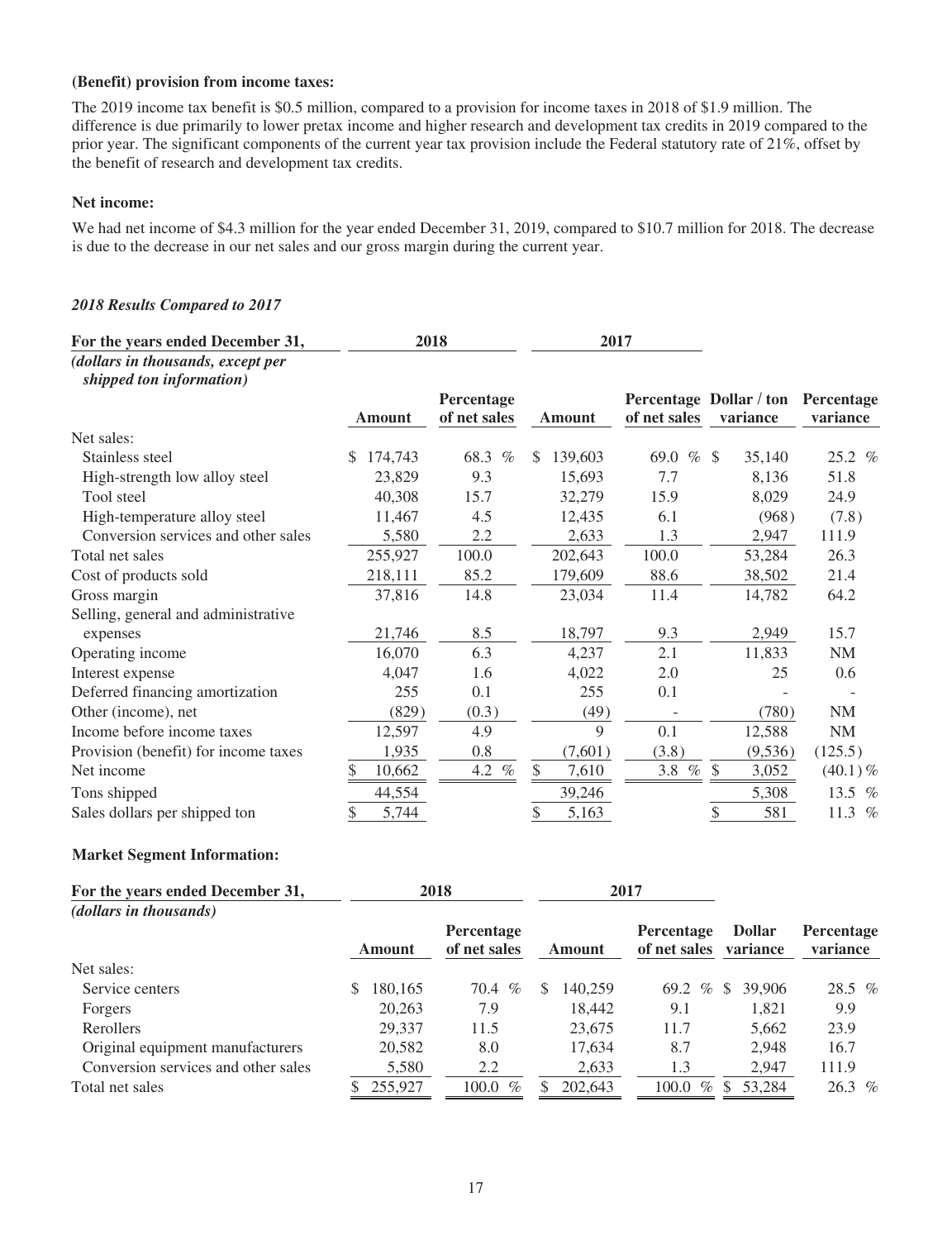**(Benefit) provision from income taxes:**

The 2019 income tax benefit is $0.5 million, compared to a provision for income taxes in 2018 of $1.9 million. The difference is due primarily to lower pretax income and higher research and development tax credits in 2019 compared to the prior year. The significant components of the current year tax provision include the Federal statutory rate of 21%, offset by the benefit of research and development tax credits.

**Net income:**

We had net income of $4.3 million for the year ended December 31, 2019, compared to $10.7 million for 2018. The decrease is due to the decrease in our net sales and our gross margin during the current year.

***2018 Results Compared to 2017***

| For the years ended December 31, | 2018 | | 2017 | | | |
|---|---|---|---|---|---|---|
| *(dollars in thousands, except per shipped ton information)* | Amount | Percentage of net sales | Amount | Percentage of net sales | Dollar / ton variance | Percentage variance |
| Net sales: | | | | | | |
| Stainless steel | $ 174,743 | 68.3 % | $ 139,603 | 69.0 % | $ 35,140 | 25.2 % |
| High-strength low alloy steel | 23,829 | 9.3 | 15,693 | 7.7 | 8,136 | 51.8 |
| Tool steel | 40,308 | 15.7 | 32,279 | 15.9 | 8,029 | 24.9 |
| High-temperature alloy steel | 11,467 | 4.5 | 12,435 | 6.1 | (968) | (7.8) |
| Conversion services and other sales | 5,580 | 2.2 | 2,633 | 1.3 | 2,947 | 111.9 |
| Total net sales | 255,927 | 100.0 | 202,643 | 100.0 | 53,284 | 26.3 |
| Cost of products sold | 218,111 | 85.2 | 179,609 | 88.6 | 38,502 | 21.4 |
| Gross margin | 37,816 | 14.8 | 23,034 | 11.4 | 14,782 | 64.2 |
| Selling, general and administrative expenses | 21,746 | 8.5 | 18,797 | 9.3 | 2,949 | 15.7 |
| Operating income | 16,070 | 6.3 | 4,237 | 2.1 | 11,833 | NM |
| Interest expense | 4,047 | 1.6 | 4,022 | 2.0 | 25 | 0.6 |
| Deferred financing amortization | 255 | 0.1 | 255 | 0.1 | - | - |
| Other (income), net | (829) | (0.3) | (49) | - | (780) | NM |
| Income before income taxes | 12,597 | 4.9 | 9 | 0.1 | 12,588 | NM |
| Provision (benefit) for income taxes | 1,935 | 0.8 | (7,601) | (3.8) | (9,536) | (125.5) |
| Net income | $ 10,662 | 4.2 % | $ 7,610 | 3.8 % | $ 3,052 | (40.1) % |
| Tons shipped | 44,554 | | 39,246 | | 5,308 | 13.5 % |
| Sales dollars per shipped ton | $ 5,744 | | $ 5,163 | | $ 581 | 11.3 % |

**Market Segment Information:**

| For the years ended December 31, | 2018 | | 2017 | | | |
|---|---|---|---|---|---|---|
| *(dollars in thousands)* | Amount | Percentage of net sales | Amount | Percentage of net sales | Dollar variance | Percentage variance |
| Net sales: | | | | | | |
| Service centers | $ 180,165 | 70.4 % | $ 140,259 | 69.2 % | $ 39,906 | 28.5 % |
| Forgers | 20,263 | 7.9 | 18,442 | 9.1 | 1,821 | 9.9 |
| Rerollers | 29,337 | 11.5 | 23,675 | 11.7 | 5,662 | 23.9 |
| Original equipment manufacturers | 20,582 | 8.0 | 17,634 | 8.7 | 2,948 | 16.7 |
| Conversion services and other sales | 5,580 | 2.2 | 2,633 | 1.3 | 2,947 | 111.9 |
| Total net sales | $ 255,927 | 100.0 % | $ 202,643 | 100.0 % | $ 53,284 | 26.3 % |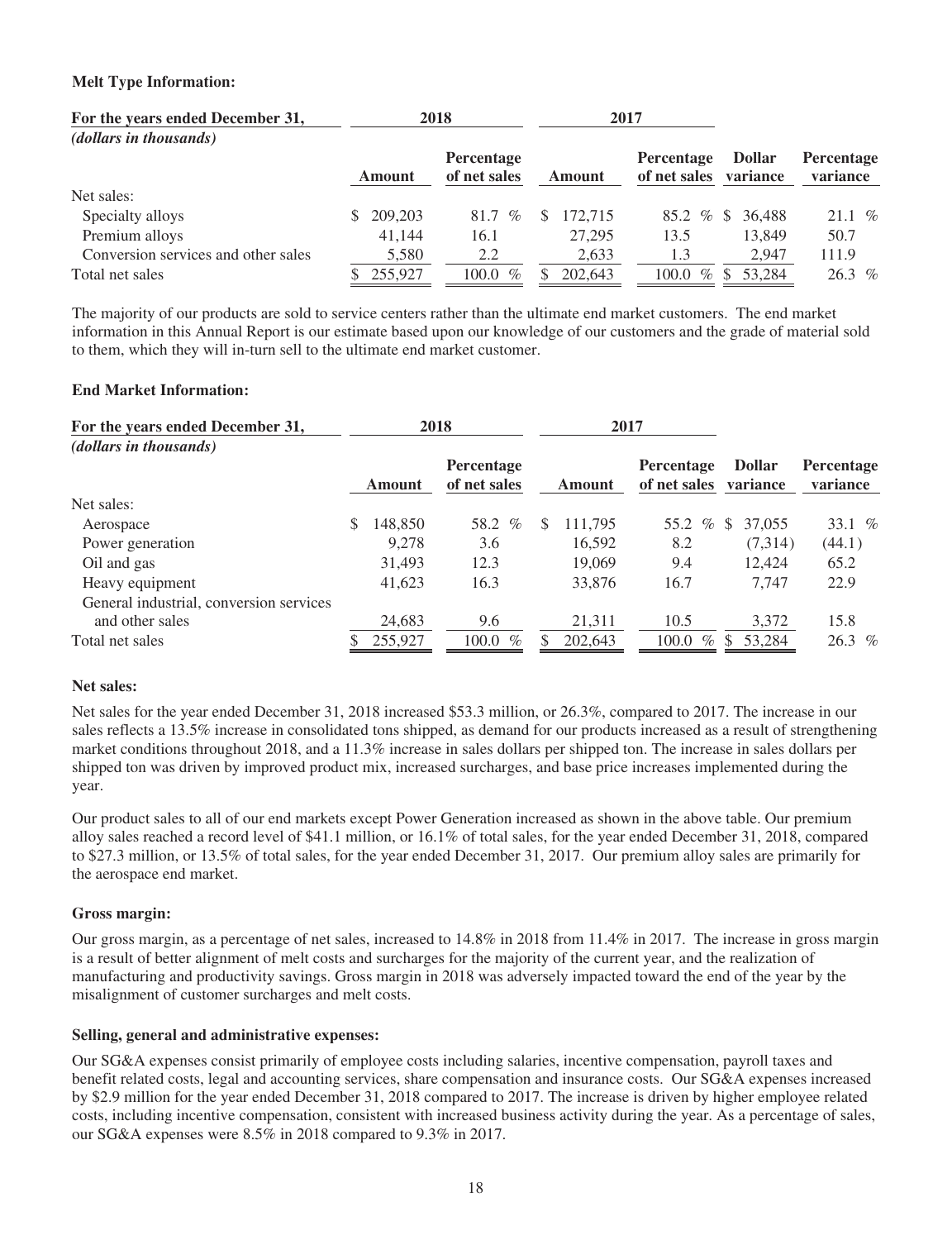**Melt Type Information:**

| For the years ended December 31, | 2018 | | 2017 | | | |
|---|---|---|---|---|---|---|
| *(dollars in thousands)* | Amount | Percentage of net sales | Amount | Percentage of net sales | Dollar variance | Percentage variance |
| Net sales: | | | | | | |
| Specialty alloys | $ 209,203 | 81.7 % | $ 172,715 | 85.2 % | $ 36,488 | 21.1 % |
| Premium alloys | 41,144 | 16.1 | 27,295 | 13.5 | 13,849 | 50.7 |
| Conversion services and other sales | 5,580 | 2.2 | 2,633 | 1.3 | 2,947 | 111.9 |
| Total net sales | $ 255,927 | 100.0 % | $ 202,643 | 100.0 % | $ 53,284 | 26.3 % |

The majority of our products are sold to service centers rather than the ultimate end market customers. The end market information in this Annual Report is our estimate based upon our knowledge of our customers and the grade of material sold to them, which they will in-turn sell to the ultimate end market customer.

**End Market Information:**

| For the years ended December 31, | 2018 | | 2017 | | | |
|---|---|---|---|---|---|---|
| *(dollars in thousands)* | Amount | Percentage of net sales | Amount | Percentage of net sales | Dollar variance | Percentage variance |
| Net sales: | | | | | | |
| Aerospace | $ 148,850 | 58.2 % | $ 111,795 | 55.2 % | $ 37,055 | 33.1 % |
| Power generation | 9,278 | 3.6 | 16,592 | 8.2 | (7,314) | (44.1) |
| Oil and gas | 31,493 | 12.3 | 19,069 | 9.4 | 12,424 | 65.2 |
| Heavy equipment | 41,623 | 16.3 | 33,876 | 16.7 | 7,747 | 22.9 |
| General industrial, conversion services and other sales | 24,683 | 9.6 | 21,311 | 10.5 | 3,372 | 15.8 |
| Total net sales | $ 255,927 | 100.0 % | $ 202,643 | 100.0 % | $ 53,284 | 26.3 % |

**Net sales:**

Net sales for the year ended December 31, 2018 increased $53.3 million, or 26.3%, compared to 2017. The increase in our sales reflects a 13.5% increase in consolidated tons shipped, as demand for our products increased as a result of strengthening market conditions throughout 2018, and a 11.3% increase in sales dollars per shipped ton. The increase in sales dollars per shipped ton was driven by improved product mix, increased surcharges, and base price increases implemented during the year.

Our product sales to all of our end markets except Power Generation increased as shown in the above table. Our premium alloy sales reached a record level of $41.1 million, or 16.1% of total sales, for the year ended December 31, 2018, compared to $27.3 million, or 13.5% of total sales, for the year ended December 31, 2017. Our premium alloy sales are primarily for the aerospace end market.

**Gross margin:**

Our gross margin, as a percentage of net sales, increased to 14.8% in 2018 from 11.4% in 2017. The increase in gross margin is a result of better alignment of melt costs and surcharges for the majority of the current year, and the realization of manufacturing and productivity savings. Gross margin in 2018 was adversely impacted toward the end of the year by the misalignment of customer surcharges and melt costs.

**Selling, general and administrative expenses:**

Our SG&A expenses consist primarily of employee costs including salaries, incentive compensation, payroll taxes and benefit related costs, legal and accounting services, share compensation and insurance costs. Our SG&A expenses increased by $2.9 million for the year ended December 31, 2018 compared to 2017. The increase is driven by higher employee related costs, including incentive compensation, consistent with increased business activity during the year. As a percentage of sales, our SG&A expenses were 8.5% in 2018 compared to 9.3% in 2017.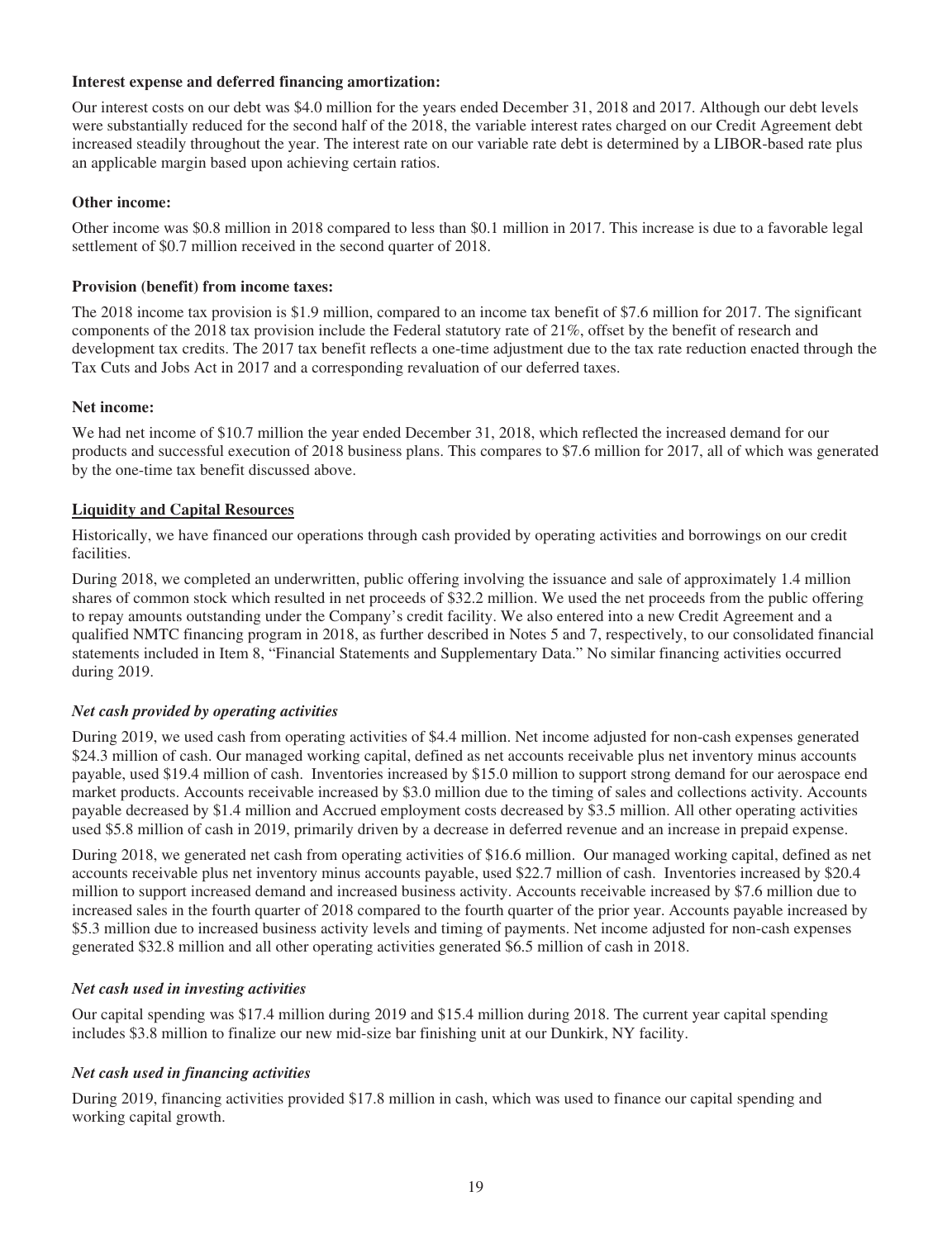**Interest expense and deferred financing amortization:**

Our interest costs on our debt was $4.0 million for the years ended December 31, 2018 and 2017. Although our debt levels were substantially reduced for the second half of the 2018, the variable interest rates charged on our Credit Agreement debt increased steadily throughout the year. The interest rate on our variable rate debt is determined by a LIBOR-based rate plus an applicable margin based upon achieving certain ratios.

**Other income:**

Other income was $0.8 million in 2018 compared to less than $0.1 million in 2017. This increase is due to a favorable legal settlement of $0.7 million received in the second quarter of 2018.

**Provision (benefit) from income taxes:**

The 2018 income tax provision is $1.9 million, compared to an income tax benefit of $7.6 million for 2017. The significant components of the 2018 tax provision include the Federal statutory rate of 21%, offset by the benefit of research and development tax credits. The 2017 tax benefit reflects a one-time adjustment due to the tax rate reduction enacted through the Tax Cuts and Jobs Act in 2017 and a corresponding revaluation of our deferred taxes.

**Net income:**

We had net income of $10.7 million the year ended December 31, 2018, which reflected the increased demand for our products and successful execution of 2018 business plans. This compares to $7.6 million for 2017, all of which was generated by the one-time tax benefit discussed above.

## Liquidity and Capital Resources

Historically, we have financed our operations through cash provided by operating activities and borrowings on our credit facilities.

During 2018, we completed an underwritten, public offering involving the issuance and sale of approximately 1.4 million shares of common stock which resulted in net proceeds of $32.2 million. We used the net proceeds from the public offering to repay amounts outstanding under the Company's credit facility. We also entered into a new Credit Agreement and a qualified NMTC financing program in 2018, as further described in Notes 5 and 7, respectively, to our consolidated financial statements included in Item 8, "Financial Statements and Supplementary Data." No similar financing activities occurred during 2019.

***Net cash provided by operating activities***

During 2019, we used cash from operating activities of $4.4 million. Net income adjusted for non-cash expenses generated $24.3 million of cash. Our managed working capital, defined as net accounts receivable plus net inventory minus accounts payable, used $19.4 million of cash. Inventories increased by $15.0 million to support strong demand for our aerospace end market products. Accounts receivable increased by $3.0 million due to the timing of sales and collections activity. Accounts payable decreased by $1.4 million and Accrued employment costs decreased by $3.5 million. All other operating activities used $5.8 million of cash in 2019, primarily driven by a decrease in deferred revenue and an increase in prepaid expense.

During 2018, we generated net cash from operating activities of $16.6 million. Our managed working capital, defined as net accounts receivable plus net inventory minus accounts payable, used $22.7 million of cash. Inventories increased by $20.4 million to support increased demand and increased business activity. Accounts receivable increased by $7.6 million due to increased sales in the fourth quarter of 2018 compared to the fourth quarter of the prior year. Accounts payable increased by $5.3 million due to increased business activity levels and timing of payments. Net income adjusted for non-cash expenses generated $32.8 million and all other operating activities generated $6.5 million of cash in 2018.

***Net cash used in investing activities***

Our capital spending was $17.4 million during 2019 and $15.4 million during 2018. The current year capital spending includes $3.8 million to finalize our new mid-size bar finishing unit at our Dunkirk, NY facility.

***Net cash used in financing activities***

During 2019, financing activities provided $17.8 million in cash, which was used to finance our capital spending and working capital growth.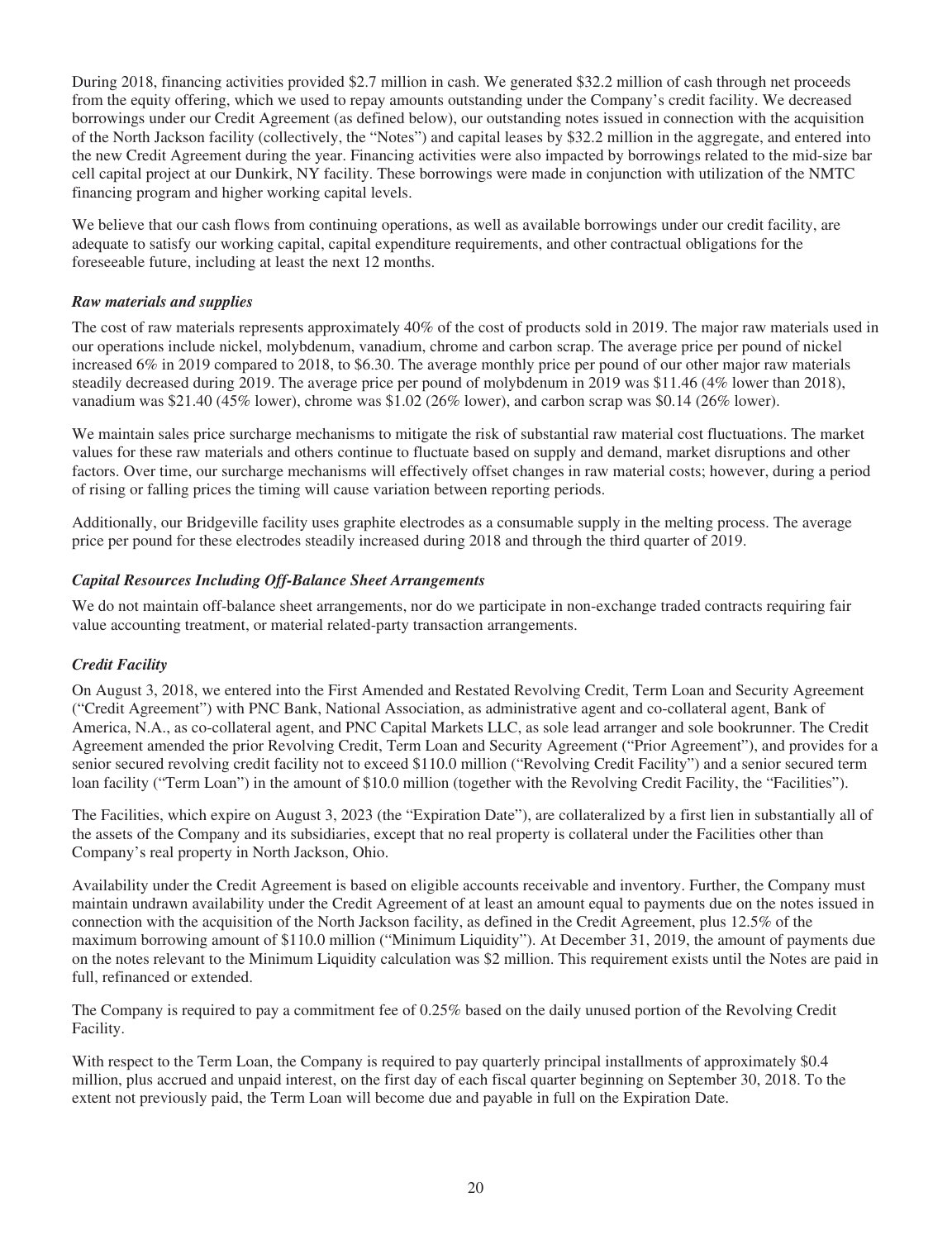During 2018, financing activities provided $2.7 million in cash. We generated $32.2 million of cash through net proceeds from the equity offering, which we used to repay amounts outstanding under the Company's credit facility. We decreased borrowings under our Credit Agreement (as defined below), our outstanding notes issued in connection with the acquisition of the North Jackson facility (collectively, the "Notes") and capital leases by $32.2 million in the aggregate, and entered into the new Credit Agreement during the year. Financing activities were also impacted by borrowings related to the mid-size bar cell capital project at our Dunkirk, NY facility. These borrowings were made in conjunction with utilization of the NMTC financing program and higher working capital levels.

We believe that our cash flows from continuing operations, as well as available borrowings under our credit facility, are adequate to satisfy our working capital, capital expenditure requirements, and other contractual obligations for the foreseeable future, including at least the next 12 months.

### *Raw materials and supplies*

The cost of raw materials represents approximately 40% of the cost of products sold in 2019. The major raw materials used in our operations include nickel, molybdenum, vanadium, chrome and carbon scrap. The average price per pound of nickel increased 6% in 2019 compared to 2018, to $6.30. The average monthly price per pound of our other major raw materials steadily decreased during 2019. The average price per pound of molybdenum in 2019 was $11.46 (4% lower than 2018), vanadium was $21.40 (45% lower), chrome was $1.02 (26% lower), and carbon scrap was $0.14 (26% lower).

We maintain sales price surcharge mechanisms to mitigate the risk of substantial raw material cost fluctuations. The market values for these raw materials and others continue to fluctuate based on supply and demand, market disruptions and other factors. Over time, our surcharge mechanisms will effectively offset changes in raw material costs; however, during a period of rising or falling prices the timing will cause variation between reporting periods.

Additionally, our Bridgeville facility uses graphite electrodes as a consumable supply in the melting process. The average price per pound for these electrodes steadily increased during 2018 and through the third quarter of 2019.

### *Capital Resources Including Off-Balance Sheet Arrangements*

We do not maintain off-balance sheet arrangements, nor do we participate in non-exchange traded contracts requiring fair value accounting treatment, or material related-party transaction arrangements.

### *Credit Facility*

On August 3, 2018, we entered into the First Amended and Restated Revolving Credit, Term Loan and Security Agreement ("Credit Agreement") with PNC Bank, National Association, as administrative agent and co-collateral agent, Bank of America, N.A., as co-collateral agent, and PNC Capital Markets LLC, as sole lead arranger and sole bookrunner. The Credit Agreement amended the prior Revolving Credit, Term Loan and Security Agreement ("Prior Agreement"), and provides for a senior secured revolving credit facility not to exceed $110.0 million ("Revolving Credit Facility") and a senior secured term loan facility ("Term Loan") in the amount of $10.0 million (together with the Revolving Credit Facility, the "Facilities").

The Facilities, which expire on August 3, 2023 (the "Expiration Date"), are collateralized by a first lien in substantially all of the assets of the Company and its subsidiaries, except that no real property is collateral under the Facilities other than Company's real property in North Jackson, Ohio.

Availability under the Credit Agreement is based on eligible accounts receivable and inventory. Further, the Company must maintain undrawn availability under the Credit Agreement of at least an amount equal to payments due on the notes issued in connection with the acquisition of the North Jackson facility, as defined in the Credit Agreement, plus 12.5% of the maximum borrowing amount of $110.0 million ("Minimum Liquidity"). At December 31, 2019, the amount of payments due on the notes relevant to the Minimum Liquidity calculation was $2 million. This requirement exists until the Notes are paid in full, refinanced or extended.

The Company is required to pay a commitment fee of 0.25% based on the daily unused portion of the Revolving Credit Facility.

With respect to the Term Loan, the Company is required to pay quarterly principal installments of approximately $0.4 million, plus accrued and unpaid interest, on the first day of each fiscal quarter beginning on September 30, 2018. To the extent not previously paid, the Term Loan will become due and payable in full on the Expiration Date.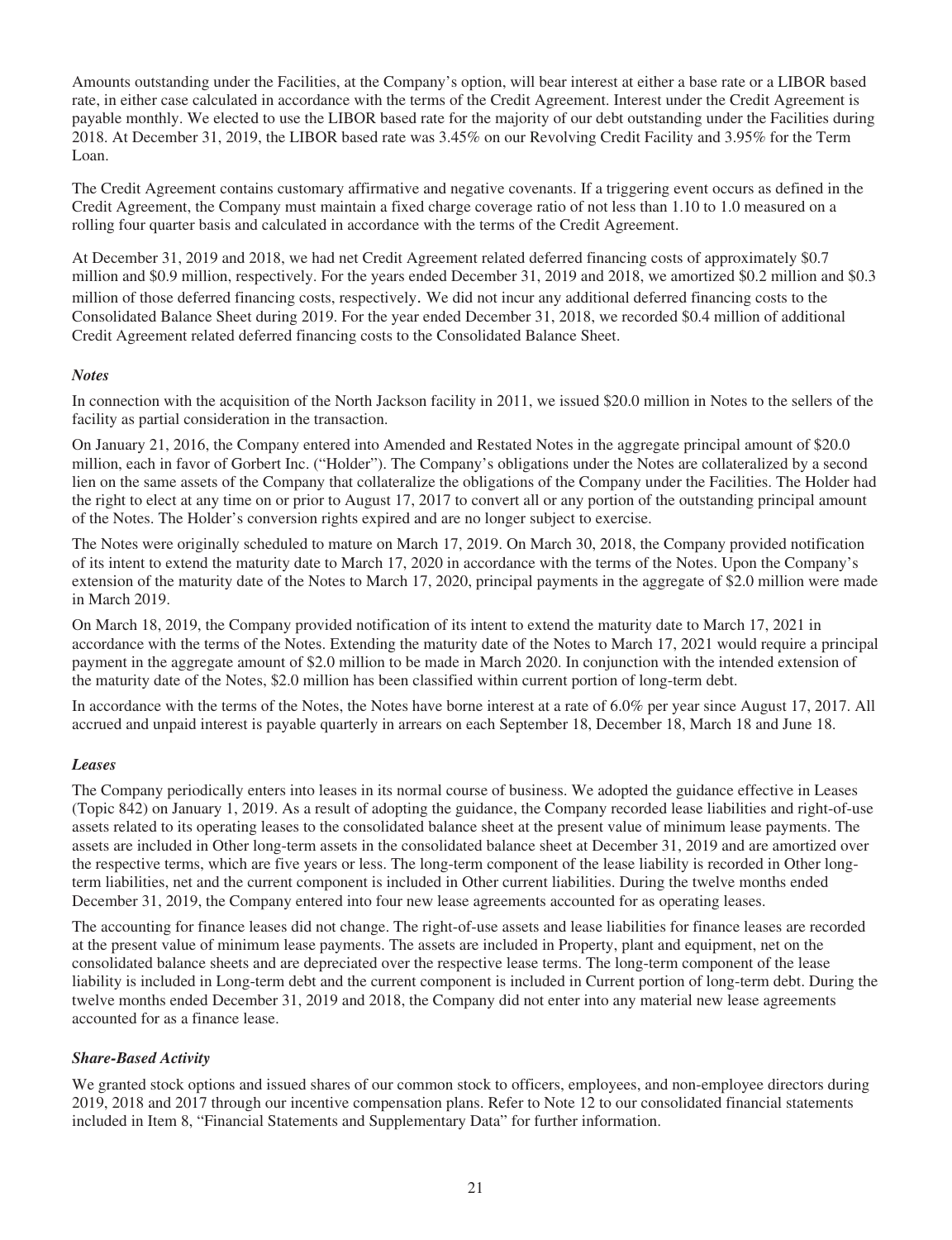Amounts outstanding under the Facilities, at the Company's option, will bear interest at either a base rate or a LIBOR based rate, in either case calculated in accordance with the terms of the Credit Agreement. Interest under the Credit Agreement is payable monthly. We elected to use the LIBOR based rate for the majority of our debt outstanding under the Facilities during 2018. At December 31, 2019, the LIBOR based rate was 3.45% on our Revolving Credit Facility and 3.95% for the Term Loan.

The Credit Agreement contains customary affirmative and negative covenants. If a triggering event occurs as defined in the Credit Agreement, the Company must maintain a fixed charge coverage ratio of not less than 1.10 to 1.0 measured on a rolling four quarter basis and calculated in accordance with the terms of the Credit Agreement.

At December 31, 2019 and 2018, we had net Credit Agreement related deferred financing costs of approximately $0.7 million and $0.9 million, respectively. For the years ended December 31, 2019 and 2018, we amortized $0.2 million and $0.3 million of those deferred financing costs, respectively. We did not incur any additional deferred financing costs to the Consolidated Balance Sheet during 2019. For the year ended December 31, 2018, we recorded $0.4 million of additional Credit Agreement related deferred financing costs to the Consolidated Balance Sheet.

### *Notes*

In connection with the acquisition of the North Jackson facility in 2011, we issued $20.0 million in Notes to the sellers of the facility as partial consideration in the transaction.

On January 21, 2016, the Company entered into Amended and Restated Notes in the aggregate principal amount of $20.0 million, each in favor of Gorbert Inc. ("Holder"). The Company's obligations under the Notes are collateralized by a second lien on the same assets of the Company that collateralize the obligations of the Company under the Facilities. The Holder had the right to elect at any time on or prior to August 17, 2017 to convert all or any portion of the outstanding principal amount of the Notes. The Holder's conversion rights expired and are no longer subject to exercise.

The Notes were originally scheduled to mature on March 17, 2019. On March 30, 2018, the Company provided notification of its intent to extend the maturity date to March 17, 2020 in accordance with the terms of the Notes. Upon the Company's extension of the maturity date of the Notes to March 17, 2020, principal payments in the aggregate of $2.0 million were made in March 2019.

On March 18, 2019, the Company provided notification of its intent to extend the maturity date to March 17, 2021 in accordance with the terms of the Notes. Extending the maturity date of the Notes to March 17, 2021 would require a principal payment in the aggregate amount of $2.0 million to be made in March 2020. In conjunction with the intended extension of the maturity date of the Notes, $2.0 million has been classified within current portion of long-term debt.

In accordance with the terms of the Notes, the Notes have borne interest at a rate of 6.0% per year since August 17, 2017. All accrued and unpaid interest is payable quarterly in arrears on each September 18, December 18, March 18 and June 18.

### *Leases*

The Company periodically enters into leases in its normal course of business. We adopted the guidance effective in Leases (Topic 842) on January 1, 2019. As a result of adopting the guidance, the Company recorded lease liabilities and right-of-use assets related to its operating leases to the consolidated balance sheet at the present value of minimum lease payments. The assets are included in Other long-term assets in the consolidated balance sheet at December 31, 2019 and are amortized over the respective terms, which are five years or less. The long-term component of the lease liability is recorded in Other long-term liabilities, net and the current component is included in Other current liabilities. During the twelve months ended December 31, 2019, the Company entered into four new lease agreements accounted for as operating leases.

The accounting for finance leases did not change. The right-of-use assets and lease liabilities for finance leases are recorded at the present value of minimum lease payments. The assets are included in Property, plant and equipment, net on the consolidated balance sheets and are depreciated over the respective lease terms. The long-term component of the lease liability is included in Long-term debt and the current component is included in Current portion of long-term debt. During the twelve months ended December 31, 2019 and 2018, the Company did not enter into any material new lease agreements accounted for as a finance lease.

### *Share-Based Activity*

We granted stock options and issued shares of our common stock to officers, employees, and non-employee directors during 2019, 2018 and 2017 through our incentive compensation plans. Refer to Note 12 to our consolidated financial statements included in Item 8, "Financial Statements and Supplementary Data" for further information.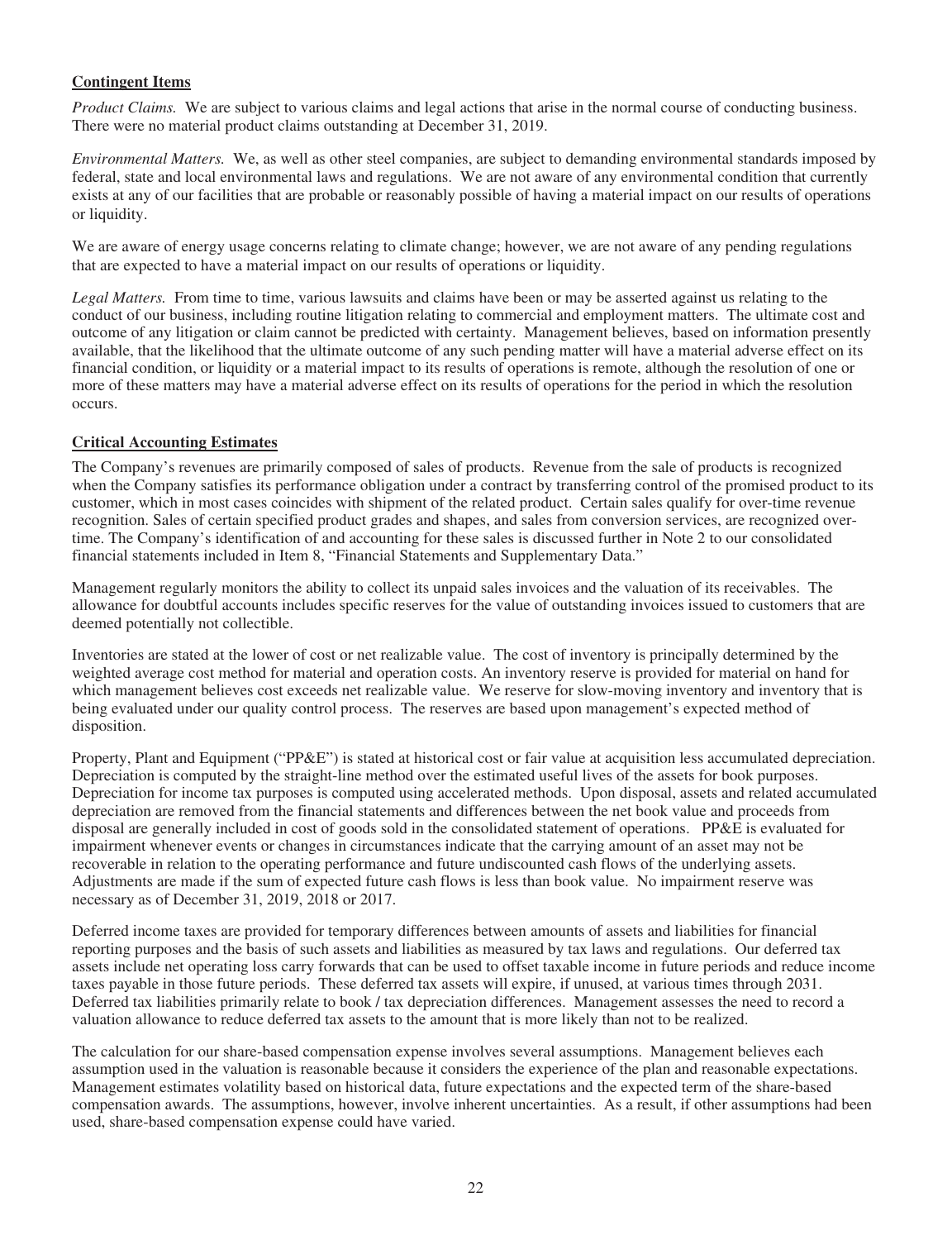**Contingent Items**

*Product Claims.* We are subject to various claims and legal actions that arise in the normal course of conducting business. There were no material product claims outstanding at December 31, 2019.

*Environmental Matters.* We, as well as other steel companies, are subject to demanding environmental standards imposed by federal, state and local environmental laws and regulations. We are not aware of any environmental condition that currently exists at any of our facilities that are probable or reasonably possible of having a material impact on our results of operations or liquidity.

We are aware of energy usage concerns relating to climate change; however, we are not aware of any pending regulations that are expected to have a material impact on our results of operations or liquidity.

*Legal Matters.* From time to time, various lawsuits and claims have been or may be asserted against us relating to the conduct of our business, including routine litigation relating to commercial and employment matters. The ultimate cost and outcome of any litigation or claim cannot be predicted with certainty. Management believes, based on information presently available, that the likelihood that the ultimate outcome of any such pending matter will have a material adverse effect on its financial condition, or liquidity or a material impact to its results of operations is remote, although the resolution of one or more of these matters may have a material adverse effect on its results of operations for the period in which the resolution occurs.

**Critical Accounting Estimates**

The Company's revenues are primarily composed of sales of products. Revenue from the sale of products is recognized when the Company satisfies its performance obligation under a contract by transferring control of the promised product to its customer, which in most cases coincides with shipment of the related product. Certain sales qualify for over-time revenue recognition. Sales of certain specified product grades and shapes, and sales from conversion services, are recognized over-time. The Company's identification of and accounting for these sales is discussed further in Note 2 to our consolidated financial statements included in Item 8, "Financial Statements and Supplementary Data."

Management regularly monitors the ability to collect its unpaid sales invoices and the valuation of its receivables. The allowance for doubtful accounts includes specific reserves for the value of outstanding invoices issued to customers that are deemed potentially not collectible.

Inventories are stated at the lower of cost or net realizable value. The cost of inventory is principally determined by the weighted average cost method for material and operation costs. An inventory reserve is provided for material on hand for which management believes cost exceeds net realizable value. We reserve for slow-moving inventory and inventory that is being evaluated under our quality control process. The reserves are based upon management's expected method of disposition.

Property, Plant and Equipment ("PP&E") is stated at historical cost or fair value at acquisition less accumulated depreciation. Depreciation is computed by the straight-line method over the estimated useful lives of the assets for book purposes. Depreciation for income tax purposes is computed using accelerated methods. Upon disposal, assets and related accumulated depreciation are removed from the financial statements and differences between the net book value and proceeds from disposal are generally included in cost of goods sold in the consolidated statement of operations. PP&E is evaluated for impairment whenever events or changes in circumstances indicate that the carrying amount of an asset may not be recoverable in relation to the operating performance and future undiscounted cash flows of the underlying assets. Adjustments are made if the sum of expected future cash flows is less than book value. No impairment reserve was necessary as of December 31, 2019, 2018 or 2017.

Deferred income taxes are provided for temporary differences between amounts of assets and liabilities for financial reporting purposes and the basis of such assets and liabilities as measured by tax laws and regulations. Our deferred tax assets include net operating loss carry forwards that can be used to offset taxable income in future periods and reduce income taxes payable in those future periods. These deferred tax assets will expire, if unused, at various times through 2031. Deferred tax liabilities primarily relate to book / tax depreciation differences. Management assesses the need to record a valuation allowance to reduce deferred tax assets to the amount that is more likely than not to be realized.

The calculation for our share-based compensation expense involves several assumptions. Management believes each assumption used in the valuation is reasonable because it considers the experience of the plan and reasonable expectations. Management estimates volatility based on historical data, future expectations and the expected term of the share-based compensation awards. The assumptions, however, involve inherent uncertainties. As a result, if other assumptions had been used, share-based compensation expense could have varied.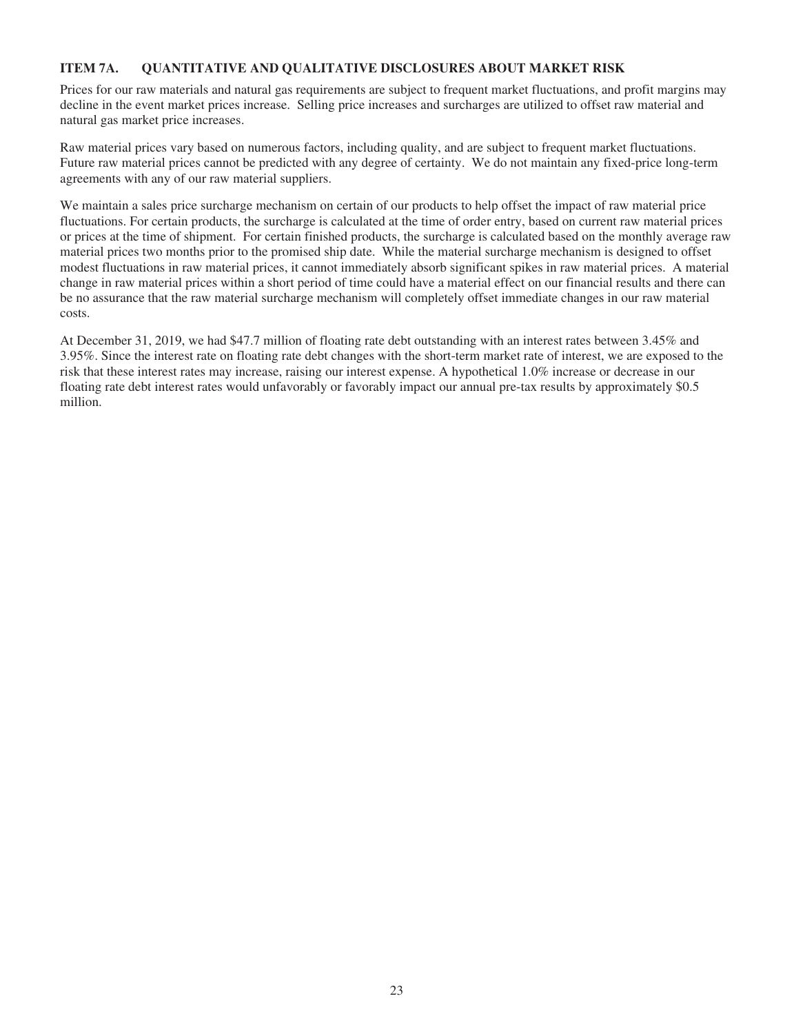## ITEM 7A. QUANTITATIVE AND QUALITATIVE DISCLOSURES ABOUT MARKET RISK

Prices for our raw materials and natural gas requirements are subject to frequent market fluctuations, and profit margins may decline in the event market prices increase. Selling price increases and surcharges are utilized to offset raw material and natural gas market price increases.

Raw material prices vary based on numerous factors, including quality, and are subject to frequent market fluctuations. Future raw material prices cannot be predicted with any degree of certainty. We do not maintain any fixed-price long-term agreements with any of our raw material suppliers.

We maintain a sales price surcharge mechanism on certain of our products to help offset the impact of raw material price fluctuations. For certain products, the surcharge is calculated at the time of order entry, based on current raw material prices or prices at the time of shipment. For certain finished products, the surcharge is calculated based on the monthly average raw material prices two months prior to the promised ship date. While the material surcharge mechanism is designed to offset modest fluctuations in raw material prices, it cannot immediately absorb significant spikes in raw material prices. A material change in raw material prices within a short period of time could have a material effect on our financial results and there can be no assurance that the raw material surcharge mechanism will completely offset immediate changes in our raw material costs.

At December 31, 2019, we had $47.7 million of floating rate debt outstanding with an interest rates between 3.45% and 3.95%. Since the interest rate on floating rate debt changes with the short-term market rate of interest, we are exposed to the risk that these interest rates may increase, raising our interest expense. A hypothetical 1.0% increase or decrease in our floating rate debt interest rates would unfavorably or favorably impact our annual pre-tax results by approximately $0.5 million.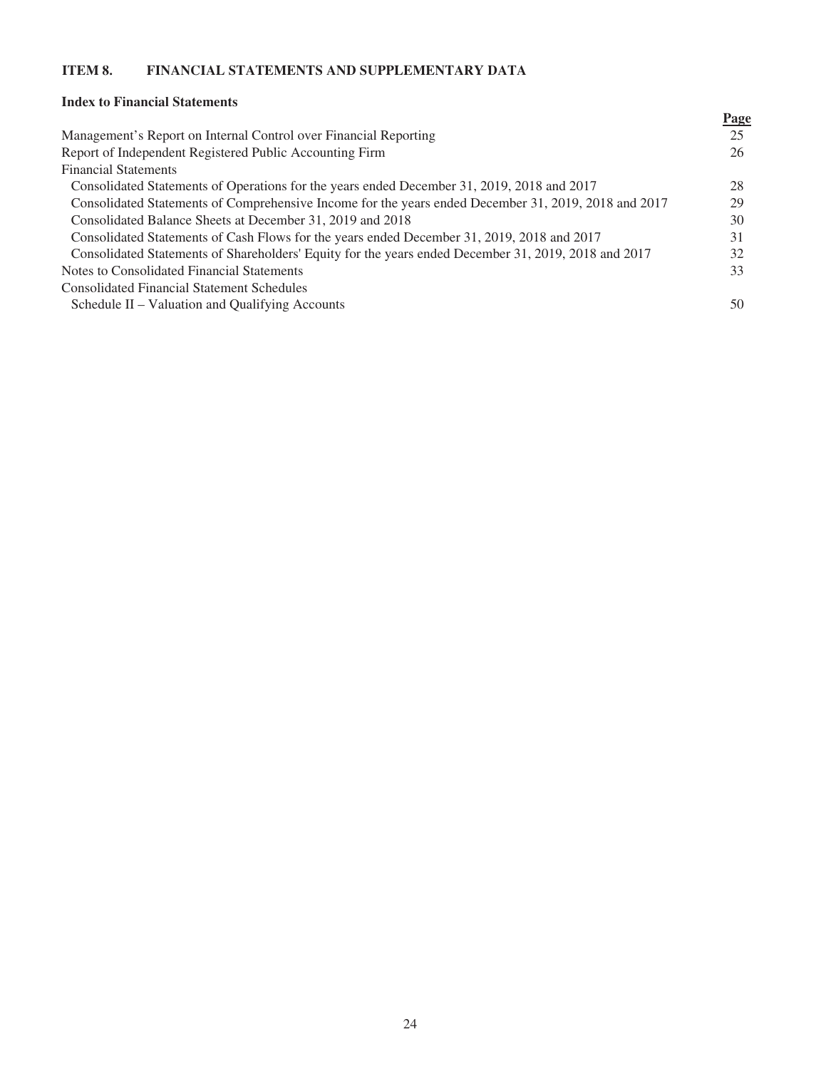## ITEM 8. FINANCIAL STATEMENTS AND SUPPLEMENTARY DATA

### Index to Financial Statements

| | Page |
|---|---|
| Management's Report on Internal Control over Financial Reporting | 25 |
| Report of Independent Registered Public Accounting Firm | 26 |
| Financial Statements | |
| Consolidated Statements of Operations for the years ended December 31, 2019, 2018 and 2017 | 28 |
| Consolidated Statements of Comprehensive Income for the years ended December 31, 2019, 2018 and 2017 | 29 |
| Consolidated Balance Sheets at December 31, 2019 and 2018 | 30 |
| Consolidated Statements of Cash Flows for the years ended December 31, 2019, 2018 and 2017 | 31 |
| Consolidated Statements of Shareholders' Equity for the years ended December 31, 2019, 2018 and 2017 | 32 |
| Notes to Consolidated Financial Statements | 33 |
| Consolidated Financial Statement Schedules | |
| Schedule II – Valuation and Qualifying Accounts | 50 |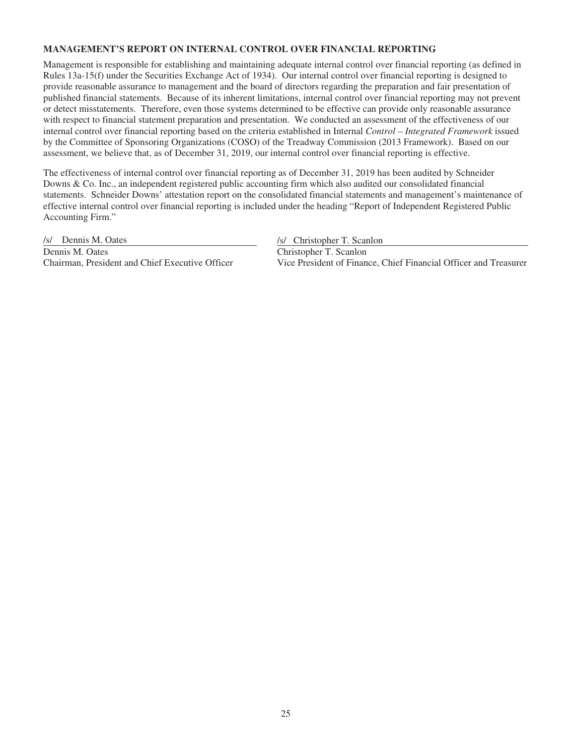## MANAGEMENT'S REPORT ON INTERNAL CONTROL OVER FINANCIAL REPORTING

Management is responsible for establishing and maintaining adequate internal control over financial reporting (as defined in Rules 13a-15(f) under the Securities Exchange Act of 1934). Our internal control over financial reporting is designed to provide reasonable assurance to management and the board of directors regarding the preparation and fair presentation of published financial statements. Because of its inherent limitations, internal control over financial reporting may not prevent or detect misstatements. Therefore, even those systems determined to be effective can provide only reasonable assurance with respect to financial statement preparation and presentation. We conducted an assessment of the effectiveness of our internal control over financial reporting based on the criteria established in Internal *Control – Integrated Framework* issued by the Committee of Sponsoring Organizations (COSO) of the Treadway Commission (2013 Framework). Based on our assessment, we believe that, as of December 31, 2019, our internal control over financial reporting is effective.

The effectiveness of internal control over financial reporting as of December 31, 2019 has been audited by Schneider Downs & Co. Inc., an independent registered public accounting firm which also audited our consolidated financial statements. Schneider Downs' attestation report on the consolidated financial statements and management's maintenance of effective internal control over financial reporting is included under the heading "Report of Independent Registered Public Accounting Firm."

/s/ Dennis M. Oates
Dennis M. Oates
Chairman, President and Chief Executive Officer

/s/ Christopher T. Scanlon
Christopher T. Scanlon
Vice President of Finance, Chief Financial Officer and Treasurer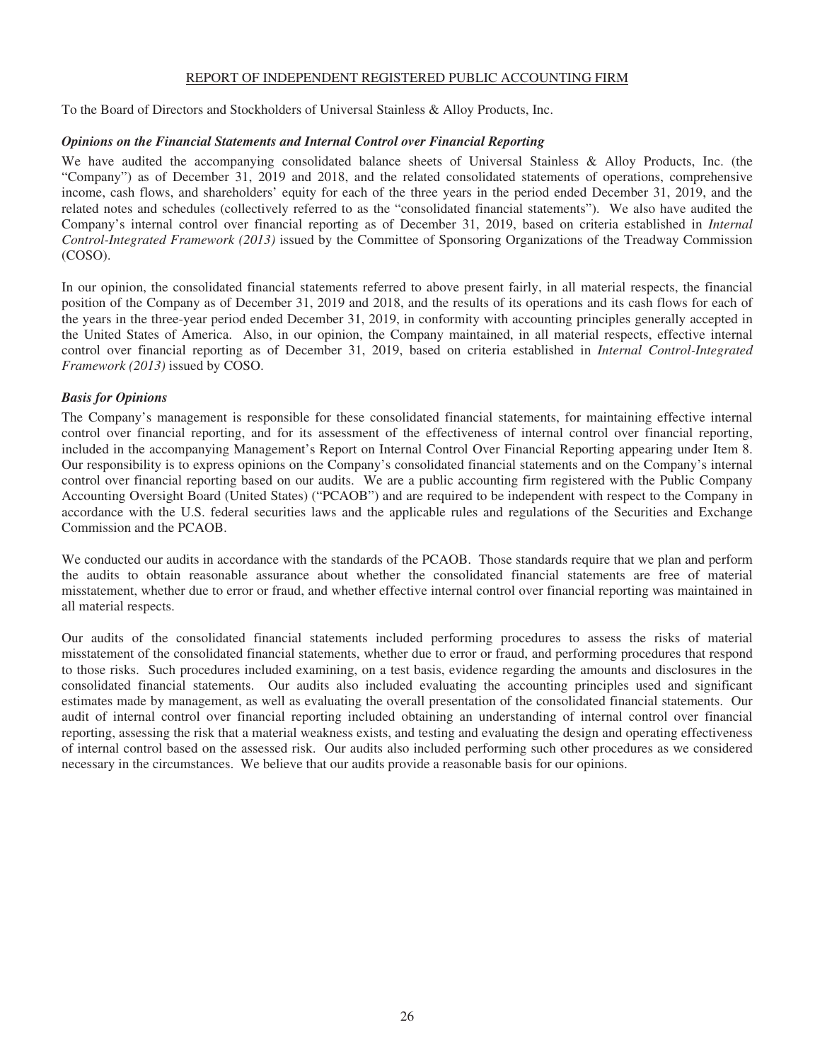## REPORT OF INDEPENDENT REGISTERED PUBLIC ACCOUNTING FIRM

To the Board of Directors and Stockholders of Universal Stainless & Alloy Products, Inc.

### *Opinions on the Financial Statements and Internal Control over Financial Reporting*

We have audited the accompanying consolidated balance sheets of Universal Stainless & Alloy Products, Inc. (the "Company") as of December 31, 2019 and 2018, and the related consolidated statements of operations, comprehensive income, cash flows, and shareholders' equity for each of the three years in the period ended December 31, 2019, and the related notes and schedules (collectively referred to as the "consolidated financial statements"). We also have audited the Company's internal control over financial reporting as of December 31, 2019, based on criteria established in *Internal Control-Integrated Framework (2013)* issued by the Committee of Sponsoring Organizations of the Treadway Commission (COSO).

In our opinion, the consolidated financial statements referred to above present fairly, in all material respects, the financial position of the Company as of December 31, 2019 and 2018, and the results of its operations and its cash flows for each of the years in the three-year period ended December 31, 2019, in conformity with accounting principles generally accepted in the United States of America. Also, in our opinion, the Company maintained, in all material respects, effective internal control over financial reporting as of December 31, 2019, based on criteria established in *Internal Control-Integrated Framework (2013)* issued by COSO.

### *Basis for Opinions*

The Company's management is responsible for these consolidated financial statements, for maintaining effective internal control over financial reporting, and for its assessment of the effectiveness of internal control over financial reporting, included in the accompanying Management's Report on Internal Control Over Financial Reporting appearing under Item 8. Our responsibility is to express opinions on the Company's consolidated financial statements and on the Company's internal control over financial reporting based on our audits. We are a public accounting firm registered with the Public Company Accounting Oversight Board (United States) ("PCAOB") and are required to be independent with respect to the Company in accordance with the U.S. federal securities laws and the applicable rules and regulations of the Securities and Exchange Commission and the PCAOB.

We conducted our audits in accordance with the standards of the PCAOB. Those standards require that we plan and perform the audits to obtain reasonable assurance about whether the consolidated financial statements are free of material misstatement, whether due to error or fraud, and whether effective internal control over financial reporting was maintained in all material respects.

Our audits of the consolidated financial statements included performing procedures to assess the risks of material misstatement of the consolidated financial statements, whether due to error or fraud, and performing procedures that respond to those risks. Such procedures included examining, on a test basis, evidence regarding the amounts and disclosures in the consolidated financial statements. Our audits also included evaluating the accounting principles used and significant estimates made by management, as well as evaluating the overall presentation of the consolidated financial statements. Our audit of internal control over financial reporting included obtaining an understanding of internal control over financial reporting, assessing the risk that a material weakness exists, and testing and evaluating the design and operating effectiveness of internal control based on the assessed risk. Our audits also included performing such other procedures as we considered necessary in the circumstances. We believe that our audits provide a reasonable basis for our opinions.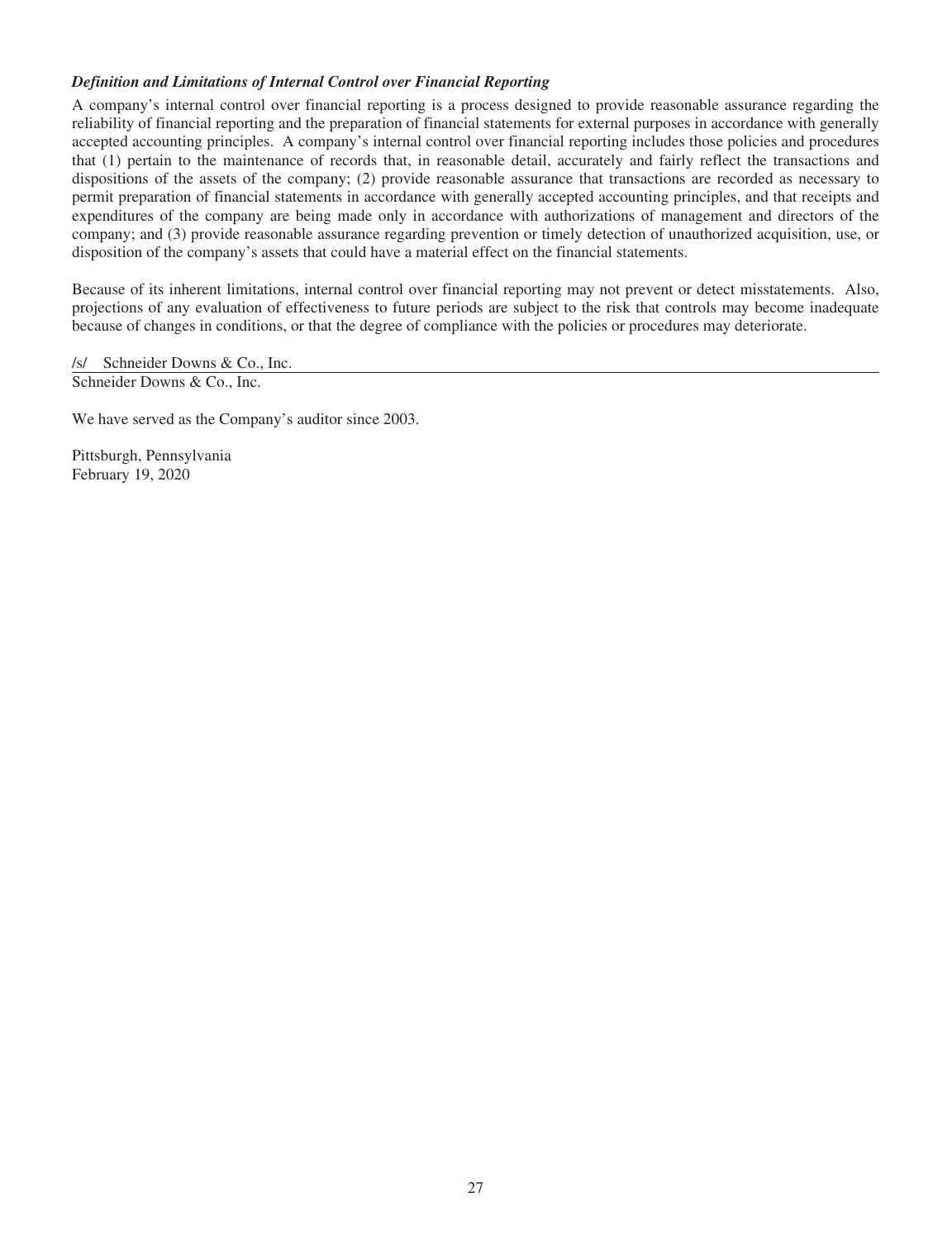### *Definition and Limitations of Internal Control over Financial Reporting*

A company's internal control over financial reporting is a process designed to provide reasonable assurance regarding the reliability of financial reporting and the preparation of financial statements for external purposes in accordance with generally accepted accounting principles. A company's internal control over financial reporting includes those policies and procedures that (1) pertain to the maintenance of records that, in reasonable detail, accurately and fairly reflect the transactions and dispositions of the assets of the company; (2) provide reasonable assurance that transactions are recorded as necessary to permit preparation of financial statements in accordance with generally accepted accounting principles, and that receipts and expenditures of the company are being made only in accordance with authorizations of management and directors of the company; and (3) provide reasonable assurance regarding prevention or timely detection of unauthorized acquisition, use, or disposition of the company's assets that could have a material effect on the financial statements.

Because of its inherent limitations, internal control over financial reporting may not prevent or detect misstatements. Also, projections of any evaluation of effectiveness to future periods are subject to the risk that controls may become inadequate because of changes in conditions, or that the degree of compliance with the policies or procedures may deteriorate.

/s/ Schneider Downs & Co., Inc.

Schneider Downs & Co., Inc.

We have served as the Company's auditor since 2003.

Pittsburgh, Pennsylvania
February 19, 2020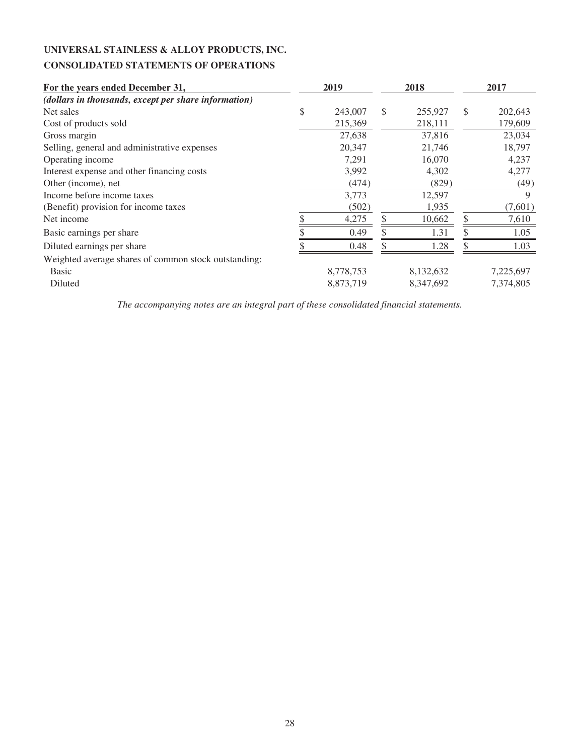**UNIVERSAL STAINLESS & ALLOY PRODUCTS, INC.**

**CONSOLIDATED STATEMENTS OF OPERATIONS**

| For the years ended December 31, | 2019 | 2018 | 2017 |
|---|---|---|---|
| *(dollars in thousands, except per share information)* | | | |
| Net sales | $ 243,007 | $ 255,927 | $ 202,643 |
| Cost of products sold | 215,369 | 218,111 | 179,609 |
| Gross margin | 27,638 | 37,816 | 23,034 |
| Selling, general and administrative expenses | 20,347 | 21,746 | 18,797 |
| Operating income | 7,291 | 16,070 | 4,237 |
| Interest expense and other financing costs | 3,992 | 4,302 | 4,277 |
| Other (income), net | (474) | (829) | (49) |
| Income before income taxes | 3,773 | 12,597 | 9 |
| (Benefit) provision for income taxes | (502) | 1,935 | (7,601) |
| Net income | $ 4,275 | $ 10,662 | $ 7,610 |
| Basic earnings per share | $ 0.49 | $ 1.31 | $ 1.05 |
| Diluted earnings per share | $ 0.48 | $ 1.28 | $ 1.03 |
| Weighted average shares of common stock outstanding: | | | |
| Basic | 8,778,753 | 8,132,632 | 7,225,697 |
| Diluted | 8,873,719 | 8,347,692 | 7,374,805 |

*The accompanying notes are an integral part of these consolidated financial statements.*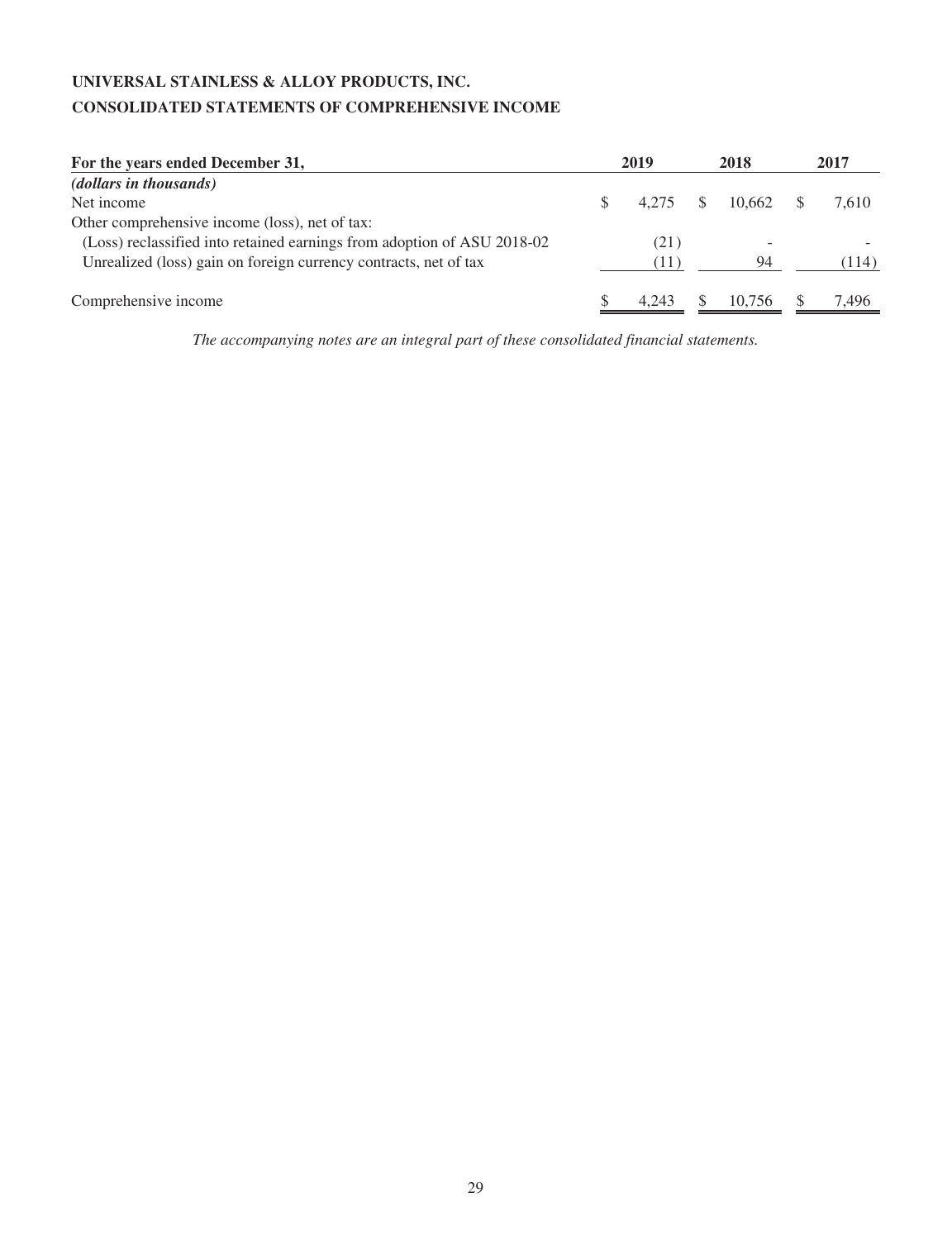**UNIVERSAL STAINLESS & ALLOY PRODUCTS, INC.**

**CONSOLIDATED STATEMENTS OF COMPREHENSIVE INCOME**

| For the years ended December 31, | 2019 | 2018 | 2017 |
|---|---|---|---|
| *(dollars in thousands)* | | | |
| Net income | $ 4,275 | $ 10,662 | $ 7,610 |
| Other comprehensive income (loss), net of tax: | | | |
| (Loss) reclassified into retained earnings from adoption of ASU 2018-02 | (21) | - | - |
| Unrealized (loss) gain on foreign currency contracts, net of tax | (11) | 94 | (114) |
| Comprehensive income | $ 4,243 | $ 10,756 | $ 7,496 |

*The accompanying notes are an integral part of these consolidated financial statements.*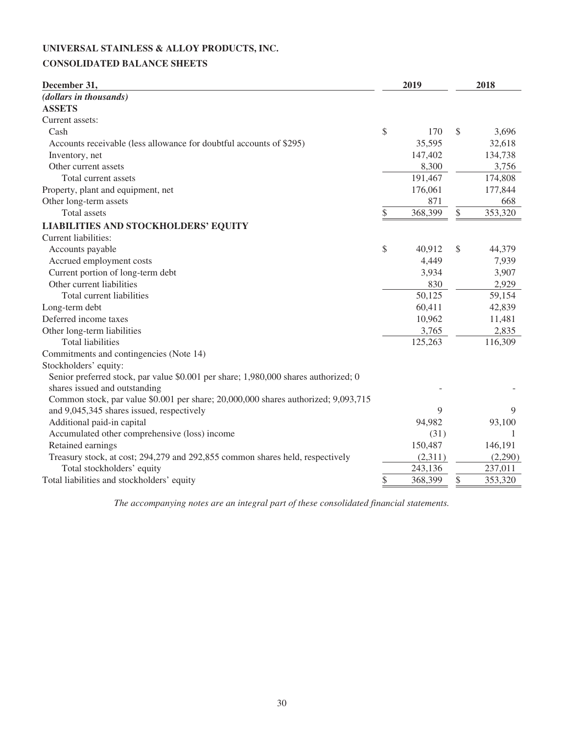**UNIVERSAL STAINLESS & ALLOY PRODUCTS, INC.**

**CONSOLIDATED BALANCE SHEETS**

| December 31, | 2019 | 2018 |
|---|---|---|
| *(dollars in thousands)* | | |
| **ASSETS** | | |
| Current assets: | | |
| Cash | $ 170 | $ 3,696 |
| Accounts receivable (less allowance for doubtful accounts of $295) | 35,595 | 32,618 |
| Inventory, net | 147,402 | 134,738 |
| Other current assets | 8,300 | 3,756 |
| Total current assets | 191,467 | 174,808 |
| Property, plant and equipment, net | 176,061 | 177,844 |
| Other long-term assets | 871 | 668 |
| Total assets | $ 368,399 | $ 353,320 |
| **LIABILITIES AND STOCKHOLDERS' EQUITY** | | |
| Current liabilities: | | |
| Accounts payable | $ 40,912 | $ 44,379 |
| Accrued employment costs | 4,449 | 7,939 |
| Current portion of long-term debt | 3,934 | 3,907 |
| Other current liabilities | 830 | 2,929 |
| Total current liabilities | 50,125 | 59,154 |
| Long-term debt | 60,411 | 42,839 |
| Deferred income taxes | 10,962 | 11,481 |
| Other long-term liabilities | 3,765 | 2,835 |
| Total liabilities | 125,263 | 116,309 |
| Commitments and contingencies (Note 14) | | |
| Stockholders' equity: | | |
| Senior preferred stock, par value $0.001 per share; 1,980,000 shares authorized; 0 shares issued and outstanding | - | - |
| Common stock, par value $0.001 per share; 20,000,000 shares authorized; 9,093,715 and 9,045,345 shares issued, respectively | 9 | 9 |
| Additional paid-in capital | 94,982 | 93,100 |
| Accumulated other comprehensive (loss) income | (31) | 1 |
| Retained earnings | 150,487 | 146,191 |
| Treasury stock, at cost; 294,279 and 292,855 common shares held, respectively | (2,311) | (2,290) |
| Total stockholders' equity | 243,136 | 237,011 |
| Total liabilities and stockholders' equity | $ 368,399 | $ 353,320 |

*The accompanying notes are an integral part of these consolidated financial statements.*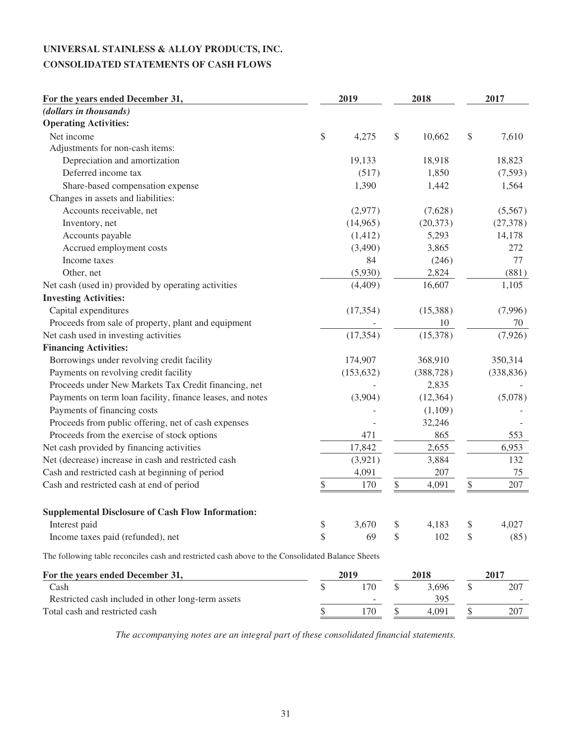**UNIVERSAL STAINLESS & ALLOY PRODUCTS, INC.**

**CONSOLIDATED STATEMENTS OF CASH FLOWS**

| For the years ended December 31, | 2019 | 2018 | 2017 |
|---|---|---|---|
| *(dollars in thousands)* | | | |
| **Operating Activities:** | | | |
| Net income | $ 4,275 | $ 10,662 | $ 7,610 |
| Adjustments for non-cash items: | | | |
| Depreciation and amortization | 19,133 | 18,918 | 18,823 |
| Deferred income tax | (517) | 1,850 | (7,593) |
| Share-based compensation expense | 1,390 | 1,442 | 1,564 |
| Changes in assets and liabilities: | | | |
| Accounts receivable, net | (2,977) | (7,628) | (5,567) |
| Inventory, net | (14,965) | (20,373) | (27,378) |
| Accounts payable | (1,412) | 5,293 | 14,178 |
| Accrued employment costs | (3,490) | 3,865 | 272 |
| Income taxes | 84 | (246) | 77 |
| Other, net | (5,930) | 2,824 | (881) |
| Net cash (used in) provided by operating activities | (4,409) | 16,607 | 1,105 |
| **Investing Activities:** | | | |
| Capital expenditures | (17,354) | (15,388) | (7,996) |
| Proceeds from sale of property, plant and equipment | - | 10 | 70 |
| Net cash used in investing activities | (17,354) | (15,378) | (7,926) |
| **Financing Activities:** | | | |
| Borrowings under revolving credit facility | 174,907 | 368,910 | 350,314 |
| Payments on revolving credit facility | (153,632) | (388,728) | (338,836) |
| Proceeds under New Markets Tax Credit financing, net | - | 2,835 | - |
| Payments on term loan facility, finance leases, and notes | (3,904) | (12,364) | (5,078) |
| Payments of financing costs | - | (1,109) | - |
| Proceeds from public offering, net of cash expenses | - | 32,246 | - |
| Proceeds from the exercise of stock options | 471 | 865 | 553 |
| Net cash provided by financing activities | 17,842 | 2,655 | 6,953 |
| Net (decrease) increase in cash and restricted cash | (3,921) | 3,884 | 132 |
| Cash and restricted cash at beginning of period | 4,091 | 207 | 75 |
| Cash and restricted cash at end of period | $ 170 | $ 4,091 | $ 207 |
| | | | |
| **Supplemental Disclosure of Cash Flow Information:** | | | |
| Interest paid | $ 3,670 | $ 4,183 | $ 4,027 |
| Income taxes paid (refunded), net | $ 69 | $ 102 | $ (85) |

The following table reconciles cash and restricted cash above to the Consolidated Balance Sheets

| For the years ended December 31, | 2019 | 2018 | 2017 |
|---|---|---|---|
| Cash | $ 170 | $ 3,696 | $ 207 |
| Restricted cash included in other long-term assets | - | 395 | - |
| Total cash and restricted cash | $ 170 | $ 4,091 | $ 207 |

*The accompanying notes are an integral part of these consolidated financial statements.*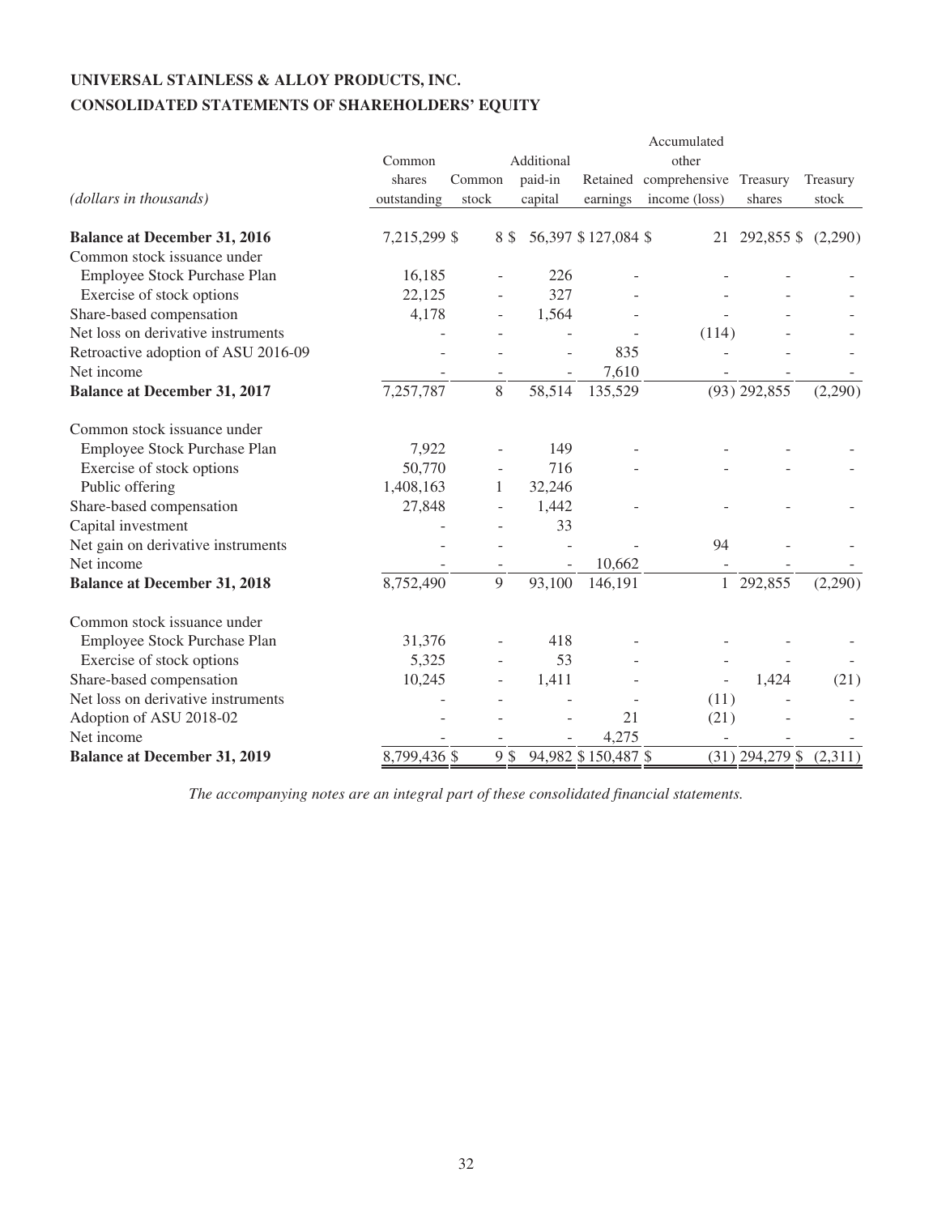# UNIVERSAL STAINLESS & ALLOY PRODUCTS, INC.

## CONSOLIDATED STATEMENTS OF SHAREHOLDERS' EQUITY

| *(dollars in thousands)* | Common shares outstanding | Common stock | Additional paid-in capital | Retained earnings | Accumulated other comprehensive income (loss) | Treasury shares | Treasury stock |
|---|---|---|---|---|---|---|---|
| **Balance at December 31, 2016** | 7,215,299 | $ 8 | $ 56,397 | $ 127,084 | $ 21 | 292,855 | $ (2,290) |
| Common stock issuance under | | | | | | | |
| Employee Stock Purchase Plan | 16,185 | - | 226 | - | - | - | - |
| Exercise of stock options | 22,125 | - | 327 | - | - | - | - |
| Share-based compensation | 4,178 | - | 1,564 | - | - | - | - |
| Net loss on derivative instruments | - | - | - | - | (114) | - | - |
| Retroactive adoption of ASU 2016-09 | - | - | - | 835 | - | - | - |
| Net income | - | - | - | 7,610 | - | - | - |
| **Balance at December 31, 2017** | 7,257,787 | 8 | 58,514 | 135,529 | (93) | 292,855 | (2,290) |
| Common stock issuance under | | | | | | | |
| Employee Stock Purchase Plan | 7,922 | - | 149 | - | - | - | - |
| Exercise of stock options | 50,770 | - | 716 | - | - | - | - |
| Public offering | 1,408,163 | 1 | 32,246 | | | | |
| Share-based compensation | 27,848 | - | 1,442 | - | - | - | - |
| Capital investment | - | - | 33 | | | | |
| Net gain on derivative instruments | - | - | - | - | 94 | - | - |
| Net income | - | - | - | 10,662 | - | - | - |
| **Balance at December 31, 2018** | 8,752,490 | 9 | 93,100 | 146,191 | 1 | 292,855 | (2,290) |
| Common stock issuance under | | | | | | | |
| Employee Stock Purchase Plan | 31,376 | - | 418 | - | - | - | - |
| Exercise of stock options | 5,325 | - | 53 | - | - | - | - |
| Share-based compensation | 10,245 | - | 1,411 | - | - | 1,424 | (21) |
| Net loss on derivative instruments | - | - | - | - | (11) | - | - |
| Adoption of ASU 2018-02 | - | - | - | 21 | (21) | - | - |
| Net income | - | - | - | 4,275 | - | - | - |
| **Balance at December 31, 2019** | 8,799,436 | $ 9 | $ 94,982 | $ 150,487 | $ (31) | 294,279 | $ (2,311) |

*The accompanying notes are an integral part of these consolidated financial statements.*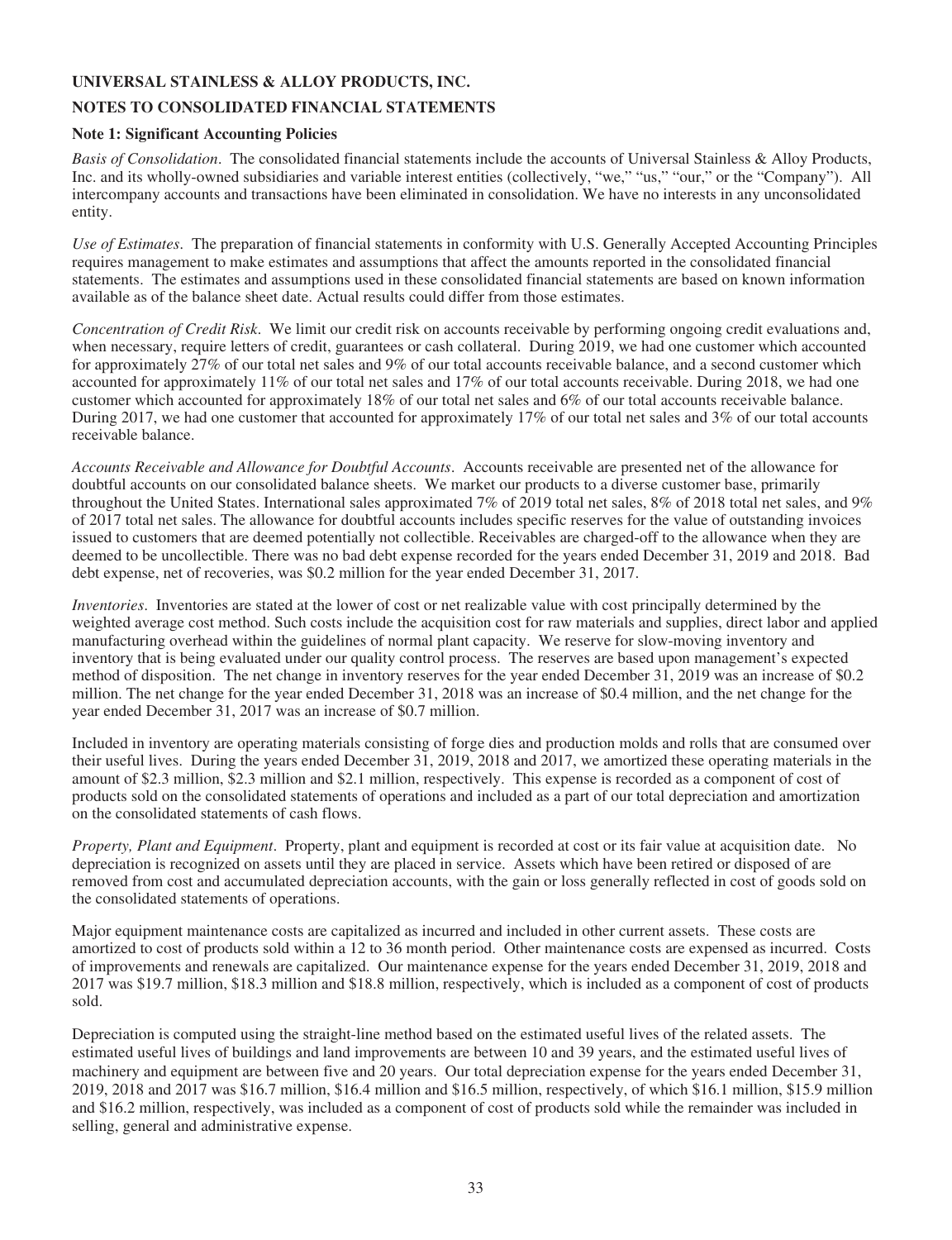**UNIVERSAL STAINLESS & ALLOY PRODUCTS, INC.**

**NOTES TO CONSOLIDATED FINANCIAL STATEMENTS**

**Note 1: Significant Accounting Policies**

*Basis of Consolidation*. The consolidated financial statements include the accounts of Universal Stainless & Alloy Products, Inc. and its wholly-owned subsidiaries and variable interest entities (collectively, "we," "us," "our," or the "Company"). All intercompany accounts and transactions have been eliminated in consolidation. We have no interests in any unconsolidated entity.

*Use of Estimates*. The preparation of financial statements in conformity with U.S. Generally Accepted Accounting Principles requires management to make estimates and assumptions that affect the amounts reported in the consolidated financial statements. The estimates and assumptions used in these consolidated financial statements are based on known information available as of the balance sheet date. Actual results could differ from those estimates.

*Concentration of Credit Risk*. We limit our credit risk on accounts receivable by performing ongoing credit evaluations and, when necessary, require letters of credit, guarantees or cash collateral. During 2019, we had one customer which accounted for approximately 27% of our total net sales and 9% of our total accounts receivable balance, and a second customer which accounted for approximately 11% of our total net sales and 17% of our total accounts receivable. During 2018, we had one customer which accounted for approximately 18% of our total net sales and 6% of our total accounts receivable balance. During 2017, we had one customer that accounted for approximately 17% of our total net sales and 3% of our total accounts receivable balance.

*Accounts Receivable and Allowance for Doubtful Accounts*. Accounts receivable are presented net of the allowance for doubtful accounts on our consolidated balance sheets. We market our products to a diverse customer base, primarily throughout the United States. International sales approximated 7% of 2019 total net sales, 8% of 2018 total net sales, and 9% of 2017 total net sales. The allowance for doubtful accounts includes specific reserves for the value of outstanding invoices issued to customers that are deemed potentially not collectible. Receivables are charged-off to the allowance when they are deemed to be uncollectible. There was no bad debt expense recorded for the years ended December 31, 2019 and 2018. Bad debt expense, net of recoveries, was $0.2 million for the year ended December 31, 2017.

*Inventories*. Inventories are stated at the lower of cost or net realizable value with cost principally determined by the weighted average cost method. Such costs include the acquisition cost for raw materials and supplies, direct labor and applied manufacturing overhead within the guidelines of normal plant capacity. We reserve for slow-moving inventory and inventory that is being evaluated under our quality control process. The reserves are based upon management's expected method of disposition. The net change in inventory reserves for the year ended December 31, 2019 was an increase of $0.2 million. The net change for the year ended December 31, 2018 was an increase of $0.4 million, and the net change for the year ended December 31, 2017 was an increase of $0.7 million.

Included in inventory are operating materials consisting of forge dies and production molds and rolls that are consumed over their useful lives. During the years ended December 31, 2019, 2018 and 2017, we amortized these operating materials in the amount of $2.3 million, $2.3 million and $2.1 million, respectively. This expense is recorded as a component of cost of products sold on the consolidated statements of operations and included as a part of our total depreciation and amortization on the consolidated statements of cash flows.

*Property, Plant and Equipment*. Property, plant and equipment is recorded at cost or its fair value at acquisition date. No depreciation is recognized on assets until they are placed in service. Assets which have been retired or disposed of are removed from cost and accumulated depreciation accounts, with the gain or loss generally reflected in cost of goods sold on the consolidated statements of operations.

Major equipment maintenance costs are capitalized as incurred and included in other current assets. These costs are amortized to cost of products sold within a 12 to 36 month period. Other maintenance costs are expensed as incurred. Costs of improvements and renewals are capitalized. Our maintenance expense for the years ended December 31, 2019, 2018 and 2017 was $19.7 million, $18.3 million and $18.8 million, respectively, which is included as a component of cost of products sold.

Depreciation is computed using the straight-line method based on the estimated useful lives of the related assets. The estimated useful lives of buildings and land improvements are between 10 and 39 years, and the estimated useful lives of machinery and equipment are between five and 20 years. Our total depreciation expense for the years ended December 31, 2019, 2018 and 2017 was $16.7 million, $16.4 million and $16.5 million, respectively, of which $16.1 million, $15.9 million and $16.2 million, respectively, was included as a component of cost of products sold while the remainder was included in selling, general and administrative expense.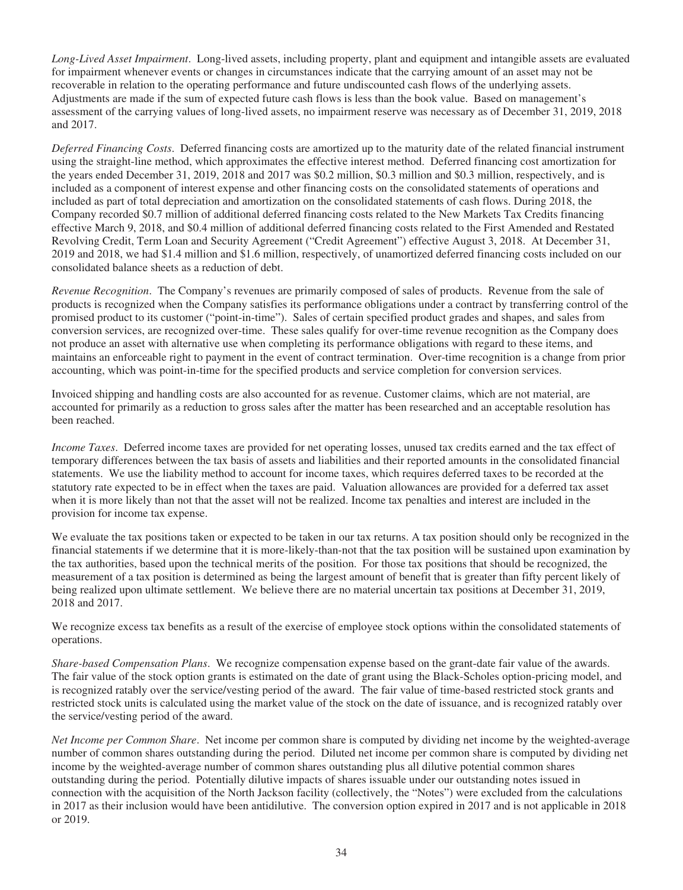*Long-Lived Asset Impairment*. Long-lived assets, including property, plant and equipment and intangible assets are evaluated for impairment whenever events or changes in circumstances indicate that the carrying amount of an asset may not be recoverable in relation to the operating performance and future undiscounted cash flows of the underlying assets. Adjustments are made if the sum of expected future cash flows is less than the book value. Based on management's assessment of the carrying values of long-lived assets, no impairment reserve was necessary as of December 31, 2019, 2018 and 2017.

*Deferred Financing Costs*. Deferred financing costs are amortized up to the maturity date of the related financial instrument using the straight-line method, which approximates the effective interest method. Deferred financing cost amortization for the years ended December 31, 2019, 2018 and 2017 was $0.2 million, $0.3 million and $0.3 million, respectively, and is included as a component of interest expense and other financing costs on the consolidated statements of operations and included as part of total depreciation and amortization on the consolidated statements of cash flows. During 2018, the Company recorded $0.7 million of additional deferred financing costs related to the New Markets Tax Credits financing effective March 9, 2018, and $0.4 million of additional deferred financing costs related to the First Amended and Restated Revolving Credit, Term Loan and Security Agreement ("Credit Agreement") effective August 3, 2018. At December 31, 2019 and 2018, we had $1.4 million and $1.6 million, respectively, of unamortized deferred financing costs included on our consolidated balance sheets as a reduction of debt.

*Revenue Recognition*. The Company's revenues are primarily composed of sales of products. Revenue from the sale of products is recognized when the Company satisfies its performance obligations under a contract by transferring control of the promised product to its customer ("point-in-time"). Sales of certain specified product grades and shapes, and sales from conversion services, are recognized over-time. These sales qualify for over-time revenue recognition as the Company does not produce an asset with alternative use when completing its performance obligations with regard to these items, and maintains an enforceable right to payment in the event of contract termination. Over-time recognition is a change from prior accounting, which was point-in-time for the specified products and service completion for conversion services.

Invoiced shipping and handling costs are also accounted for as revenue. Customer claims, which are not material, are accounted for primarily as a reduction to gross sales after the matter has been researched and an acceptable resolution has been reached.

*Income Taxes*. Deferred income taxes are provided for net operating losses, unused tax credits earned and the tax effect of temporary differences between the tax basis of assets and liabilities and their reported amounts in the consolidated financial statements. We use the liability method to account for income taxes, which requires deferred taxes to be recorded at the statutory rate expected to be in effect when the taxes are paid. Valuation allowances are provided for a deferred tax asset when it is more likely than not that the asset will not be realized. Income tax penalties and interest are included in the provision for income tax expense.

We evaluate the tax positions taken or expected to be taken in our tax returns. A tax position should only be recognized in the financial statements if we determine that it is more-likely-than-not that the tax position will be sustained upon examination by the tax authorities, based upon the technical merits of the position. For those tax positions that should be recognized, the measurement of a tax position is determined as being the largest amount of benefit that is greater than fifty percent likely of being realized upon ultimate settlement. We believe there are no material uncertain tax positions at December 31, 2019, 2018 and 2017.

We recognize excess tax benefits as a result of the exercise of employee stock options within the consolidated statements of operations.

*Share-based Compensation Plans*. We recognize compensation expense based on the grant-date fair value of the awards. The fair value of the stock option grants is estimated on the date of grant using the Black-Scholes option-pricing model, and is recognized ratably over the service/vesting period of the award. The fair value of time-based restricted stock grants and restricted stock units is calculated using the market value of the stock on the date of issuance, and is recognized ratably over the service/vesting period of the award.

*Net Income per Common Share*. Net income per common share is computed by dividing net income by the weighted-average number of common shares outstanding during the period. Diluted net income per common share is computed by dividing net income by the weighted-average number of common shares outstanding plus all dilutive potential common shares outstanding during the period. Potentially dilutive impacts of shares issuable under our outstanding notes issued in connection with the acquisition of the North Jackson facility (collectively, the "Notes") were excluded from the calculations in 2017 as their inclusion would have been antidilutive. The conversion option expired in 2017 and is not applicable in 2018 or 2019.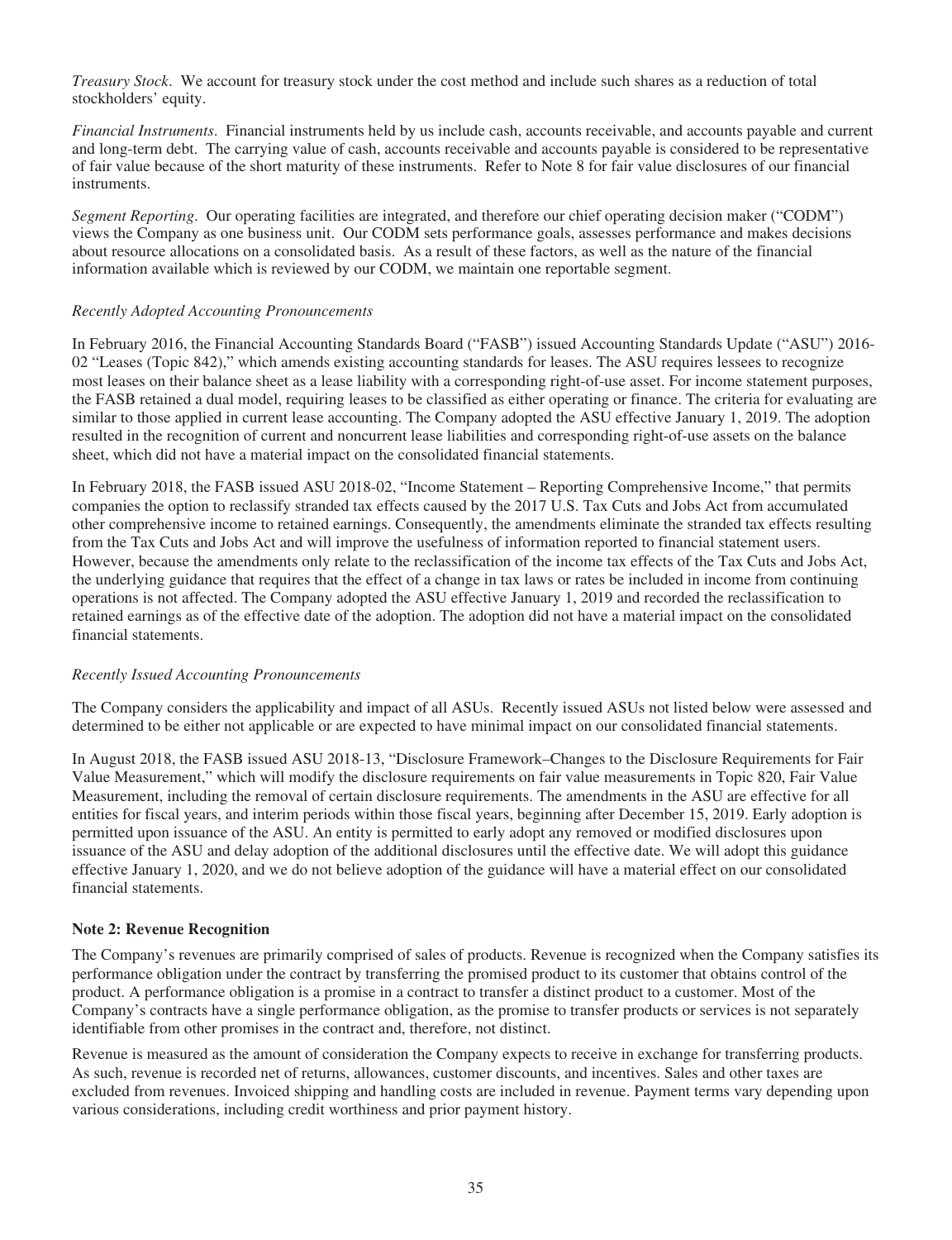*Treasury Stock*. We account for treasury stock under the cost method and include such shares as a reduction of total stockholders' equity.

*Financial Instruments*. Financial instruments held by us include cash, accounts receivable, and accounts payable and current and long-term debt. The carrying value of cash, accounts receivable and accounts payable is considered to be representative of fair value because of the short maturity of these instruments. Refer to Note 8 for fair value disclosures of our financial instruments.

*Segment Reporting*. Our operating facilities are integrated, and therefore our chief operating decision maker ("CODM") views the Company as one business unit. Our CODM sets performance goals, assesses performance and makes decisions about resource allocations on a consolidated basis. As a result of these factors, as well as the nature of the financial information available which is reviewed by our CODM, we maintain one reportable segment.

*Recently Adopted Accounting Pronouncements*

In February 2016, the Financial Accounting Standards Board ("FASB") issued Accounting Standards Update ("ASU") 2016-02 "Leases (Topic 842)," which amends existing accounting standards for leases. The ASU requires lessees to recognize most leases on their balance sheet as a lease liability with a corresponding right-of-use asset. For income statement purposes, the FASB retained a dual model, requiring leases to be classified as either operating or finance. The criteria for evaluating are similar to those applied in current lease accounting. The Company adopted the ASU effective January 1, 2019. The adoption resulted in the recognition of current and noncurrent lease liabilities and corresponding right-of-use assets on the balance sheet, which did not have a material impact on the consolidated financial statements.

In February 2018, the FASB issued ASU 2018-02, "Income Statement – Reporting Comprehensive Income," that permits companies the option to reclassify stranded tax effects caused by the 2017 U.S. Tax Cuts and Jobs Act from accumulated other comprehensive income to retained earnings. Consequently, the amendments eliminate the stranded tax effects resulting from the Tax Cuts and Jobs Act and will improve the usefulness of information reported to financial statement users. However, because the amendments only relate to the reclassification of the income tax effects of the Tax Cuts and Jobs Act, the underlying guidance that requires that the effect of a change in tax laws or rates be included in income from continuing operations is not affected. The Company adopted the ASU effective January 1, 2019 and recorded the reclassification to retained earnings as of the effective date of the adoption. The adoption did not have a material impact on the consolidated financial statements.

*Recently Issued Accounting Pronouncements*

The Company considers the applicability and impact of all ASUs. Recently issued ASUs not listed below were assessed and determined to be either not applicable or are expected to have minimal impact on our consolidated financial statements.

In August 2018, the FASB issued ASU 2018-13, "Disclosure Framework–Changes to the Disclosure Requirements for Fair Value Measurement," which will modify the disclosure requirements on fair value measurements in Topic 820, Fair Value Measurement, including the removal of certain disclosure requirements. The amendments in the ASU are effective for all entities for fiscal years, and interim periods within those fiscal years, beginning after December 15, 2019. Early adoption is permitted upon issuance of the ASU. An entity is permitted to early adopt any removed or modified disclosures upon issuance of the ASU and delay adoption of the additional disclosures until the effective date. We will adopt this guidance effective January 1, 2020, and we do not believe adoption of the guidance will have a material effect on our consolidated financial statements.

**Note 2: Revenue Recognition**

The Company's revenues are primarily comprised of sales of products. Revenue is recognized when the Company satisfies its performance obligation under the contract by transferring the promised product to its customer that obtains control of the product. A performance obligation is a promise in a contract to transfer a distinct product to a customer. Most of the Company's contracts have a single performance obligation, as the promise to transfer products or services is not separately identifiable from other promises in the contract and, therefore, not distinct.

Revenue is measured as the amount of consideration the Company expects to receive in exchange for transferring products. As such, revenue is recorded net of returns, allowances, customer discounts, and incentives. Sales and other taxes are excluded from revenues. Invoiced shipping and handling costs are included in revenue. Payment terms vary depending upon various considerations, including credit worthiness and prior payment history.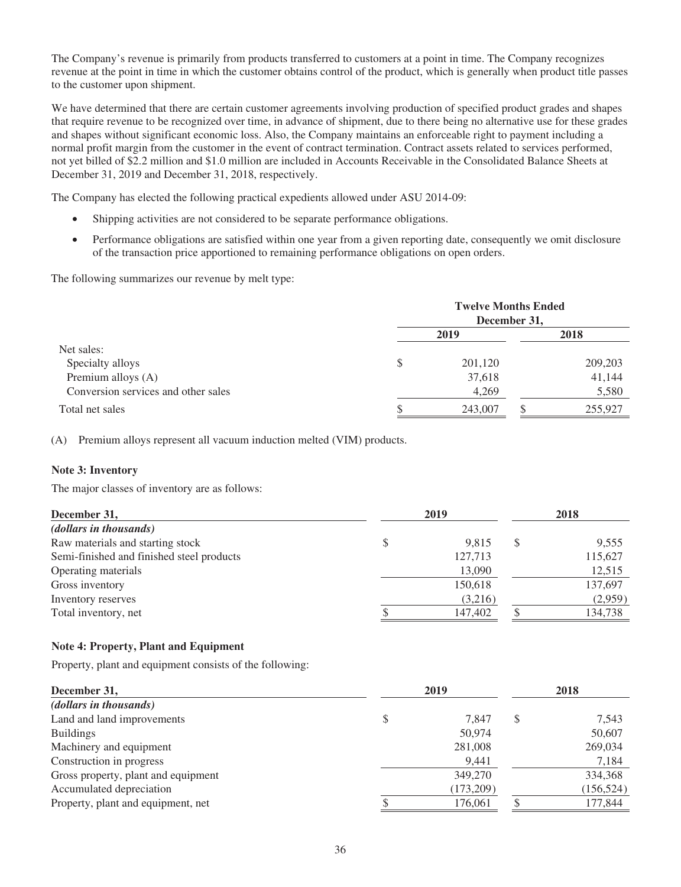The Company's revenue is primarily from products transferred to customers at a point in time. The Company recognizes revenue at the point in time in which the customer obtains control of the product, which is generally when product title passes to the customer upon shipment.

We have determined that there are certain customer agreements involving production of specified product grades and shapes that require revenue to be recognized over time, in advance of shipment, due to there being no alternative use for these grades and shapes without significant economic loss. Also, the Company maintains an enforceable right to payment including a normal profit margin from the customer in the event of contract termination. Contract assets related to services performed, not yet billed of $2.2 million and $1.0 million are included in Accounts Receivable in the Consolidated Balance Sheets at December 31, 2019 and December 31, 2018, respectively.

The Company has elected the following practical expedients allowed under ASU 2014-09:

- Shipping activities are not considered to be separate performance obligations.
- Performance obligations are satisfied within one year from a given reporting date, consequently we omit disclosure of the transaction price apportioned to remaining performance obligations on open orders.

The following summarizes our revenue by melt type:

| | Twelve Months Ended December 31, | |
|---|---|---|
| | 2019 | 2018 |
| Net sales: | | |
| Specialty alloys | $ 201,120 | 209,203 |
| Premium alloys (A) | 37,618 | 41,144 |
| Conversion services and other sales | 4,269 | 5,580 |
| Total net sales | $ 243,007 | $ 255,927 |

(A) Premium alloys represent all vacuum induction melted (VIM) products.

**Note 3: Inventory**

The major classes of inventory are as follows:

| December 31, | 2019 | 2018 |
|---|---|---|
| *(dollars in thousands)* | | |
| Raw materials and starting stock | $ 9,815 | $ 9,555 |
| Semi-finished and finished steel products | 127,713 | 115,627 |
| Operating materials | 13,090 | 12,515 |
| Gross inventory | 150,618 | 137,697 |
| Inventory reserves | (3,216) | (2,959) |
| Total inventory, net | $ 147,402 | $ 134,738 |

**Note 4: Property, Plant and Equipment**

Property, plant and equipment consists of the following:

| December 31, | 2019 | 2018 |
|---|---|---|
| *(dollars in thousands)* | | |
| Land and land improvements | $ 7,847 | $ 7,543 |
| Buildings | 50,974 | 50,607 |
| Machinery and equipment | 281,008 | 269,034 |
| Construction in progress | 9,441 | 7,184 |
| Gross property, plant and equipment | 349,270 | 334,368 |
| Accumulated depreciation | (173,209) | (156,524) |
| Property, plant and equipment, net | $ 176,061 | $ 177,844 |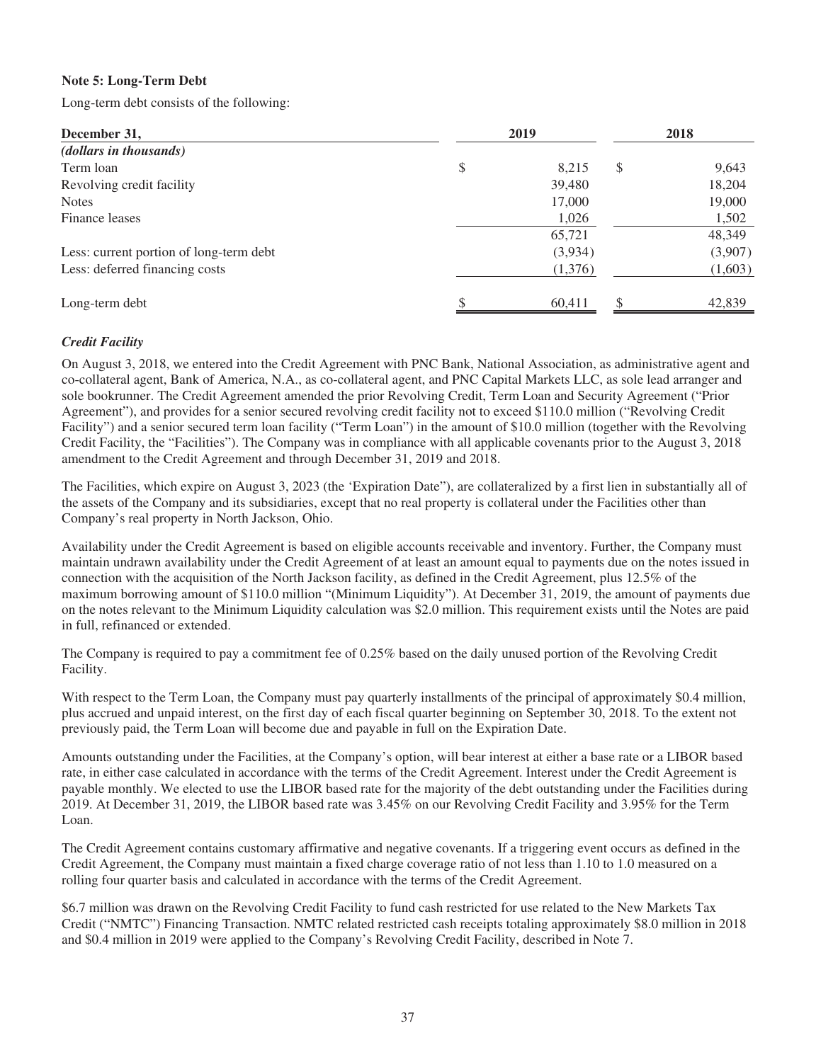### Note 5: Long-Term Debt

Long-term debt consists of the following:

| December 31, | 2019 | 2018 |
|---|---|---|
| *(dollars in thousands)* | | |
| Term loan | $ 8,215 | $ 9,643 |
| Revolving credit facility | 39,480 | 18,204 |
| Notes | 17,000 | 19,000 |
| Finance leases | 1,026 | 1,502 |
| | 65,721 | 48,349 |
| Less: current portion of long-term debt | (3,934) | (3,907) |
| Less: deferred financing costs | (1,376) | (1,603) |
| Long-term debt | $ 60,411 | $ 42,839 |

#### *Credit Facility*

On August 3, 2018, we entered into the Credit Agreement with PNC Bank, National Association, as administrative agent and co-collateral agent, Bank of America, N.A., as co-collateral agent, and PNC Capital Markets LLC, as sole lead arranger and sole bookrunner. The Credit Agreement amended the prior Revolving Credit, Term Loan and Security Agreement ("Prior Agreement"), and provides for a senior secured revolving credit facility not to exceed $110.0 million ("Revolving Credit Facility") and a senior secured term loan facility ("Term Loan") in the amount of $10.0 million (together with the Revolving Credit Facility, the "Facilities"). The Company was in compliance with all applicable covenants prior to the August 3, 2018 amendment to the Credit Agreement and through December 31, 2019 and 2018.

The Facilities, which expire on August 3, 2023 (the 'Expiration Date"), are collateralized by a first lien in substantially all of the assets of the Company and its subsidiaries, except that no real property is collateral under the Facilities other than Company's real property in North Jackson, Ohio.

Availability under the Credit Agreement is based on eligible accounts receivable and inventory. Further, the Company must maintain undrawn availability under the Credit Agreement of at least an amount equal to payments due on the notes issued in connection with the acquisition of the North Jackson facility, as defined in the Credit Agreement, plus 12.5% of the maximum borrowing amount of $110.0 million "(Minimum Liquidity"). At December 31, 2019, the amount of payments due on the notes relevant to the Minimum Liquidity calculation was $2.0 million. This requirement exists until the Notes are paid in full, refinanced or extended.

The Company is required to pay a commitment fee of 0.25% based on the daily unused portion of the Revolving Credit Facility.

With respect to the Term Loan, the Company must pay quarterly installments of the principal of approximately $0.4 million, plus accrued and unpaid interest, on the first day of each fiscal quarter beginning on September 30, 2018. To the extent not previously paid, the Term Loan will become due and payable in full on the Expiration Date.

Amounts outstanding under the Facilities, at the Company's option, will bear interest at either a base rate or a LIBOR based rate, in either case calculated in accordance with the terms of the Credit Agreement. Interest under the Credit Agreement is payable monthly. We elected to use the LIBOR based rate for the majority of the debt outstanding under the Facilities during 2019. At December 31, 2019, the LIBOR based rate was 3.45% on our Revolving Credit Facility and 3.95% for the Term Loan.

The Credit Agreement contains customary affirmative and negative covenants. If a triggering event occurs as defined in the Credit Agreement, the Company must maintain a fixed charge coverage ratio of not less than 1.10 to 1.0 measured on a rolling four quarter basis and calculated in accordance with the terms of the Credit Agreement.

$6.7 million was drawn on the Revolving Credit Facility to fund cash restricted for use related to the New Markets Tax Credit ("NMTC") Financing Transaction. NMTC related restricted cash receipts totaling approximately $8.0 million in 2018 and $0.4 million in 2019 were applied to the Company's Revolving Credit Facility, described in Note 7.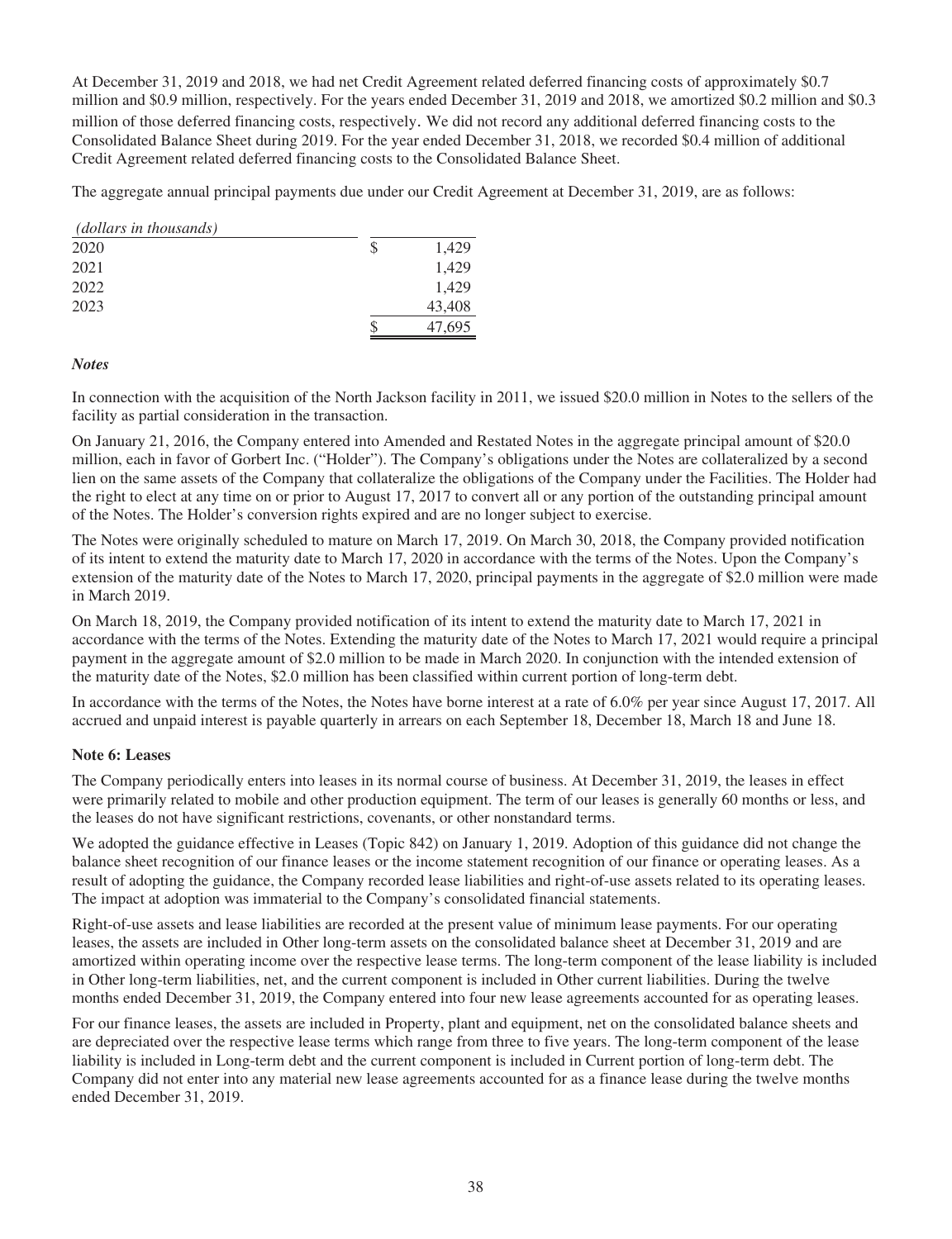At December 31, 2019 and 2018, we had net Credit Agreement related deferred financing costs of approximately $0.7 million and $0.9 million, respectively. For the years ended December 31, 2019 and 2018, we amortized $0.2 million and $0.3 million of those deferred financing costs, respectively. We did not record any additional deferred financing costs to the Consolidated Balance Sheet during 2019. For the year ended December 31, 2018, we recorded $0.4 million of additional Credit Agreement related deferred financing costs to the Consolidated Balance Sheet.

The aggregate annual principal payments due under our Credit Agreement at December 31, 2019, are as follows:

| *(dollars in thousands)* | |
|---|---|
| 2020 | $ 1,429 |
| 2021 | 1,429 |
| 2022 | 1,429 |
| 2023 | 43,408 |
| | $ 47,695 |

***Notes***

In connection with the acquisition of the North Jackson facility in 2011, we issued $20.0 million in Notes to the sellers of the facility as partial consideration in the transaction.

On January 21, 2016, the Company entered into Amended and Restated Notes in the aggregate principal amount of $20.0 million, each in favor of Gorbert Inc. ("Holder"). The Company's obligations under the Notes are collateralized by a second lien on the same assets of the Company that collateralize the obligations of the Company under the Facilities. The Holder had the right to elect at any time on or prior to August 17, 2017 to convert all or any portion of the outstanding principal amount of the Notes. The Holder's conversion rights expired and are no longer subject to exercise.

The Notes were originally scheduled to mature on March 17, 2019. On March 30, 2018, the Company provided notification of its intent to extend the maturity date to March 17, 2020 in accordance with the terms of the Notes. Upon the Company's extension of the maturity date of the Notes to March 17, 2020, principal payments in the aggregate of $2.0 million were made in March 2019.

On March 18, 2019, the Company provided notification of its intent to extend the maturity date to March 17, 2021 in accordance with the terms of the Notes. Extending the maturity date of the Notes to March 17, 2021 would require a principal payment in the aggregate amount of $2.0 million to be made in March 2020. In conjunction with the intended extension of the maturity date of the Notes, $2.0 million has been classified within current portion of long-term debt.

In accordance with the terms of the Notes, the Notes have borne interest at a rate of 6.0% per year since August 17, 2017. All accrued and unpaid interest is payable quarterly in arrears on each September 18, December 18, March 18 and June 18.

**Note 6: Leases**

The Company periodically enters into leases in its normal course of business. At December 31, 2019, the leases in effect were primarily related to mobile and other production equipment. The term of our leases is generally 60 months or less, and the leases do not have significant restrictions, covenants, or other nonstandard terms.

We adopted the guidance effective in Leases (Topic 842) on January 1, 2019. Adoption of this guidance did not change the balance sheet recognition of our finance leases or the income statement recognition of our finance or operating leases. As a result of adopting the guidance, the Company recorded lease liabilities and right-of-use assets related to its operating leases. The impact at adoption was immaterial to the Company's consolidated financial statements.

Right-of-use assets and lease liabilities are recorded at the present value of minimum lease payments. For our operating leases, the assets are included in Other long-term assets on the consolidated balance sheet at December 31, 2019 and are amortized within operating income over the respective lease terms. The long-term component of the lease liability is included in Other long-term liabilities, net, and the current component is included in Other current liabilities. During the twelve months ended December 31, 2019, the Company entered into four new lease agreements accounted for as operating leases.

For our finance leases, the assets are included in Property, plant and equipment, net on the consolidated balance sheets and are depreciated over the respective lease terms which range from three to five years. The long-term component of the lease liability is included in Long-term debt and the current component is included in Current portion of long-term debt. The Company did not enter into any material new lease agreements accounted for as a finance lease during the twelve months ended December 31, 2019.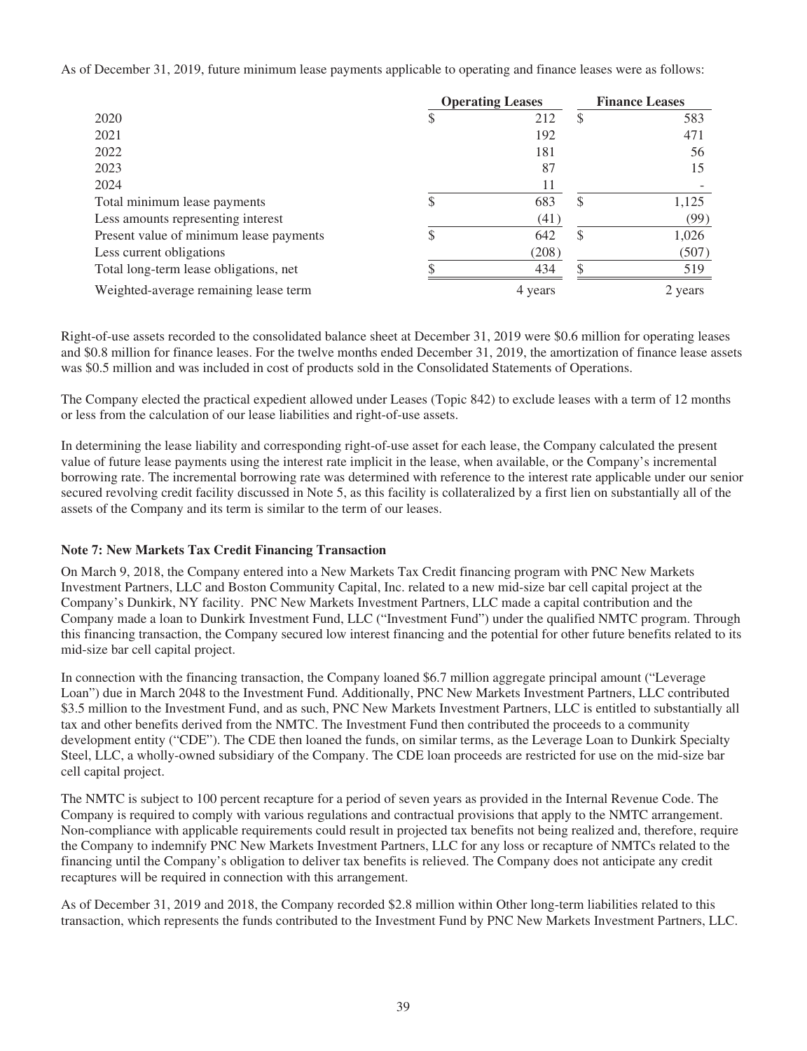As of December 31, 2019, future minimum lease payments applicable to operating and finance leases were as follows:

| | Operating Leases | Finance Leases |
|---|---|---|
| 2020 | $ 212 | $ 583 |
| 2021 | 192 | 471 |
| 2022 | 181 | 56 |
| 2023 | 87 | 15 |
| 2024 | 11 | - |
| Total minimum lease payments | $ 683 | $ 1,125 |
| Less amounts representing interest | (41) | (99) |
| Present value of minimum lease payments | $ 642 | $ 1,026 |
| Less current obligations | (208) | (507) |
| Total long-term lease obligations, net | $ 434 | $ 519 |
| Weighted-average remaining lease term | 4 years | 2 years |

Right-of-use assets recorded to the consolidated balance sheet at December 31, 2019 were $0.6 million for operating leases and $0.8 million for finance leases. For the twelve months ended December 31, 2019, the amortization of finance lease assets was $0.5 million and was included in cost of products sold in the Consolidated Statements of Operations.

The Company elected the practical expedient allowed under Leases (Topic 842) to exclude leases with a term of 12 months or less from the calculation of our lease liabilities and right-of-use assets.

In determining the lease liability and corresponding right-of-use asset for each lease, the Company calculated the present value of future lease payments using the interest rate implicit in the lease, when available, or the Company's incremental borrowing rate. The incremental borrowing rate was determined with reference to the interest rate applicable under our senior secured revolving credit facility discussed in Note 5, as this facility is collateralized by a first lien on substantially all of the assets of the Company and its term is similar to the term of our leases.

**Note 7: New Markets Tax Credit Financing Transaction**

On March 9, 2018, the Company entered into a New Markets Tax Credit financing program with PNC New Markets Investment Partners, LLC and Boston Community Capital, Inc. related to a new mid-size bar cell capital project at the Company's Dunkirk, NY facility. PNC New Markets Investment Partners, LLC made a capital contribution and the Company made a loan to Dunkirk Investment Fund, LLC ("Investment Fund") under the qualified NMTC program. Through this financing transaction, the Company secured low interest financing and the potential for other future benefits related to its mid-size bar cell capital project.

In connection with the financing transaction, the Company loaned $6.7 million aggregate principal amount ("Leverage Loan") due in March 2048 to the Investment Fund. Additionally, PNC New Markets Investment Partners, LLC contributed $3.5 million to the Investment Fund, and as such, PNC New Markets Investment Partners, LLC is entitled to substantially all tax and other benefits derived from the NMTC. The Investment Fund then contributed the proceeds to a community development entity ("CDE"). The CDE then loaned the funds, on similar terms, as the Leverage Loan to Dunkirk Specialty Steel, LLC, a wholly-owned subsidiary of the Company. The CDE loan proceeds are restricted for use on the mid-size bar cell capital project.

The NMTC is subject to 100 percent recapture for a period of seven years as provided in the Internal Revenue Code. The Company is required to comply with various regulations and contractual provisions that apply to the NMTC arrangement. Non-compliance with applicable requirements could result in projected tax benefits not being realized and, therefore, require the Company to indemnify PNC New Markets Investment Partners, LLC for any loss or recapture of NMTCs related to the financing until the Company's obligation to deliver tax benefits is relieved. The Company does not anticipate any credit recaptures will be required in connection with this arrangement.

As of December 31, 2019 and 2018, the Company recorded $2.8 million within Other long-term liabilities related to this transaction, which represents the funds contributed to the Investment Fund by PNC New Markets Investment Partners, LLC.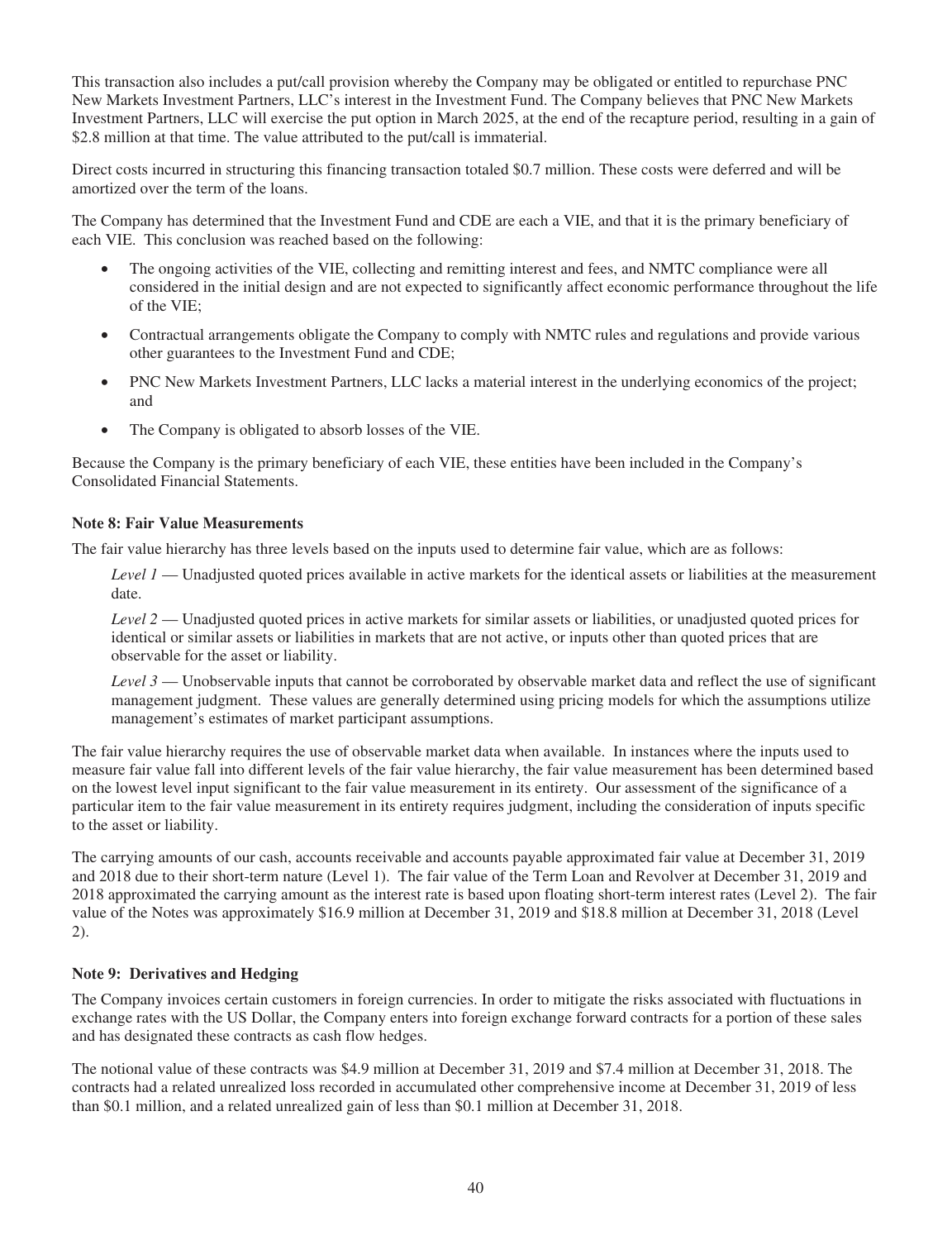This transaction also includes a put/call provision whereby the Company may be obligated or entitled to repurchase PNC New Markets Investment Partners, LLC's interest in the Investment Fund. The Company believes that PNC New Markets Investment Partners, LLC will exercise the put option in March 2025, at the end of the recapture period, resulting in a gain of $2.8 million at that time. The value attributed to the put/call is immaterial.

Direct costs incurred in structuring this financing transaction totaled $0.7 million. These costs were deferred and will be amortized over the term of the loans.

The Company has determined that the Investment Fund and CDE are each a VIE, and that it is the primary beneficiary of each VIE. This conclusion was reached based on the following:

- The ongoing activities of the VIE, collecting and remitting interest and fees, and NMTC compliance were all considered in the initial design and are not expected to significantly affect economic performance throughout the life of the VIE;
- Contractual arrangements obligate the Company to comply with NMTC rules and regulations and provide various other guarantees to the Investment Fund and CDE;
- PNC New Markets Investment Partners, LLC lacks a material interest in the underlying economics of the project; and
- The Company is obligated to absorb losses of the VIE.

Because the Company is the primary beneficiary of each VIE, these entities have been included in the Company's Consolidated Financial Statements.

**Note 8: Fair Value Measurements**

The fair value hierarchy has three levels based on the inputs used to determine fair value, which are as follows:

*Level 1* — Unadjusted quoted prices available in active markets for the identical assets or liabilities at the measurement date.

*Level 2* — Unadjusted quoted prices in active markets for similar assets or liabilities, or unadjusted quoted prices for identical or similar assets or liabilities in markets that are not active, or inputs other than quoted prices that are observable for the asset or liability.

*Level 3* — Unobservable inputs that cannot be corroborated by observable market data and reflect the use of significant management judgment. These values are generally determined using pricing models for which the assumptions utilize management's estimates of market participant assumptions.

The fair value hierarchy requires the use of observable market data when available. In instances where the inputs used to measure fair value fall into different levels of the fair value hierarchy, the fair value measurement has been determined based on the lowest level input significant to the fair value measurement in its entirety. Our assessment of the significance of a particular item to the fair value measurement in its entirety requires judgment, including the consideration of inputs specific to the asset or liability.

The carrying amounts of our cash, accounts receivable and accounts payable approximated fair value at December 31, 2019 and 2018 due to their short-term nature (Level 1). The fair value of the Term Loan and Revolver at December 31, 2019 and 2018 approximated the carrying amount as the interest rate is based upon floating short-term interest rates (Level 2). The fair value of the Notes was approximately $16.9 million at December 31, 2019 and $18.8 million at December 31, 2018 (Level 2).

**Note 9: Derivatives and Hedging**

The Company invoices certain customers in foreign currencies. In order to mitigate the risks associated with fluctuations in exchange rates with the US Dollar, the Company enters into foreign exchange forward contracts for a portion of these sales and has designated these contracts as cash flow hedges.

The notional value of these contracts was $4.9 million at December 31, 2019 and $7.4 million at December 31, 2018. The contracts had a related unrealized loss recorded in accumulated other comprehensive income at December 31, 2019 of less than $0.1 million, and a related unrealized gain of less than $0.1 million at December 31, 2018.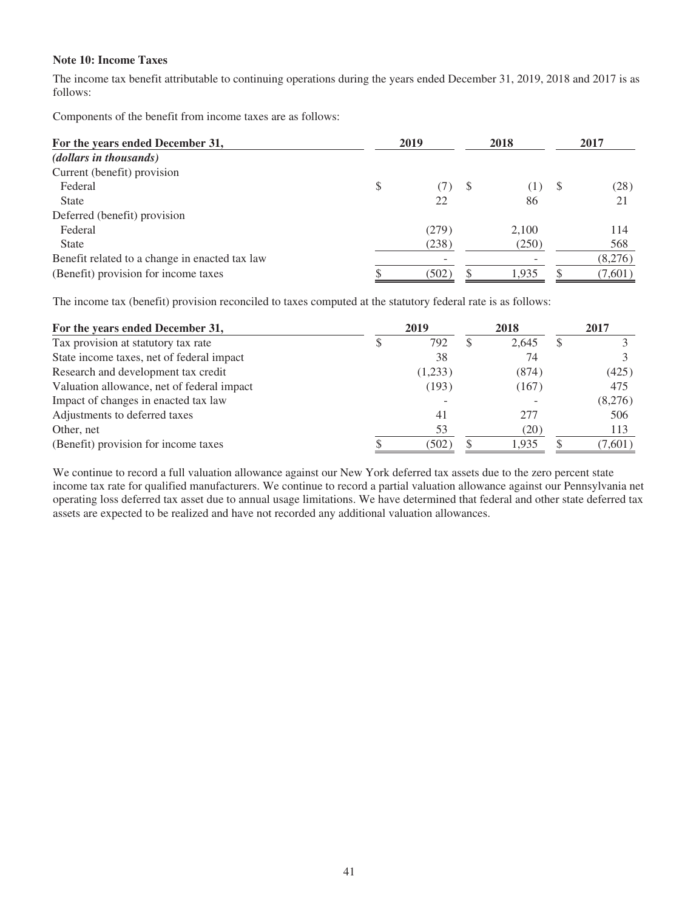**Note 10: Income Taxes**

The income tax benefit attributable to continuing operations during the years ended December 31, 2019, 2018 and 2017 is as follows:

Components of the benefit from income taxes are as follows:

| For the years ended December 31, | 2019 | 2018 | 2017 |
|---|---|---|---|
| *(dollars in thousands)* | | | |
| Current (benefit) provision | | | |
| Federal | $ (7) | $ (1) | $ (28) |
| State | 22 | 86 | 21 |
| Deferred (benefit) provision | | | |
| Federal | (279) | 2,100 | 114 |
| State | (238) | (250) | 568 |
| Benefit related to a change in enacted tax law | - | - | (8,276) |
| (Benefit) provision for income taxes | $ (502) | $ 1,935 | $ (7,601) |

The income tax (benefit) provision reconciled to taxes computed at the statutory federal rate is as follows:

| For the years ended December 31, | 2019 | 2018 | 2017 |
|---|---|---|---|
| Tax provision at statutory tax rate | $ 792 | $ 2,645 | $ 3 |
| State income taxes, net of federal impact | 38 | 74 | 3 |
| Research and development tax credit | (1,233) | (874) | (425) |
| Valuation allowance, net of federal impact | (193) | (167) | 475 |
| Impact of changes in enacted tax law | - | - | (8,276) |
| Adjustments to deferred taxes | 41 | 277 | 506 |
| Other, net | 53 | (20) | 113 |
| (Benefit) provision for income taxes | $ (502) | $ 1,935 | $ (7,601) |

We continue to record a full valuation allowance against our New York deferred tax assets due to the zero percent state income tax rate for qualified manufacturers. We continue to record a partial valuation allowance against our Pennsylvania net operating loss deferred tax asset due to annual usage limitations. We have determined that federal and other state deferred tax assets are expected to be realized and have not recorded any additional valuation allowances.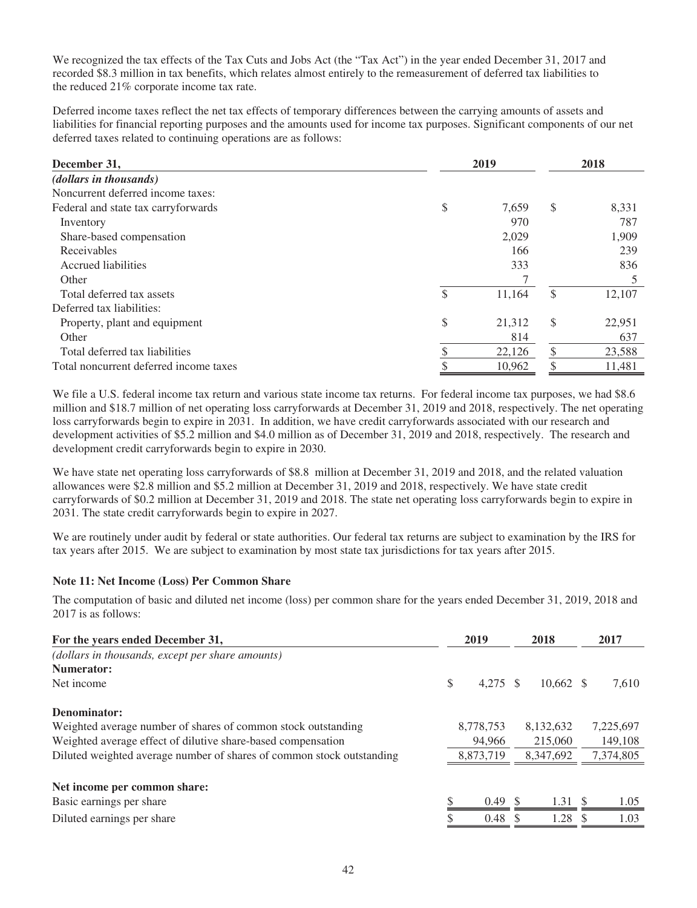We recognized the tax effects of the Tax Cuts and Jobs Act (the "Tax Act") in the year ended December 31, 2017 and recorded $8.3 million in tax benefits, which relates almost entirely to the remeasurement of deferred tax liabilities to the reduced 21% corporate income tax rate.

Deferred income taxes reflect the net tax effects of temporary differences between the carrying amounts of assets and liabilities for financial reporting purposes and the amounts used for income tax purposes. Significant components of our net deferred taxes related to continuing operations are as follows:

| December 31, | 2019 | 2018 |
|---|---|---|
| *(dollars in thousands)* | | |
| Noncurrent deferred income taxes: | | |
| Federal and state tax carryforwards | $ 7,659 | $ 8,331 |
| Inventory | 970 | 787 |
| Share-based compensation | 2,029 | 1,909 |
| Receivables | 166 | 239 |
| Accrued liabilities | 333 | 836 |
| Other | 7 | 5 |
| Total deferred tax assets | $ 11,164 | $ 12,107 |
| Deferred tax liabilities: | | |
| Property, plant and equipment | $ 21,312 | $ 22,951 |
| Other | 814 | 637 |
| Total deferred tax liabilities | $ 22,126 | $ 23,588 |
| Total noncurrent deferred income taxes | $ 10,962 | $ 11,481 |

We file a U.S. federal income tax return and various state income tax returns. For federal income tax purposes, we had $8.6 million and $18.7 million of net operating loss carryforwards at December 31, 2019 and 2018, respectively. The net operating loss carryforwards begin to expire in 2031. In addition, we have credit carryforwards associated with our research and development activities of $5.2 million and $4.0 million as of December 31, 2019 and 2018, respectively. The research and development credit carryforwards begin to expire in 2030.

We have state net operating loss carryforwards of $8.8 million at December 31, 2019 and 2018, and the related valuation allowances were $2.8 million and $5.2 million at December 31, 2019 and 2018, respectively. We have state credit carryforwards of $0.2 million at December 31, 2019 and 2018. The state net operating loss carryforwards begin to expire in 2031. The state credit carryforwards begin to expire in 2027.

We are routinely under audit by federal or state authorities. Our federal tax returns are subject to examination by the IRS for tax years after 2015. We are subject to examination by most state tax jurisdictions for tax years after 2015.

**Note 11: Net Income (Loss) Per Common Share**

The computation of basic and diluted net income (loss) per common share for the years ended December 31, 2019, 2018 and 2017 is as follows:

| For the years ended December 31, | 2019 | 2018 | 2017 |
|---|---|---|---|
| *(dollars in thousands, except per share amounts)* | | | |
| **Numerator:** | | | |
| Net income | $ 4,275 | $ 10,662 | $ 7,610 |
| **Denominator:** | | | |
| Weighted average number of shares of common stock outstanding | 8,778,753 | 8,132,632 | 7,225,697 |
| Weighted average effect of dilutive share-based compensation | 94,966 | 215,060 | 149,108 |
| Diluted weighted average number of shares of common stock outstanding | 8,873,719 | 8,347,692 | 7,374,805 |
| **Net income per common share:** | | | |
| Basic earnings per share | $ 0.49 | $ 1.31 | $ 1.05 |
| Diluted earnings per share | $ 0.48 | $ 1.28 | $ 1.03 |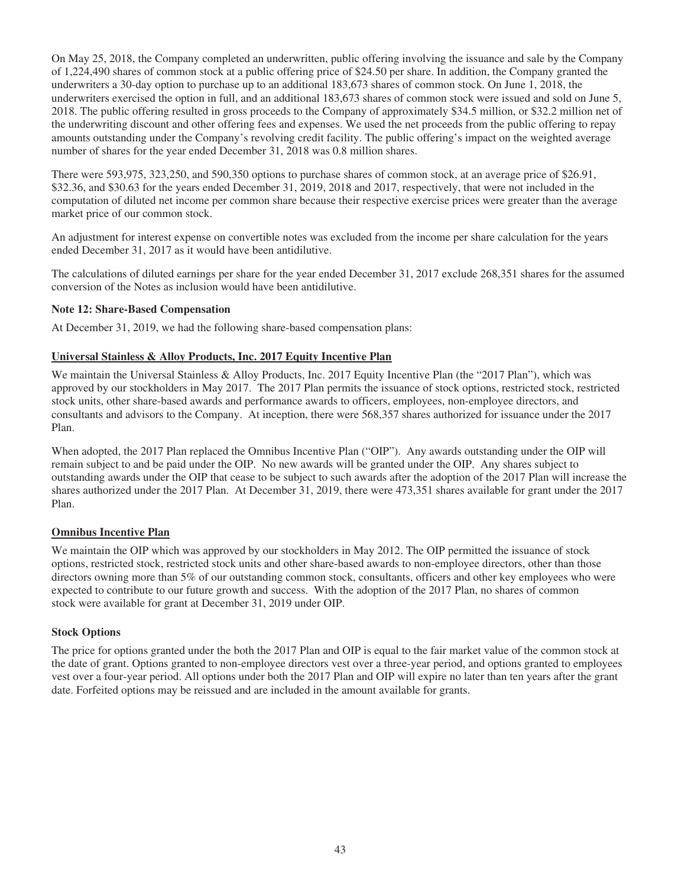On May 25, 2018, the Company completed an underwritten, public offering involving the issuance and sale by the Company of 1,224,490 shares of common stock at a public offering price of $24.50 per share. In addition, the Company granted the underwriters a 30-day option to purchase up to an additional 183,673 shares of common stock. On June 1, 2018, the underwriters exercised the option in full, and an additional 183,673 shares of common stock were issued and sold on June 5, 2018. The public offering resulted in gross proceeds to the Company of approximately $34.5 million, or $32.2 million net of the underwriting discount and other offering fees and expenses. We used the net proceeds from the public offering to repay amounts outstanding under the Company's revolving credit facility. The public offering's impact on the weighted average number of shares for the year ended December 31, 2018 was 0.8 million shares.

There were 593,975, 323,250, and 590,350 options to purchase shares of common stock, at an average price of $26.91, $32.36, and $30.63 for the years ended December 31, 2019, 2018 and 2017, respectively, that were not included in the computation of diluted net income per common share because their respective exercise prices were greater than the average market price of our common stock.

An adjustment for interest expense on convertible notes was excluded from the income per share calculation for the years ended December 31, 2017 as it would have been antidilutive.

The calculations of diluted earnings per share for the year ended December 31, 2017 exclude 268,351 shares for the assumed conversion of the Notes as inclusion would have been antidilutive.

**Note 12: Share-Based Compensation**

At December 31, 2019, we had the following share-based compensation plans:

**Universal Stainless & Alloy Products, Inc. 2017 Equity Incentive Plan**

We maintain the Universal Stainless & Alloy Products, Inc. 2017 Equity Incentive Plan (the "2017 Plan"), which was approved by our stockholders in May 2017. The 2017 Plan permits the issuance of stock options, restricted stock, restricted stock units, other share-based awards and performance awards to officers, employees, non-employee directors, and consultants and advisors to the Company. At inception, there were 568,357 shares authorized for issuance under the 2017 Plan.

When adopted, the 2017 Plan replaced the Omnibus Incentive Plan ("OIP"). Any awards outstanding under the OIP will remain subject to and be paid under the OIP. No new awards will be granted under the OIP. Any shares subject to outstanding awards under the OIP that cease to be subject to such awards after the adoption of the 2017 Plan will increase the shares authorized under the 2017 Plan. At December 31, 2019, there were 473,351 shares available for grant under the 2017 Plan.

**Omnibus Incentive Plan**

We maintain the OIP which was approved by our stockholders in May 2012. The OIP permitted the issuance of stock options, restricted stock, restricted stock units and other share-based awards to non-employee directors, other than those directors owning more than 5% of our outstanding common stock, consultants, officers and other key employees who were expected to contribute to our future growth and success. With the adoption of the 2017 Plan, no shares of common stock were available for grant at December 31, 2019 under OIP.

**Stock Options**

The price for options granted under the both the 2017 Plan and OIP is equal to the fair market value of the common stock at the date of grant. Options granted to non-employee directors vest over a three-year period, and options granted to employees vest over a four-year period. All options under both the 2017 Plan and OIP will expire no later than ten years after the grant date. Forfeited options may be reissued and are included in the amount available for grants.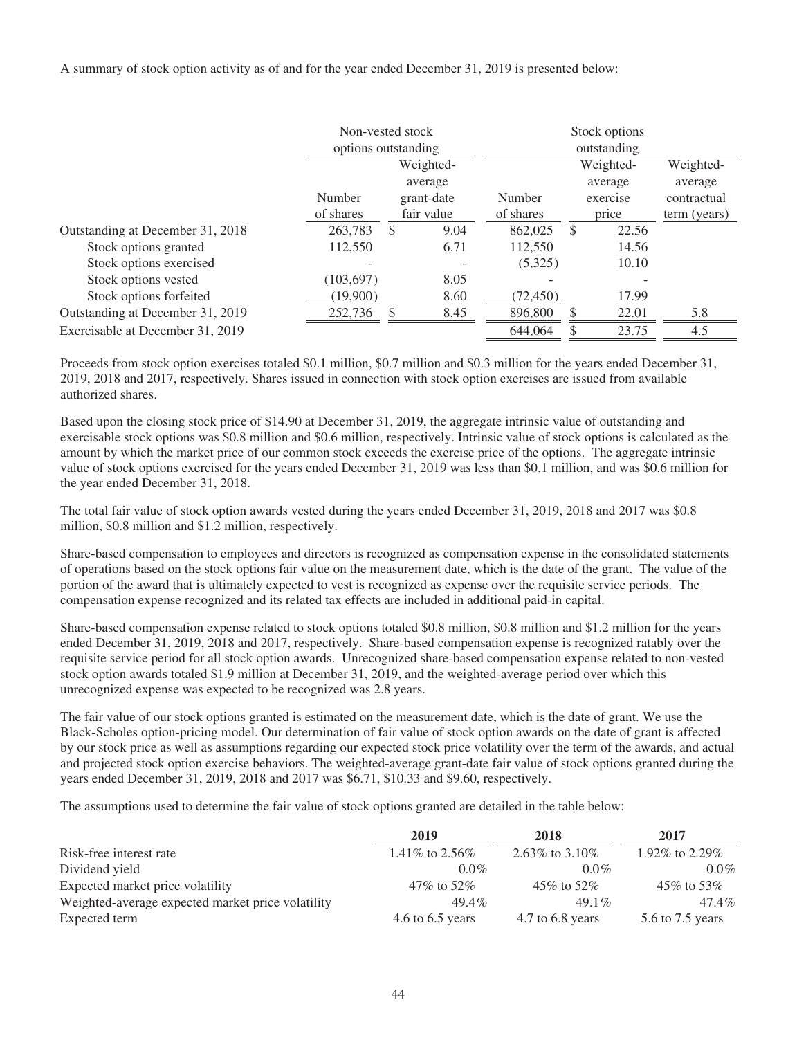A summary of stock option activity as of and for the year ended December 31, 2019 is presented below:

| | Non-vested stock options outstanding | | Stock options outstanding | | |
|---|---|---|---|---|---|
| | Number of shares | Weighted-average grant-date fair value | Number of shares | Weighted-average exercise price | Weighted-average contractual term (years) |
| Outstanding at December 31, 2018 | 263,783 | $ 9.04 | 862,025 | $ 22.56 | |
| Stock options granted | 112,550 | 6.71 | 112,550 | 14.56 | |
| Stock options exercised | - | - | (5,325) | 10.10 | |
| Stock options vested | (103,697) | 8.05 | - | - | |
| Stock options forfeited | (19,900) | 8.60 | (72,450) | 17.99 | |
| Outstanding at December 31, 2019 | 252,736 | $ 8.45 | 896,800 | $ 22.01 | 5.8 |
| Exercisable at December 31, 2019 | | | 644,064 | $ 23.75 | 4.5 |

Proceeds from stock option exercises totaled \$0.1 million, \$0.7 million and \$0.3 million for the years ended December 31, 2019, 2018 and 2017, respectively. Shares issued in connection with stock option exercises are issued from available authorized shares.

Based upon the closing stock price of \$14.90 at December 31, 2019, the aggregate intrinsic value of outstanding and exercisable stock options was \$0.8 million and \$0.6 million, respectively. Intrinsic value of stock options is calculated as the amount by which the market price of our common stock exceeds the exercise price of the options. The aggregate intrinsic value of stock options exercised for the years ended December 31, 2019 was less than \$0.1 million, and was \$0.6 million for the year ended December 31, 2018.

The total fair value of stock option awards vested during the years ended December 31, 2019, 2018 and 2017 was \$0.8 million, \$0.8 million and \$1.2 million, respectively.

Share-based compensation to employees and directors is recognized as compensation expense in the consolidated statements of operations based on the stock options fair value on the measurement date, which is the date of the grant. The value of the portion of the award that is ultimately expected to vest is recognized as expense over the requisite service periods. The compensation expense recognized and its related tax effects are included in additional paid-in capital.

Share-based compensation expense related to stock options totaled \$0.8 million, \$0.8 million and \$1.2 million for the years ended December 31, 2019, 2018 and 2017, respectively. Share-based compensation expense is recognized ratably over the requisite service period for all stock option awards. Unrecognized share-based compensation expense related to non-vested stock option awards totaled \$1.9 million at December 31, 2019, and the weighted-average period over which this unrecognized expense was expected to be recognized was 2.8 years.

The fair value of our stock options granted is estimated on the measurement date, which is the date of grant. We use the Black-Scholes option-pricing model. Our determination of fair value of stock option awards on the date of grant is affected by our stock price as well as assumptions regarding our expected stock price volatility over the term of the awards, and actual and projected stock option exercise behaviors. The weighted-average grant-date fair value of stock options granted during the years ended December 31, 2019, 2018 and 2017 was \$6.71, \$10.33 and \$9.60, respectively.

The assumptions used to determine the fair value of stock options granted are detailed in the table below:

| | 2019 | 2018 | 2017 |
|---|---|---|---|
| Risk-free interest rate | 1.41% to 2.56% | 2.63% to 3.10% | 1.92% to 2.29% |
| Dividend yield | 0.0% | 0.0% | 0.0% |
| Expected market price volatility | 47% to 52% | 45% to 52% | 45% to 53% |
| Weighted-average expected market price volatility | 49.4% | 49.1% | 47.4% |
| Expected term | 4.6 to 6.5 years | 4.7 to 6.8 years | 5.6 to 7.5 years |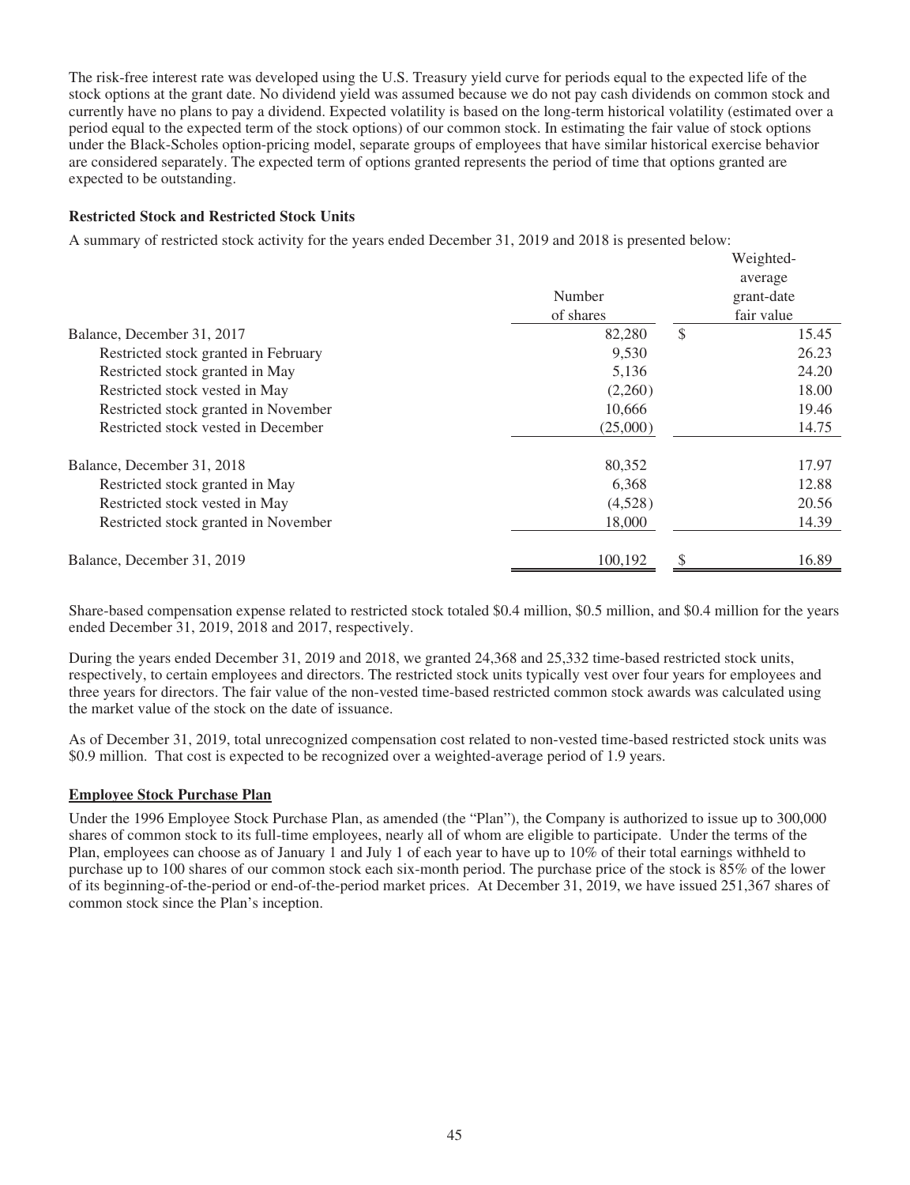The risk-free interest rate was developed using the U.S. Treasury yield curve for periods equal to the expected life of the stock options at the grant date. No dividend yield was assumed because we do not pay cash dividends on common stock and currently have no plans to pay a dividend. Expected volatility is based on the long-term historical volatility (estimated over a period equal to the expected term of the stock options) of our common stock. In estimating the fair value of stock options under the Black-Scholes option-pricing model, separate groups of employees that have similar historical exercise behavior are considered separately. The expected term of options granted represents the period of time that options granted are expected to be outstanding.

**Restricted Stock and Restricted Stock Units**

A summary of restricted stock activity for the years ended December 31, 2019 and 2018 is presented below:

| | Number of shares | Weighted-average grant-date fair value |
|---|---|---|
| Balance, December 31, 2017 | 82,280 | $ 15.45 |
| Restricted stock granted in February | 9,530 | 26.23 |
| Restricted stock granted in May | 5,136 | 24.20 |
| Restricted stock vested in May | (2,260) | 18.00 |
| Restricted stock granted in November | 10,666 | 19.46 |
| Restricted stock vested in December | (25,000) | 14.75 |
| Balance, December 31, 2018 | 80,352 | 17.97 |
| Restricted stock granted in May | 6,368 | 12.88 |
| Restricted stock vested in May | (4,528) | 20.56 |
| Restricted stock granted in November | 18,000 | 14.39 |
| Balance, December 31, 2019 | 100,192 | $ 16.89 |

Share-based compensation expense related to restricted stock totaled $0.4 million, $0.5 million, and $0.4 million for the years ended December 31, 2019, 2018 and 2017, respectively.

During the years ended December 31, 2019 and 2018, we granted 24,368 and 25,332 time-based restricted stock units, respectively, to certain employees and directors. The restricted stock units typically vest over four years for employees and three years for directors. The fair value of the non-vested time-based restricted common stock awards was calculated using the market value of the stock on the date of issuance.

As of December 31, 2019, total unrecognized compensation cost related to non-vested time-based restricted stock units was $0.9 million. That cost is expected to be recognized over a weighted-average period of 1.9 years.

**Employee Stock Purchase Plan**

Under the 1996 Employee Stock Purchase Plan, as amended (the "Plan"), the Company is authorized to issue up to 300,000 shares of common stock to its full-time employees, nearly all of whom are eligible to participate. Under the terms of the Plan, employees can choose as of January 1 and July 1 of each year to have up to 10% of their total earnings withheld to purchase up to 100 shares of our common stock each six-month period. The purchase price of the stock is 85% of the lower of its beginning-of-the-period or end-of-the-period market prices. At December 31, 2019, we have issued 251,367 shares of common stock since the Plan's inception.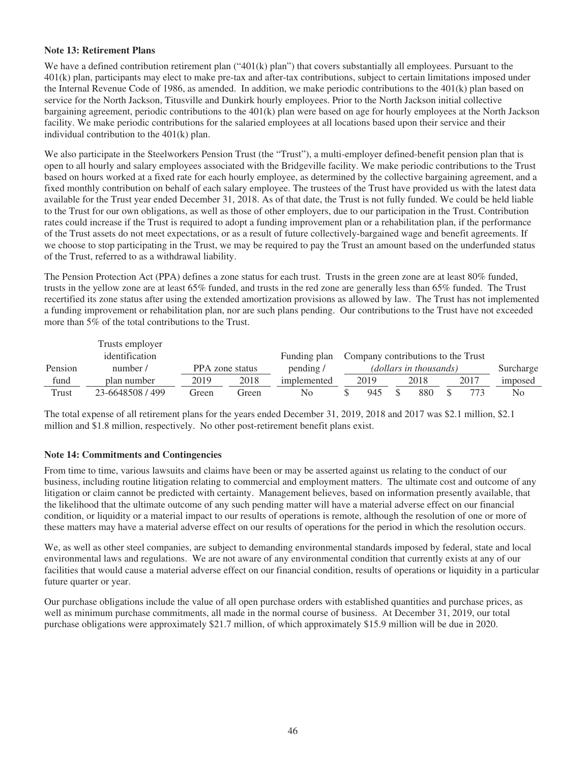**Note 13: Retirement Plans**

We have a defined contribution retirement plan ("401(k) plan") that covers substantially all employees. Pursuant to the 401(k) plan, participants may elect to make pre-tax and after-tax contributions, subject to certain limitations imposed under the Internal Revenue Code of 1986, as amended. In addition, we make periodic contributions to the 401(k) plan based on service for the North Jackson, Titusville and Dunkirk hourly employees. Prior to the North Jackson initial collective bargaining agreement, periodic contributions to the 401(k) plan were based on age for hourly employees at the North Jackson facility. We make periodic contributions for the salaried employees at all locations based upon their service and their individual contribution to the 401(k) plan.

We also participate in the Steelworkers Pension Trust (the "Trust"), a multi-employer defined-benefit pension plan that is open to all hourly and salary employees associated with the Bridgeville facility. We make periodic contributions to the Trust based on hours worked at a fixed rate for each hourly employee, as determined by the collective bargaining agreement, and a fixed monthly contribution on behalf of each salary employee. The trustees of the Trust have provided us with the latest data available for the Trust year ended December 31, 2018. As of that date, the Trust is not fully funded. We could be held liable to the Trust for our own obligations, as well as those of other employers, due to our participation in the Trust. Contribution rates could increase if the Trust is required to adopt a funding improvement plan or a rehabilitation plan, if the performance of the Trust assets do not meet expectations, or as a result of future collectively-bargained wage and benefit agreements. If we choose to stop participating in the Trust, we may be required to pay the Trust an amount based on the underfunded status of the Trust, referred to as a withdrawal liability.

The Pension Protection Act (PPA) defines a zone status for each trust. Trusts in the green zone are at least 80% funded, trusts in the yellow zone are at least 65% funded, and trusts in the red zone are generally less than 65% funded. The Trust recertified its zone status after using the extended amortization provisions as allowed by law. The Trust has not implemented a funding improvement or rehabilitation plan, nor are such plans pending. Our contributions to the Trust have not exceeded more than 5% of the total contributions to the Trust.

| Pension fund | Trusts employer identification number / plan number | PPA zone status | | Funding plan pending / implemented | Company contributions to the Trust *(dollars in thousands)* | | | Surcharge imposed |
|---|---|---|---|---|---|---|---|---|
| | | 2019 | 2018 | | 2019 | 2018 | 2017 | |
| Trust | 23-6648508 / 499 | Green | Green | No | $ 945 | $ 880 | $ 773 | No |

The total expense of all retirement plans for the years ended December 31, 2019, 2018 and 2017 was $2.1 million, $2.1 million and $1.8 million, respectively. No other post-retirement benefit plans exist.

**Note 14: Commitments and Contingencies**

From time to time, various lawsuits and claims have been or may be asserted against us relating to the conduct of our business, including routine litigation relating to commercial and employment matters. The ultimate cost and outcome of any litigation or claim cannot be predicted with certainty. Management believes, based on information presently available, that the likelihood that the ultimate outcome of any such pending matter will have a material adverse effect on our financial condition, or liquidity or a material impact to our results of operations is remote, although the resolution of one or more of these matters may have a material adverse effect on our results of operations for the period in which the resolution occurs.

We, as well as other steel companies, are subject to demanding environmental standards imposed by federal, state and local environmental laws and regulations. We are not aware of any environmental condition that currently exists at any of our facilities that would cause a material adverse effect on our financial condition, results of operations or liquidity in a particular future quarter or year.

Our purchase obligations include the value of all open purchase orders with established quantities and purchase prices, as well as minimum purchase commitments, all made in the normal course of business. At December 31, 2019, our total purchase obligations were approximately $21.7 million, of which approximately $15.9 million will be due in 2020.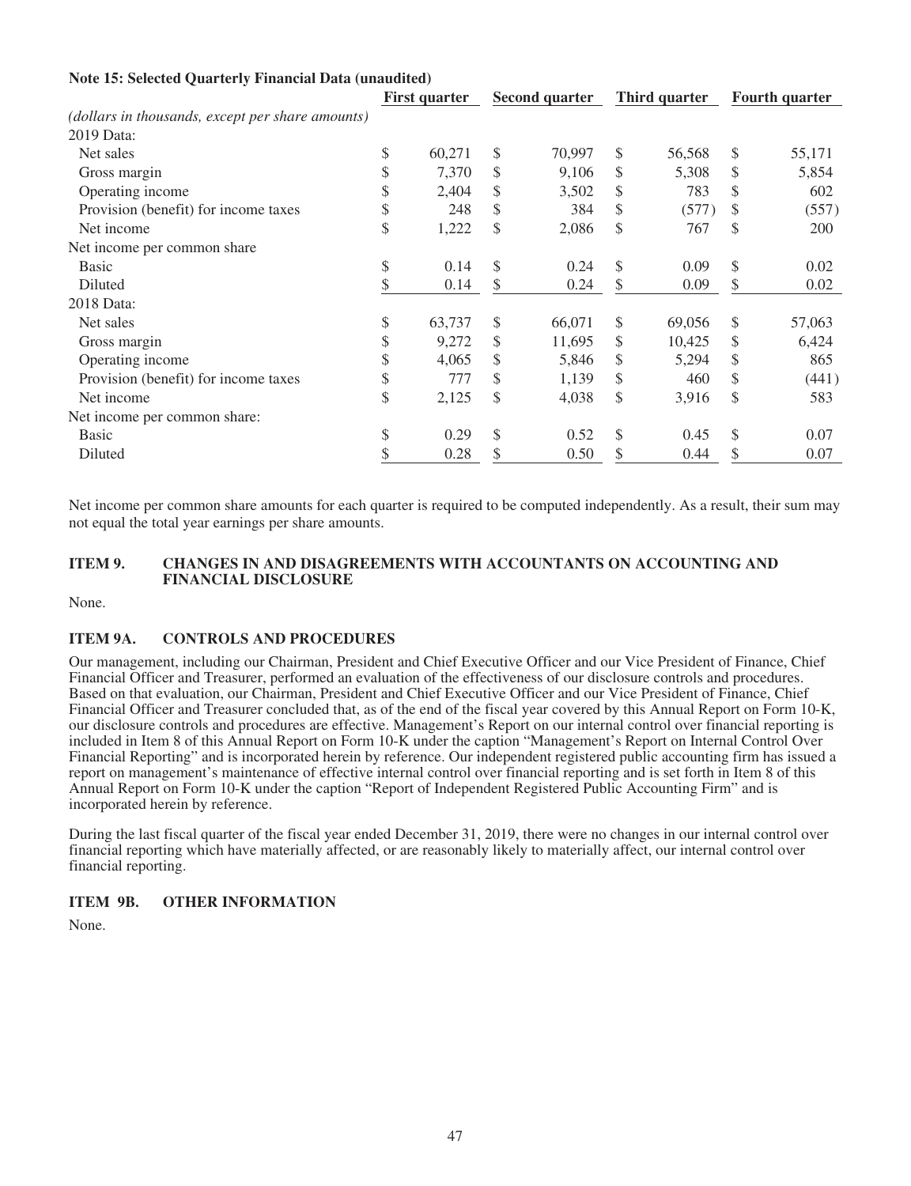**Note 15: Selected Quarterly Financial Data (unaudited)**

| *(dollars in thousands, except per share amounts)* | First quarter | Second quarter | Third quarter | Fourth quarter |
|---|---|---|---|---|
| 2019 Data: | | | | |
| Net sales | $ 60,271 | $ 70,997 | $ 56,568 | $ 55,171 |
| Gross margin | $ 7,370 | $ 9,106 | $ 5,308 | $ 5,854 |
| Operating income | $ 2,404 | $ 3,502 | $ 783 | $ 602 |
| Provision (benefit) for income taxes | $ 248 | $ 384 | $ (577) | $ (557) |
| Net income | $ 1,222 | $ 2,086 | $ 767 | $ 200 |
| Net income per common share | | | | |
| Basic | $ 0.14 | $ 0.24 | $ 0.09 | $ 0.02 |
| Diluted | $ 0.14 | $ 0.24 | $ 0.09 | $ 0.02 |
| 2018 Data: | | | | |
| Net sales | $ 63,737 | $ 66,071 | $ 69,056 | $ 57,063 |
| Gross margin | $ 9,272 | $ 11,695 | $ 10,425 | $ 6,424 |
| Operating income | $ 4,065 | $ 5,846 | $ 5,294 | $ 865 |
| Provision (benefit) for income taxes | $ 777 | $ 1,139 | $ 460 | $ (441) |
| Net income | $ 2,125 | $ 4,038 | $ 3,916 | $ 583 |
| Net income per common share: | | | | |
| Basic | $ 0.29 | $ 0.52 | $ 0.45 | $ 0.07 |
| Diluted | $ 0.28 | $ 0.50 | $ 0.44 | $ 0.07 |

Net income per common share amounts for each quarter is required to be computed independently. As a result, their sum may not equal the total year earnings per share amounts.

## ITEM 9. CHANGES IN AND DISAGREEMENTS WITH ACCOUNTANTS ON ACCOUNTING AND FINANCIAL DISCLOSURE

None.

## ITEM 9A. CONTROLS AND PROCEDURES

Our management, including our Chairman, President and Chief Executive Officer and our Vice President of Finance, Chief Financial Officer and Treasurer, performed an evaluation of the effectiveness of our disclosure controls and procedures. Based on that evaluation, our Chairman, President and Chief Executive Officer and our Vice President of Finance, Chief Financial Officer and Treasurer concluded that, as of the end of the fiscal year covered by this Annual Report on Form 10-K, our disclosure controls and procedures are effective. Management's Report on our internal control over financial reporting is included in Item 8 of this Annual Report on Form 10-K under the caption "Management's Report on Internal Control Over Financial Reporting" and is incorporated herein by reference. Our independent registered public accounting firm has issued a report on management's maintenance of effective internal control over financial reporting and is set forth in Item 8 of this Annual Report on Form 10-K under the caption "Report of Independent Registered Public Accounting Firm" and is incorporated herein by reference.

During the last fiscal quarter of the fiscal year ended December 31, 2019, there were no changes in our internal control over financial reporting which have materially affected, or are reasonably likely to materially affect, our internal control over financial reporting.

## ITEM 9B. OTHER INFORMATION

None.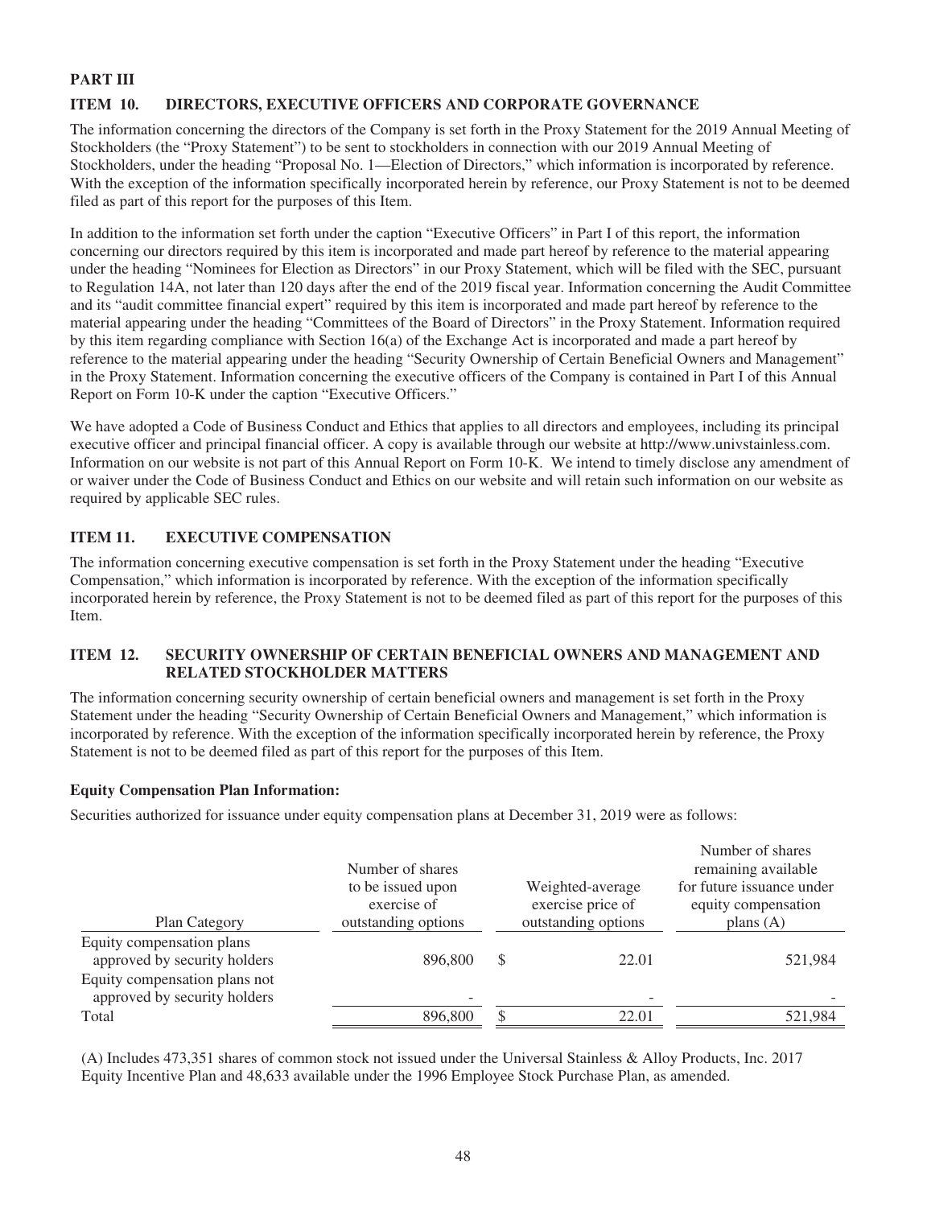# PART III

## ITEM 10. DIRECTORS, EXECUTIVE OFFICERS AND CORPORATE GOVERNANCE

The information concerning the directors of the Company is set forth in the Proxy Statement for the 2019 Annual Meeting of Stockholders (the "Proxy Statement") to be sent to stockholders in connection with our 2019 Annual Meeting of Stockholders, under the heading "Proposal No. 1—Election of Directors," which information is incorporated by reference. With the exception of the information specifically incorporated herein by reference, our Proxy Statement is not to be deemed filed as part of this report for the purposes of this Item.

In addition to the information set forth under the caption "Executive Officers" in Part I of this report, the information concerning our directors required by this item is incorporated and made part hereof by reference to the material appearing under the heading "Nominees for Election as Directors" in our Proxy Statement, which will be filed with the SEC, pursuant to Regulation 14A, not later than 120 days after the end of the 2019 fiscal year. Information concerning the Audit Committee and its "audit committee financial expert" required by this item is incorporated and made part hereof by reference to the material appearing under the heading "Committees of the Board of Directors" in the Proxy Statement. Information required by this item regarding compliance with Section 16(a) of the Exchange Act is incorporated and made a part hereof by reference to the material appearing under the heading "Security Ownership of Certain Beneficial Owners and Management" in the Proxy Statement. Information concerning the executive officers of the Company is contained in Part I of this Annual Report on Form 10-K under the caption "Executive Officers."

We have adopted a Code of Business Conduct and Ethics that applies to all directors and employees, including its principal executive officer and principal financial officer. A copy is available through our website at http://www.univstainless.com. Information on our website is not part of this Annual Report on Form 10-K. We intend to timely disclose any amendment of or waiver under the Code of Business Conduct and Ethics on our website and will retain such information on our website as required by applicable SEC rules.

## ITEM 11. EXECUTIVE COMPENSATION

The information concerning executive compensation is set forth in the Proxy Statement under the heading "Executive Compensation," which information is incorporated by reference. With the exception of the information specifically incorporated herein by reference, the Proxy Statement is not to be deemed filed as part of this report for the purposes of this Item.

## ITEM 12. SECURITY OWNERSHIP OF CERTAIN BENEFICIAL OWNERS AND MANAGEMENT AND RELATED STOCKHOLDER MATTERS

The information concerning security ownership of certain beneficial owners and management is set forth in the Proxy Statement under the heading "Security Ownership of Certain Beneficial Owners and Management," which information is incorporated by reference. With the exception of the information specifically incorporated herein by reference, the Proxy Statement is not to be deemed filed as part of this report for the purposes of this Item.

**Equity Compensation Plan Information:**

Securities authorized for issuance under equity compensation plans at December 31, 2019 were as follows:

| Plan Category | Number of shares to be issued upon exercise of outstanding options | Weighted-average exercise price of outstanding options | Number of shares remaining available for future issuance under equity compensation plans (A) |
|---|---|---|---|
| Equity compensation plans approved by security holders | 896,800 | $ 22.01 | 521,984 |
| Equity compensation plans not approved by security holders | - | - | - |
| Total | 896,800 | $ 22.01 | 521,984 |

(A) Includes 473,351 shares of common stock not issued under the Universal Stainless & Alloy Products, Inc. 2017 Equity Incentive Plan and 48,633 available under the 1996 Employee Stock Purchase Plan, as amended.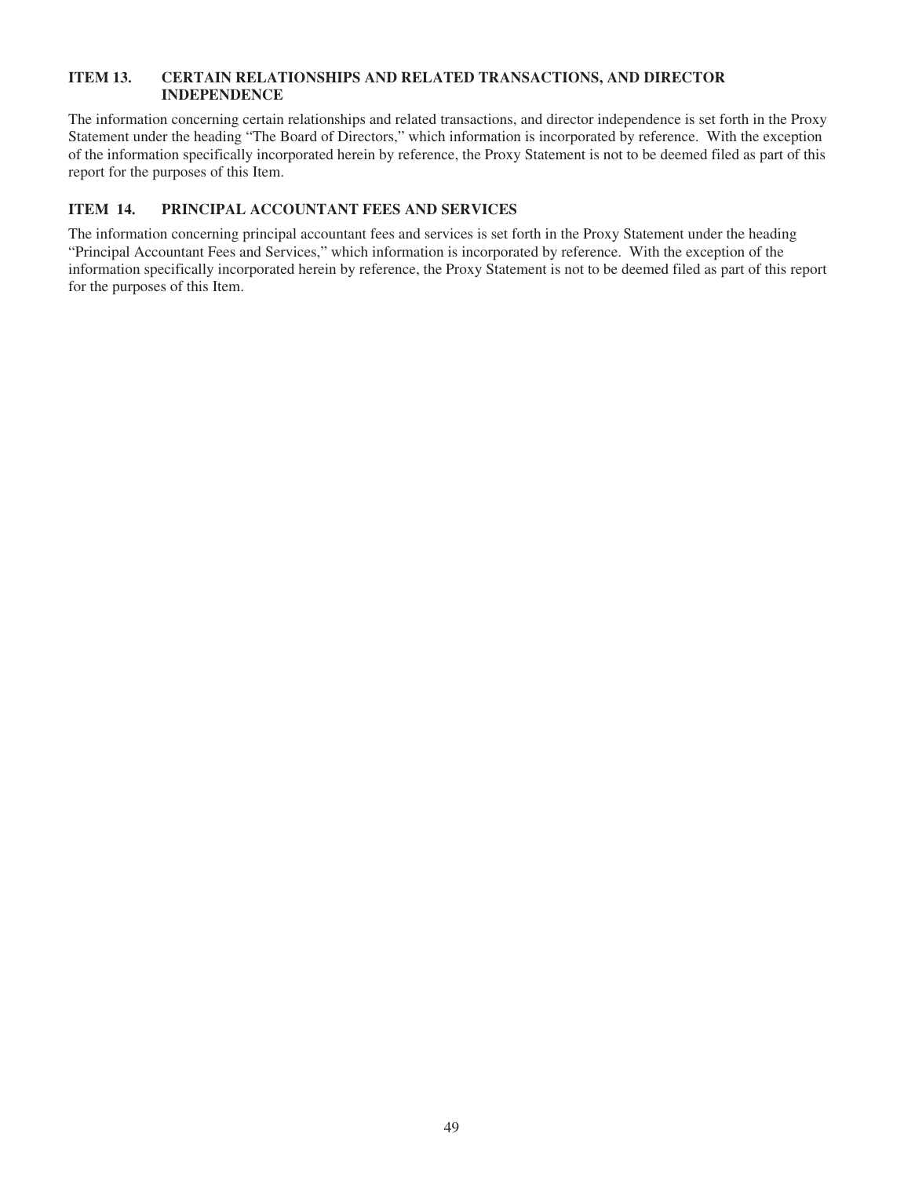### ITEM 13. CERTAIN RELATIONSHIPS AND RELATED TRANSACTIONS, AND DIRECTOR INDEPENDENCE

The information concerning certain relationships and related transactions, and director independence is set forth in the Proxy Statement under the heading "The Board of Directors," which information is incorporated by reference. With the exception of the information specifically incorporated herein by reference, the Proxy Statement is not to be deemed filed as part of this report for the purposes of this Item.

### ITEM 14. PRINCIPAL ACCOUNTANT FEES AND SERVICES

The information concerning principal accountant fees and services is set forth in the Proxy Statement under the heading "Principal Accountant Fees and Services," which information is incorporated by reference. With the exception of the information specifically incorporated herein by reference, the Proxy Statement is not to be deemed filed as part of this report for the purposes of this Item.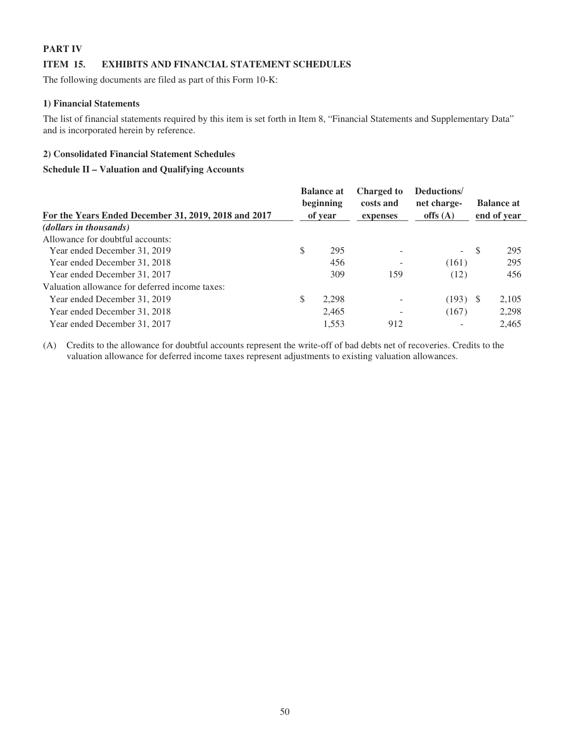**PART IV**

**ITEM 15. EXHIBITS AND FINANCIAL STATEMENT SCHEDULES**

The following documents are filed as part of this Form 10-K:

**1) Financial Statements**

The list of financial statements required by this item is set forth in Item 8, "Financial Statements and Supplementary Data" and is incorporated herein by reference.

**2) Consolidated Financial Statement Schedules**

**Schedule II – Valuation and Qualifying Accounts**

| For the Years Ended December 31, 2019, 2018 and 2017 | Balance at beginning of year | Charged to costs and expenses | Deductions/ net charge-offs (A) | Balance at end of year |
|---|---|---|---|---|
| *(dollars in thousands)* | | | | |
| Allowance for doubtful accounts: | | | | |
| Year ended December 31, 2019 | $ 295 | - | - | $ 295 |
| Year ended December 31, 2018 | 456 | - | (161) | 295 |
| Year ended December 31, 2017 | 309 | 159 | (12) | 456 |
| Valuation allowance for deferred income taxes: | | | | |
| Year ended December 31, 2019 | $ 2,298 | - | (193) | $ 2,105 |
| Year ended December 31, 2018 | 2,465 | - | (167) | 2,298 |
| Year ended December 31, 2017 | 1,553 | 912 | - | 2,465 |

(A) Credits to the allowance for doubtful accounts represent the write-off of bad debts net of recoveries. Credits to the valuation allowance for deferred income taxes represent adjustments to existing valuation allowances.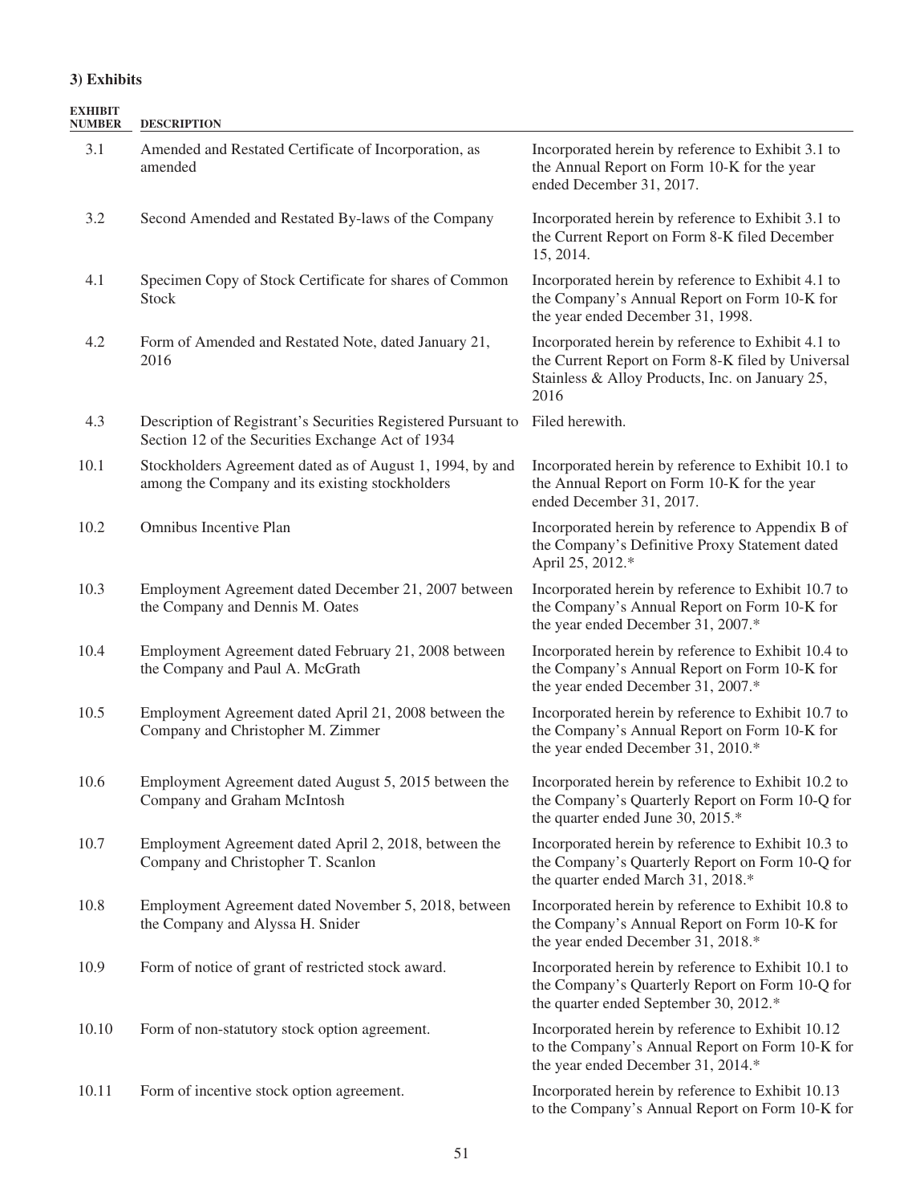### 3) Exhibits

| EXHIBIT NUMBER | DESCRIPTION | |
|---|---|---|
| 3.1 | Amended and Restated Certificate of Incorporation, as amended | Incorporated herein by reference to Exhibit 3.1 to the Annual Report on Form 10-K for the year ended December 31, 2017. |
| 3.2 | Second Amended and Restated By-laws of the Company | Incorporated herein by reference to Exhibit 3.1 to the Current Report on Form 8-K filed December 15, 2014. |
| 4.1 | Specimen Copy of Stock Certificate for shares of Common Stock | Incorporated herein by reference to Exhibit 4.1 to the Company's Annual Report on Form 10-K for the year ended December 31, 1998. |
| 4.2 | Form of Amended and Restated Note, dated January 21, 2016 | Incorporated herein by reference to Exhibit 4.1 to the Current Report on Form 8-K filed by Universal Stainless & Alloy Products, Inc. on January 25, 2016 |
| 4.3 | Description of Registrant's Securities Registered Pursuant to Section 12 of the Securities Exchange Act of 1934 | Filed herewith. |
| 10.1 | Stockholders Agreement dated as of August 1, 1994, by and among the Company and its existing stockholders | Incorporated herein by reference to Exhibit 10.1 to the Annual Report on Form 10-K for the year ended December 31, 2017. |
| 10.2 | Omnibus Incentive Plan | Incorporated herein by reference to Appendix B of the Company's Definitive Proxy Statement dated April 25, 2012.* |
| 10.3 | Employment Agreement dated December 21, 2007 between the Company and Dennis M. Oates | Incorporated herein by reference to Exhibit 10.7 to the Company's Annual Report on Form 10-K for the year ended December 31, 2007.* |
| 10.4 | Employment Agreement dated February 21, 2008 between the Company and Paul A. McGrath | Incorporated herein by reference to Exhibit 10.4 to the Company's Annual Report on Form 10-K for the year ended December 31, 2007.* |
| 10.5 | Employment Agreement dated April 21, 2008 between the Company and Christopher M. Zimmer | Incorporated herein by reference to Exhibit 10.7 to the Company's Annual Report on Form 10-K for the year ended December 31, 2010.* |
| 10.6 | Employment Agreement dated August 5, 2015 between the Company and Graham McIntosh | Incorporated herein by reference to Exhibit 10.2 to the Company's Quarterly Report on Form 10-Q for the quarter ended June 30, 2015.* |
| 10.7 | Employment Agreement dated April 2, 2018, between the Company and Christopher T. Scanlon | Incorporated herein by reference to Exhibit 10.3 to the Company's Quarterly Report on Form 10-Q for the quarter ended March 31, 2018.* |
| 10.8 | Employment Agreement dated November 5, 2018, between the Company and Alyssa H. Snider | Incorporated herein by reference to Exhibit 10.8 to the Company's Annual Report on Form 10-K for the year ended December 31, 2018.* |
| 10.9 | Form of notice of grant of restricted stock award. | Incorporated herein by reference to Exhibit 10.1 to the Company's Quarterly Report on Form 10-Q for the quarter ended September 30, 2012.* |
| 10.10 | Form of non-statutory stock option agreement. | Incorporated herein by reference to Exhibit 10.12 to the Company's Annual Report on Form 10-K for the year ended December 31, 2014.* |
| 10.11 | Form of incentive stock option agreement. | Incorporated herein by reference to Exhibit 10.13 to the Company's Annual Report on Form 10-K for |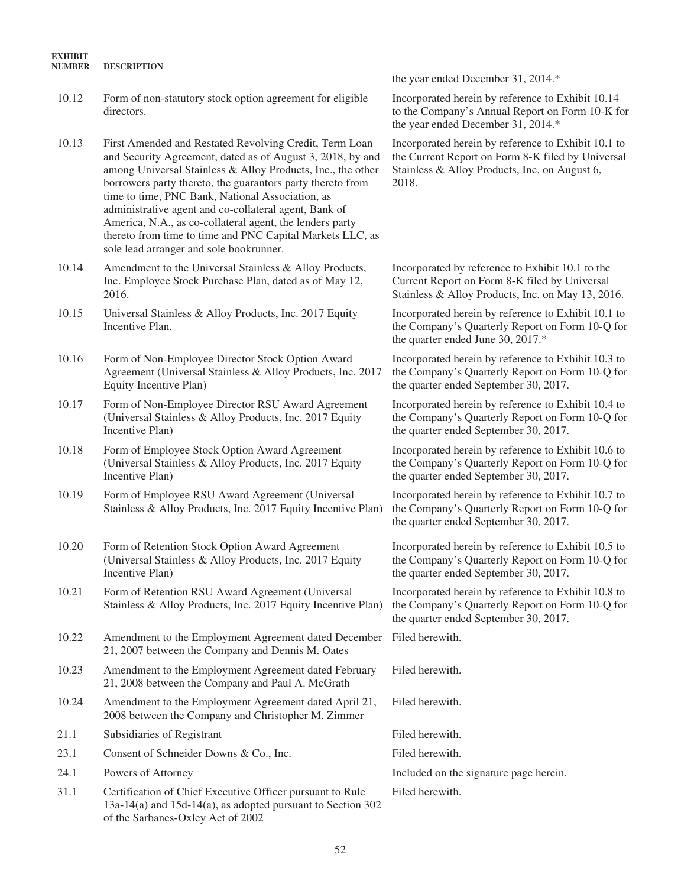| EXHIBIT NUMBER | DESCRIPTION | |
|---|---|---|
| | | the year ended December 31, 2014.* |
| 10.12 | Form of non-statutory stock option agreement for eligible directors. | Incorporated herein by reference to Exhibit 10.14 to the Company's Annual Report on Form 10-K for the year ended December 31, 2014.* |
| 10.13 | First Amended and Restated Revolving Credit, Term Loan and Security Agreement, dated as of August 3, 2018, by and among Universal Stainless & Alloy Products, Inc., the other borrowers party thereto, the guarantors party thereto from time to time, PNC Bank, National Association, as administrative agent and co-collateral agent, Bank of America, N.A., as co-collateral agent, the lenders party thereto from time to time and PNC Capital Markets LLC, as sole lead arranger and sole bookrunner. | Incorporated herein by reference to Exhibit 10.1 to the Current Report on Form 8-K filed by Universal Stainless & Alloy Products, Inc. on August 6, 2018. |
| 10.14 | Amendment to the Universal Stainless & Alloy Products, Inc. Employee Stock Purchase Plan, dated as of May 12, 2016. | Incorporated by reference to Exhibit 10.1 to the Current Report on Form 8-K filed by Universal Stainless & Alloy Products, Inc. on May 13, 2016. |
| 10.15 | Universal Stainless & Alloy Products, Inc. 2017 Equity Incentive Plan. | Incorporated herein by reference to Exhibit 10.1 to the Company's Quarterly Report on Form 10-Q for the quarter ended June 30, 2017.* |
| 10.16 | Form of Non-Employee Director Stock Option Award Agreement (Universal Stainless & Alloy Products, Inc. 2017 Equity Incentive Plan) | Incorporated herein by reference to Exhibit 10.3 to the Company's Quarterly Report on Form 10-Q for the quarter ended September 30, 2017. |
| 10.17 | Form of Non-Employee Director RSU Award Agreement (Universal Stainless & Alloy Products, Inc. 2017 Equity Incentive Plan) | Incorporated herein by reference to Exhibit 10.4 to the Company's Quarterly Report on Form 10-Q for the quarter ended September 30, 2017. |
| 10.18 | Form of Employee Stock Option Award Agreement (Universal Stainless & Alloy Products, Inc. 2017 Equity Incentive Plan) | Incorporated herein by reference to Exhibit 10.6 to the Company's Quarterly Report on Form 10-Q for the quarter ended September 30, 2017. |
| 10.19 | Form of Employee RSU Award Agreement (Universal Stainless & Alloy Products, Inc. 2017 Equity Incentive Plan) | Incorporated herein by reference to Exhibit 10.7 to the Company's Quarterly Report on Form 10-Q for the quarter ended September 30, 2017. |
| 10.20 | Form of Retention Stock Option Award Agreement (Universal Stainless & Alloy Products, Inc. 2017 Equity Incentive Plan) | Incorporated herein by reference to Exhibit 10.5 to the Company's Quarterly Report on Form 10-Q for the quarter ended September 30, 2017. |
| 10.21 | Form of Retention RSU Award Agreement (Universal Stainless & Alloy Products, Inc. 2017 Equity Incentive Plan) | Incorporated herein by reference to Exhibit 10.8 to the Company's Quarterly Report on Form 10-Q for the quarter ended September 30, 2017. |
| 10.22 | Amendment to the Employment Agreement dated December 21, 2007 between the Company and Dennis M. Oates | Filed herewith. |
| 10.23 | Amendment to the Employment Agreement dated February 21, 2008 between the Company and Paul A. McGrath | Filed herewith. |
| 10.24 | Amendment to the Employment Agreement dated April 21, 2008 between the Company and Christopher M. Zimmer | Filed herewith. |
| 21.1 | Subsidiaries of Registrant | Filed herewith. |
| 23.1 | Consent of Schneider Downs & Co., Inc. | Filed herewith. |
| 24.1 | Powers of Attorney | Included on the signature page herein. |
| 31.1 | Certification of Chief Executive Officer pursuant to Rule 13a-14(a) and 15d-14(a), as adopted pursuant to Section 302 of the Sarbanes-Oxley Act of 2002 | Filed herewith. |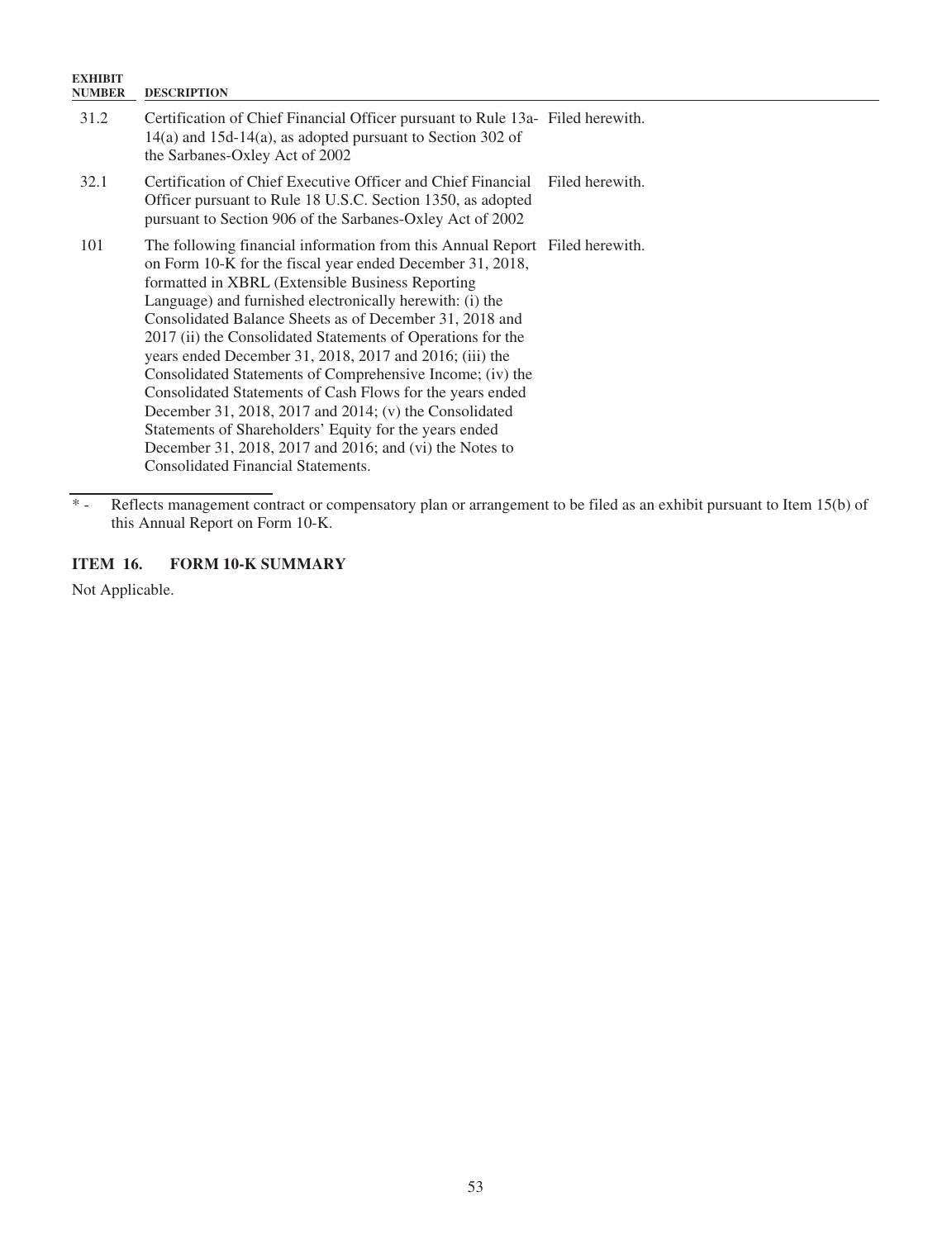| EXHIBIT NUMBER | DESCRIPTION | |
|---|---|---|
| 31.2 | Certification of Chief Financial Officer pursuant to Rule 13a-14(a) and 15d-14(a), as adopted pursuant to Section 302 of the Sarbanes-Oxley Act of 2002 | Filed herewith. |
| 32.1 | Certification of Chief Executive Officer and Chief Financial Officer pursuant to Rule 18 U.S.C. Section 1350, as adopted pursuant to Section 906 of the Sarbanes-Oxley Act of 2002 | Filed herewith. |
| 101 | The following financial information from this Annual Report on Form 10-K for the fiscal year ended December 31, 2018, formatted in XBRL (Extensible Business Reporting Language) and furnished electronically herewith: (i) the Consolidated Balance Sheets as of December 31, 2018 and 2017 (ii) the Consolidated Statements of Operations for the years ended December 31, 2018, 2017 and 2016; (iii) the Consolidated Statements of Comprehensive Income; (iv) the Consolidated Statements of Cash Flows for the years ended December 31, 2018, 2017 and 2014; (v) the Consolidated Statements of Shareholders' Equity for the years ended December 31, 2018, 2017 and 2016; and (vi) the Notes to Consolidated Financial Statements. | Filed herewith. |

\* - Reflects management contract or compensatory plan or arrangement to be filed as an exhibit pursuant to Item 15(b) of this Annual Report on Form 10-K.

## ITEM 16. FORM 10-K SUMMARY

Not Applicable.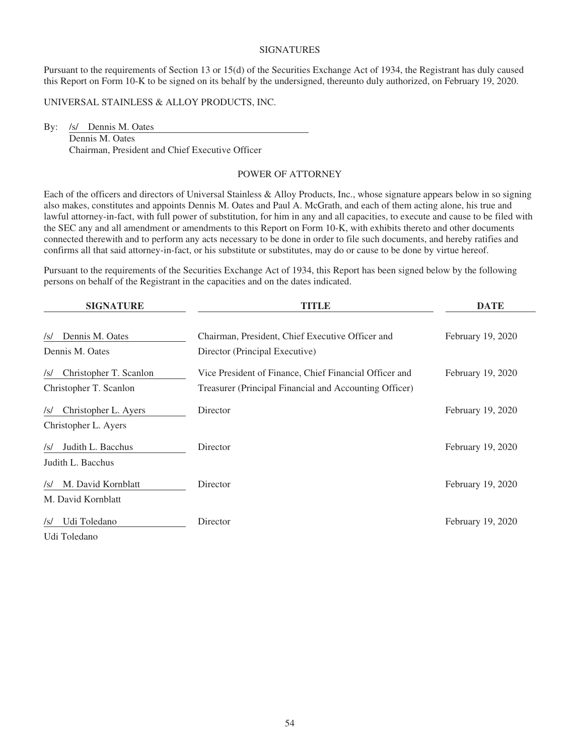## SIGNATURES

Pursuant to the requirements of Section 13 or 15(d) of the Securities Exchange Act of 1934, the Registrant has duly caused this Report on Form 10-K to be signed on its behalf by the undersigned, thereunto duly authorized, on February 19, 2020.

UNIVERSAL STAINLESS & ALLOY PRODUCTS, INC.

By: /s/ Dennis M. Oates
Dennis M. Oates
Chairman, President and Chief Executive Officer

## POWER OF ATTORNEY

Each of the officers and directors of Universal Stainless & Alloy Products, Inc., whose signature appears below in so signing also makes, constitutes and appoints Dennis M. Oates and Paul A. McGrath, and each of them acting alone, his true and lawful attorney-in-fact, with full power of substitution, for him in any and all capacities, to execute and cause to be filed with the SEC any and all amendment or amendments to this Report on Form 10-K, with exhibits thereto and other documents connected therewith and to perform any acts necessary to be done in order to file such documents, and hereby ratifies and confirms all that said attorney-in-fact, or his substitute or substitutes, may do or cause to be done by virtue hereof.

Pursuant to the requirements of the Securities Exchange Act of 1934, this Report has been signed below by the following persons on behalf of the Registrant in the capacities and on the dates indicated.

| SIGNATURE | TITLE | DATE |
| --- | --- | --- |
| /s/ Dennis M. Oates<br>Dennis M. Oates | Chairman, President, Chief Executive Officer and Director (Principal Executive) | February 19, 2020 |
| /s/ Christopher T. Scanlon<br>Christopher T. Scanlon | Vice President of Finance, Chief Financial Officer and Treasurer (Principal Financial and Accounting Officer) | February 19, 2020 |
| /s/ Christopher L. Ayers<br>Christopher L. Ayers | Director | February 19, 2020 |
| /s/ Judith L. Bacchus<br>Judith L. Bacchus | Director | February 19, 2020 |
| /s/ M. David Kornblatt<br>M. David Kornblatt | Director | February 19, 2020 |
| /s/ Udi Toledano<br>Udi Toledano | Director | February 19, 2020 |